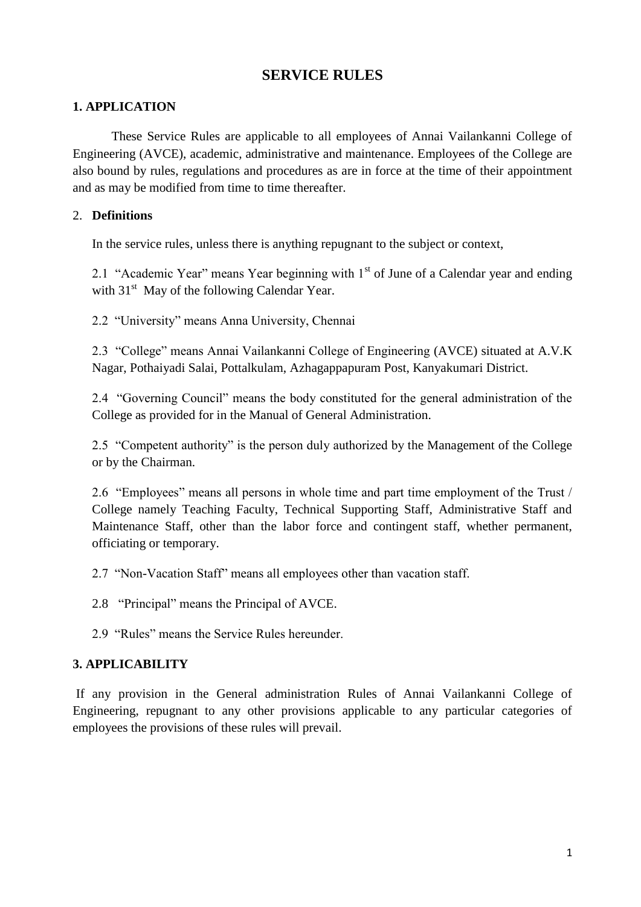# SERVICE RULES

## 1. APPLICATION

These Service Rules are applicable to all employees of Annai Vailankanni College of Engineering (AVCE), academic, administrative and maintenance. Employees of the College are also bound by rules, regulations and procedures as are in force at the time of their appointment and as may be modified from time to time thereafter.

## 2. Definitions

In the service rules, unless there is anything repugnant to the subject or context,

2.1 "Academic Year" means Year beginning with 1st of June of a Calendar year and ending with 31st May of the following Calendar Year.

2.2 "University" means Anna University, Chennai

2.3 "College" means Annai Vailankanni College of Engineering (AVCE) situated at A.V.K Nagar, Pothaiyadi Salai, Pottalkulam, Azhagappapuram Post, Kanyakumari District.

2.4 "Governing Council" means the body constituted for the general administration of the College as provided for in the Manual of General Administration.

2.5 "Competent authority" is the person duly authorized by the Management of the College or by the Chairman.

2.6 "Employees" means all persons in whole time and part time employment of the Trust / College namely Teaching Faculty, Technical Supporting Staff, Administrative Staff and Maintenance Staff, other than the labor force and contingent staff, whether permanent, officiating or temporary.

2.7 "Non-Vacation Staff" means all employees other than vacation staff.

2.8 "Principal" means the Principal of AVCE.

2.9 "Rules" means the Service Rules hereunder.

## 3. APPLICABILITY

If any provision in the General administration Rules of Annai Vailankanni College of Engineering, repugnant to any other provisions applicable to any particular categories of employees the provisions of these rules will prevail.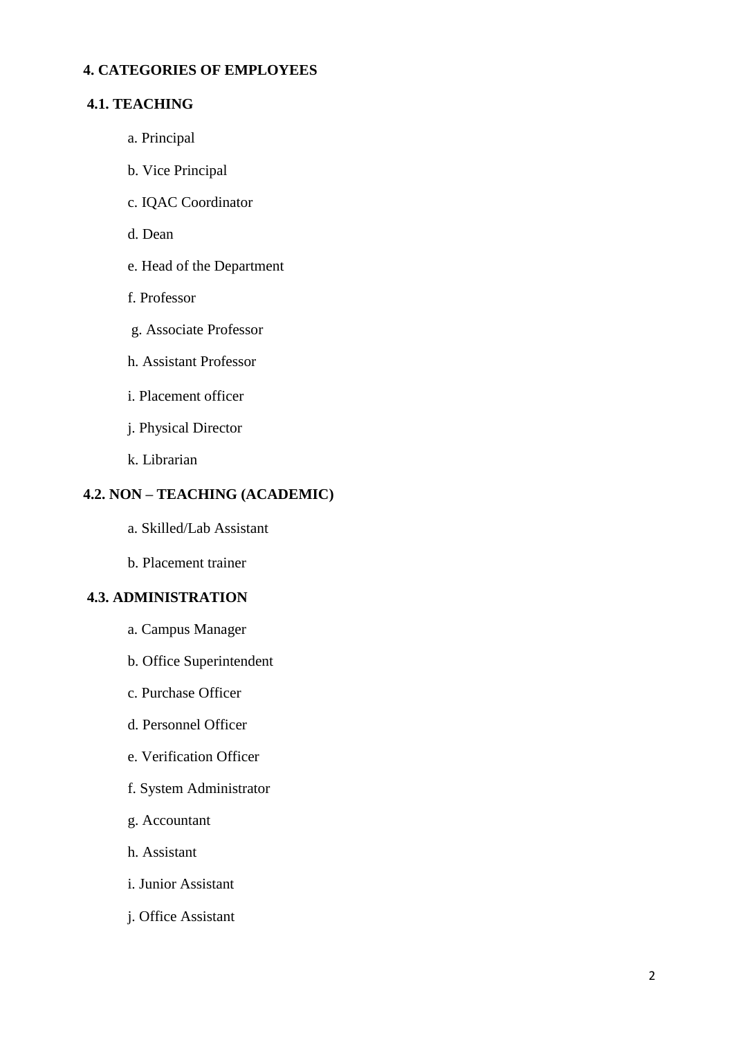## 4. CATEGORIES OF EMPLOYEES

### 4.1. TEACHING

a. Principal

b. Vice Principal

c. IQAC Coordinator

d. Dean

e. Head of the Department

f. Professor

g. Associate Professor

h. Assistant Professor

i. Placement officer

j. Physical Director

k. Librarian

### 4.2. NON – TEACHING (ACADEMIC)

a. Skilled/Lab Assistant

b. Placement trainer

### 4.3. ADMINISTRATION

a. Campus Manager

b. Office Superintendent

c. Purchase Officer

d. Personnel Officer

e. Verification Officer

f. System Administrator

g. Accountant

h. Assistant

i. Junior Assistant

j. Office Assistant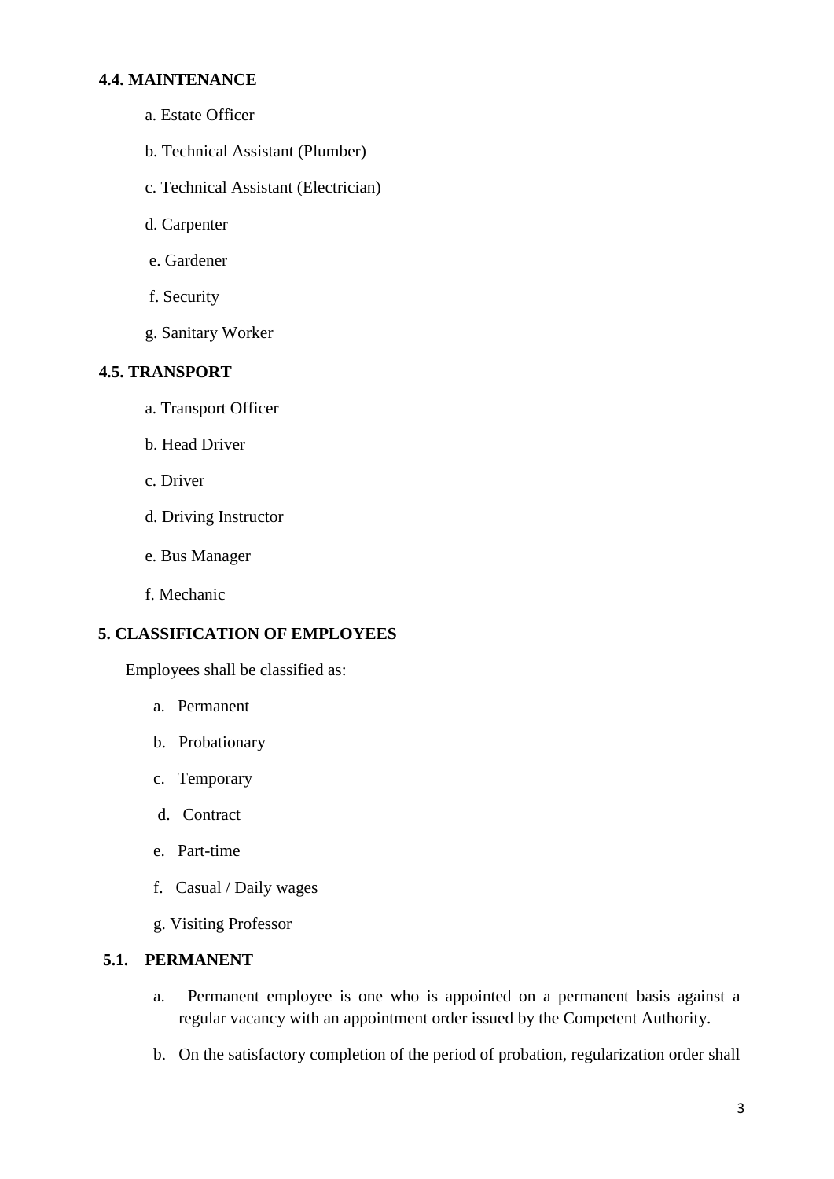### 4.4. MAINTENANCE

a. Estate Officer

b. Technical Assistant (Plumber)

c. Technical Assistant (Electrician)

d. Carpenter

e. Gardener

f. Security

g. Sanitary Worker

### 4.5. TRANSPORT

a. Transport Officer

b. Head Driver

c. Driver

d. Driving Instructor

e. Bus Manager

f. Mechanic

## 5. CLASSIFICATION OF EMPLOYEES

Employees shall be classified as:

a. Permanent

b. Probationary

c. Temporary

d. Contract

e. Part-time

f. Casual / Daily wages

g. Visiting Professor

### 5.1. PERMANENT

a. Permanent employee is one who is appointed on a permanent basis against a regular vacancy with an appointment order issued by the Competent Authority.

b. On the satisfactory completion of the period of probation, regularization order shall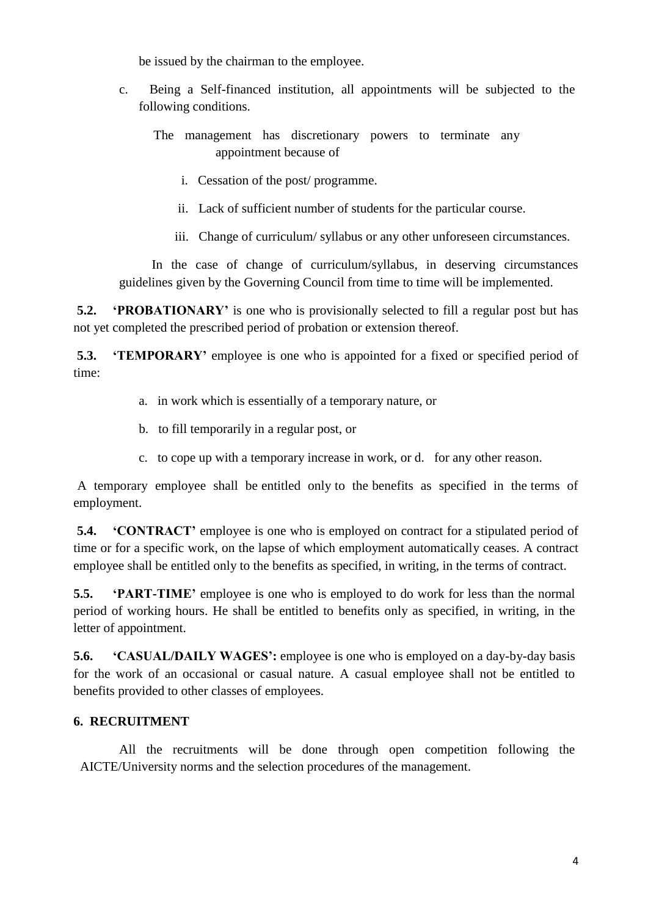be issued by the chairman to the employee.

c. Being a Self-financed institution, all appointments will be subjected to the following conditions.

The management has discretionary powers to terminate any appointment because of

i. Cessation of the post/ programme.

ii. Lack of sufficient number of students for the particular course.

iii. Change of curriculum/ syllabus or any other unforeseen circumstances.

In the case of change of curriculum/syllabus, in deserving circumstances guidelines given by the Governing Council from time to time will be implemented.

**5.2. 'PROBATIONARY'** is one who is provisionally selected to fill a regular post but has not yet completed the prescribed period of probation or extension thereof.

**5.3. 'TEMPORARY'** employee is one who is appointed for a fixed or specified period of time:

a. in work which is essentially of a temporary nature, or

b. to fill temporarily in a regular post, or

c. to cope up with a temporary increase in work, or d. for any other reason.

A temporary employee shall be entitled only to the benefits as specified in the terms of employment.

**5.4. 'CONTRACT'** employee is one who is employed on contract for a stipulated period of time or for a specific work, on the lapse of which employment automatically ceases. A contract employee shall be entitled only to the benefits as specified, in writing, in the terms of contract.

**5.5. 'PART-TIME'** employee is one who is employed to do work for less than the normal period of working hours. He shall be entitled to benefits only as specified, in writing, in the letter of appointment.

**5.6. 'CASUAL/DAILY WAGES':** employee is one who is employed on a day-by-day basis for the work of an occasional or casual nature. A casual employee shall not be entitled to benefits provided to other classes of employees.

## 6. RECRUITMENT

All the recruitments will be done through open competition following the AICTE/University norms and the selection procedures of the management.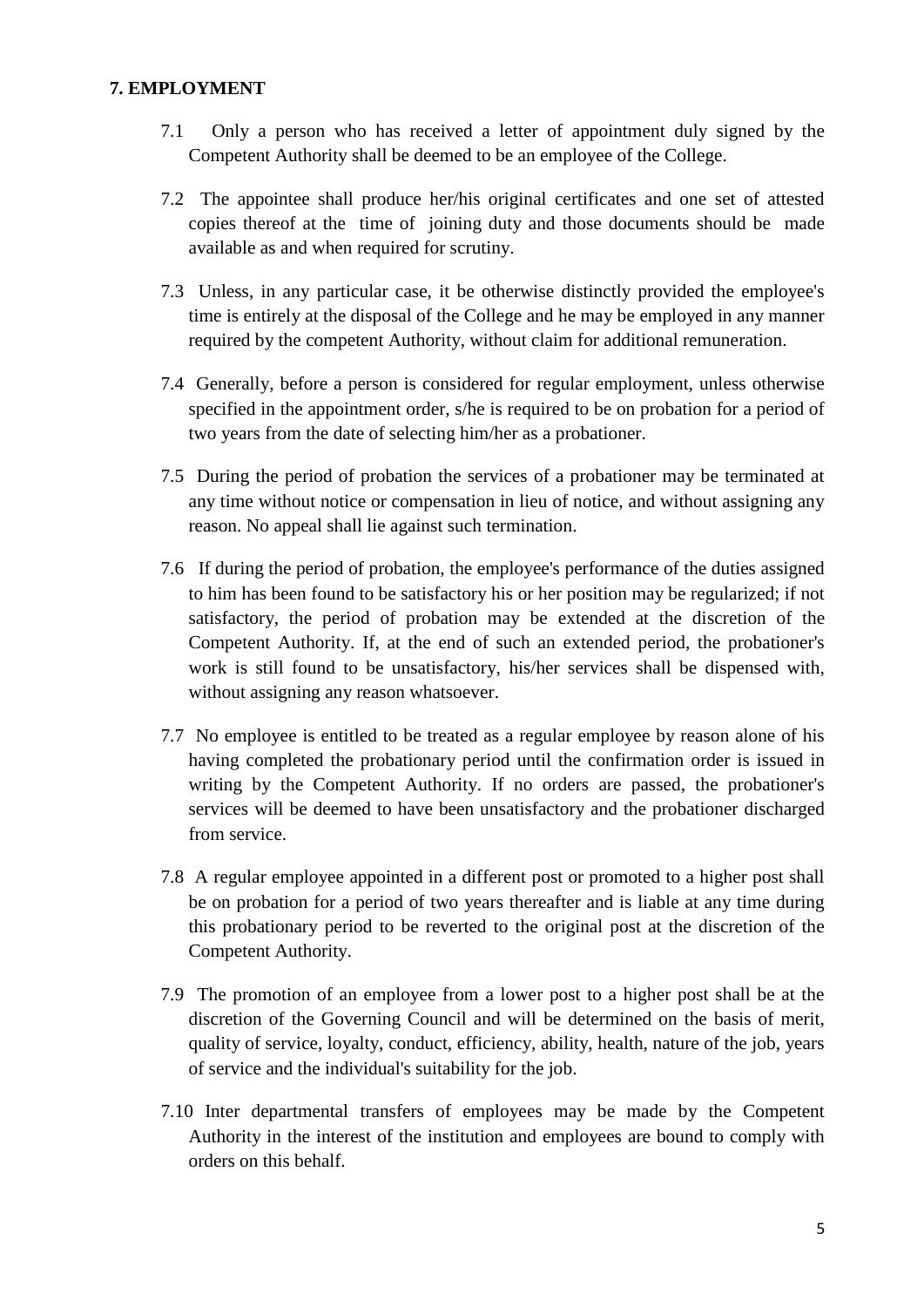**7. EMPLOYMENT**

7.1 Only a person who has received a letter of appointment duly signed by the Competent Authority shall be deemed to be an employee of the College.

7.2 The appointee shall produce her/his original certificates and one set of attested copies thereof at the time of joining duty and those documents should be made available as and when required for scrutiny.

7.3 Unless, in any particular case, it be otherwise distinctly provided the employee's time is entirely at the disposal of the College and he may be employed in any manner required by the competent Authority, without claim for additional remuneration.

7.4 Generally, before a person is considered for regular employment, unless otherwise specified in the appointment order, s/he is required to be on probation for a period of two years from the date of selecting him/her as a probationer.

7.5 During the period of probation the services of a probationer may be terminated at any time without notice or compensation in lieu of notice, and without assigning any reason. No appeal shall lie against such termination.

7.6 If during the period of probation, the employee's performance of the duties assigned to him has been found to be satisfactory his or her position may be regularized; if not satisfactory, the period of probation may be extended at the discretion of the Competent Authority. If, at the end of such an extended period, the probationer's work is still found to be unsatisfactory, his/her services shall be dispensed with, without assigning any reason whatsoever.

7.7 No employee is entitled to be treated as a regular employee by reason alone of his having completed the probationary period until the confirmation order is issued in writing by the Competent Authority. If no orders are passed, the probationer's services will be deemed to have been unsatisfactory and the probationer discharged from service.

7.8 A regular employee appointed in a different post or promoted to a higher post shall be on probation for a period of two years thereafter and is liable at any time during this probationary period to be reverted to the original post at the discretion of the Competent Authority.

7.9 The promotion of an employee from a lower post to a higher post shall be at the discretion of the Governing Council and will be determined on the basis of merit, quality of service, loyalty, conduct, efficiency, ability, health, nature of the job, years of service and the individual's suitability for the job.

7.10 Inter departmental transfers of employees may be made by the Competent Authority in the interest of the institution and employees are bound to comply with orders on this behalf.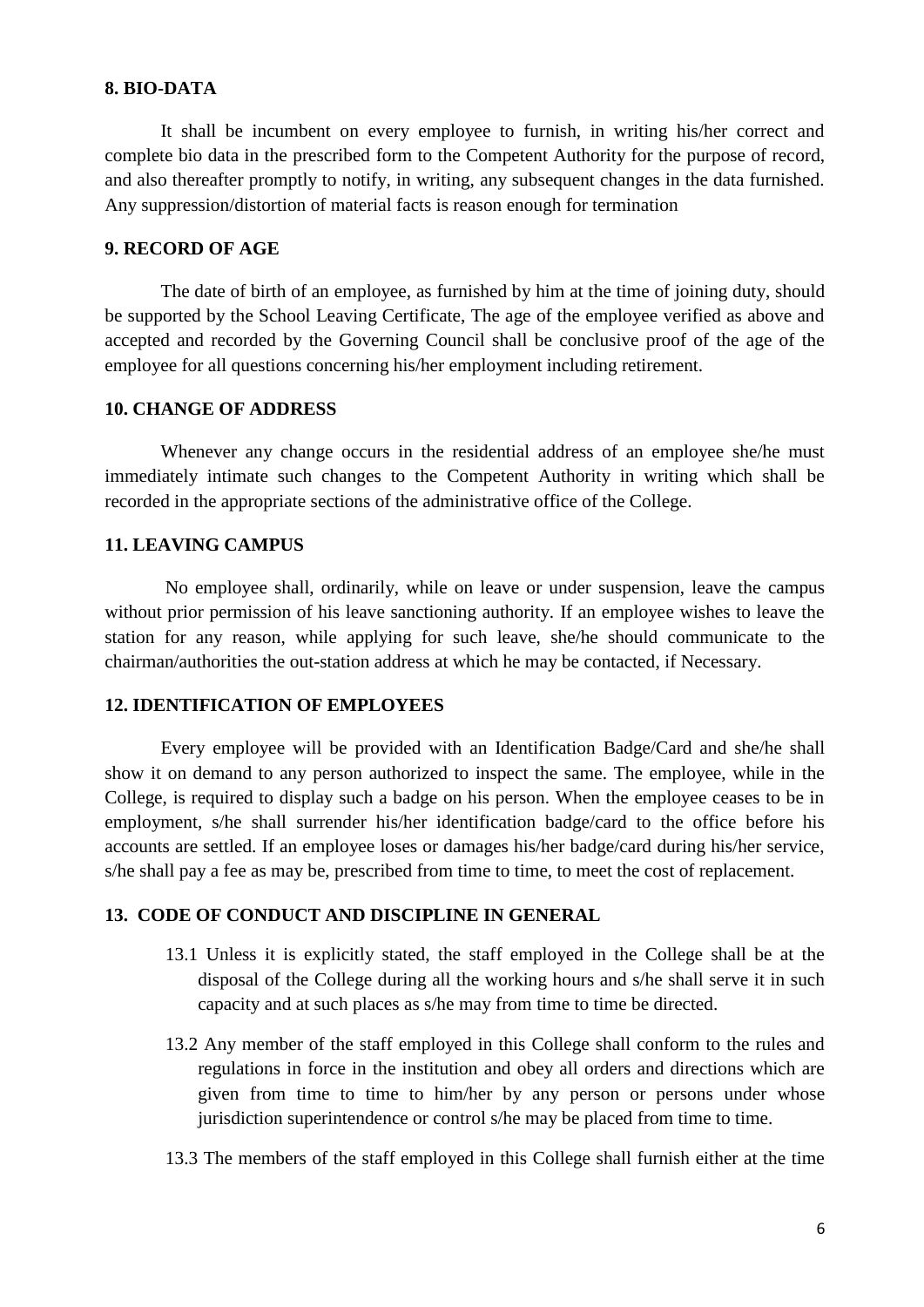#### 8. BIO-DATA

It shall be incumbent on every employee to furnish, in writing his/her correct and complete bio data in the prescribed form to the Competent Authority for the purpose of record, and also thereafter promptly to notify, in writing, any subsequent changes in the data furnished. Any suppression/distortion of material facts is reason enough for termination

#### 9. RECORD OF AGE

The date of birth of an employee, as furnished by him at the time of joining duty, should be supported by the School Leaving Certificate, The age of the employee verified as above and accepted and recorded by the Governing Council shall be conclusive proof of the age of the employee for all questions concerning his/her employment including retirement.

#### 10. CHANGE OF ADDRESS

Whenever any change occurs in the residential address of an employee she/he must immediately intimate such changes to the Competent Authority in writing which shall be recorded in the appropriate sections of the administrative office of the College.

#### 11. LEAVING CAMPUS

No employee shall, ordinarily, while on leave or under suspension, leave the campus without prior permission of his leave sanctioning authority. If an employee wishes to leave the station for any reason, while applying for such leave, she/he should communicate to the chairman/authorities the out-station address at which he may be contacted, if Necessary.

#### 12. IDENTIFICATION OF EMPLOYEES

Every employee will be provided with an Identification Badge/Card and she/he shall show it on demand to any person authorized to inspect the same. The employee, while in the College, is required to display such a badge on his person. When the employee ceases to be in employment, s/he shall surrender his/her identification badge/card to the office before his accounts are settled. If an employee loses or damages his/her badge/card during his/her service, s/he shall pay a fee as may be, prescribed from time to time, to meet the cost of replacement.

#### 13. CODE OF CONDUCT AND DISCIPLINE IN GENERAL

13.1 Unless it is explicitly stated, the staff employed in the College shall be at the disposal of the College during all the working hours and s/he shall serve it in such capacity and at such places as s/he may from time to time be directed.

13.2 Any member of the staff employed in this College shall conform to the rules and regulations in force in the institution and obey all orders and directions which are given from time to time to him/her by any person or persons under whose jurisdiction superintendence or control s/he may be placed from time to time.

13.3 The members of the staff employed in this College shall furnish either at the time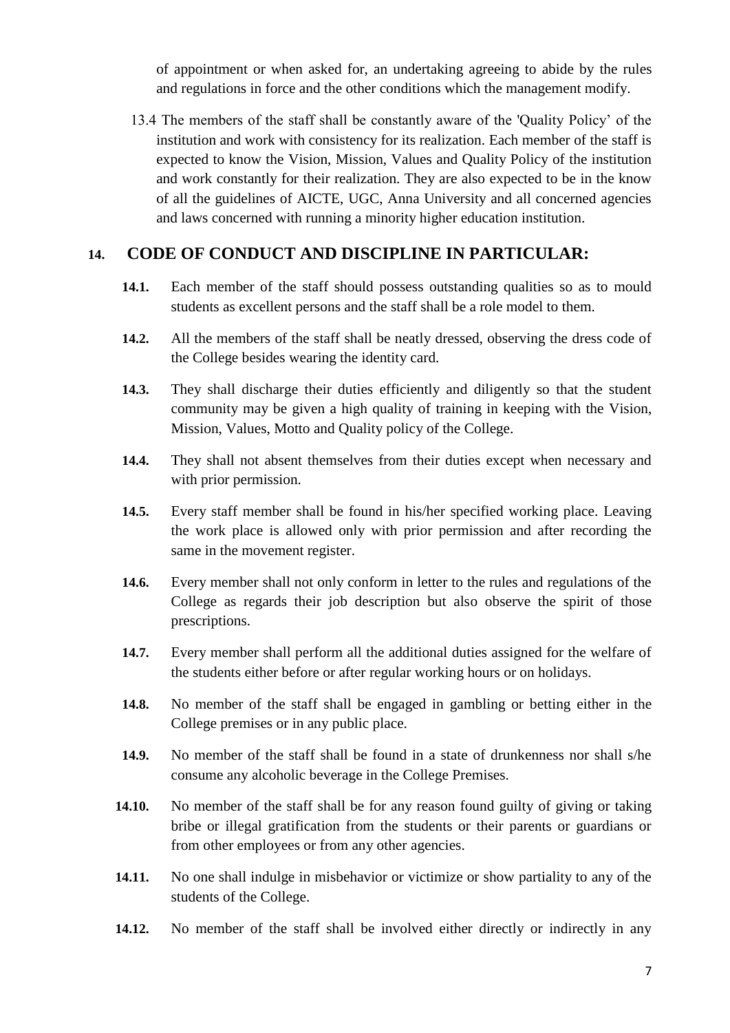of appointment or when asked for, an undertaking agreeing to abide by the rules and regulations in force and the other conditions which the management modify.

13.4 The members of the staff shall be constantly aware of the 'Quality Policy' of the institution and work with consistency for its realization. Each member of the staff is expected to know the Vision, Mission, Values and Quality Policy of the institution and work constantly for their realization. They are also expected to be in the know of all the guidelines of AICTE, UGC, Anna University and all concerned agencies and laws concerned with running a minority higher education institution.

## 14. CODE OF CONDUCT AND DISCIPLINE IN PARTICULAR:

**14.1.** Each member of the staff should possess outstanding qualities so as to mould students as excellent persons and the staff shall be a role model to them.

**14.2.** All the members of the staff shall be neatly dressed, observing the dress code of the College besides wearing the identity card.

**14.3.** They shall discharge their duties efficiently and diligently so that the student community may be given a high quality of training in keeping with the Vision, Mission, Values, Motto and Quality policy of the College.

**14.4.** They shall not absent themselves from their duties except when necessary and with prior permission.

**14.5.** Every staff member shall be found in his/her specified working place. Leaving the work place is allowed only with prior permission and after recording the same in the movement register.

**14.6.** Every member shall not only conform in letter to the rules and regulations of the College as regards their job description but also observe the spirit of those prescriptions.

**14.7.** Every member shall perform all the additional duties assigned for the welfare of the students either before or after regular working hours or on holidays.

**14.8.** No member of the staff shall be engaged in gambling or betting either in the College premises or in any public place.

**14.9.** No member of the staff shall be found in a state of drunkenness nor shall s/he consume any alcoholic beverage in the College Premises.

**14.10.** No member of the staff shall be for any reason found guilty of giving or taking bribe or illegal gratification from the students or their parents or guardians or from other employees or from any other agencies.

**14.11.** No one shall indulge in misbehavior or victimize or show partiality to any of the students of the College.

**14.12.** No member of the staff shall be involved either directly or indirectly in any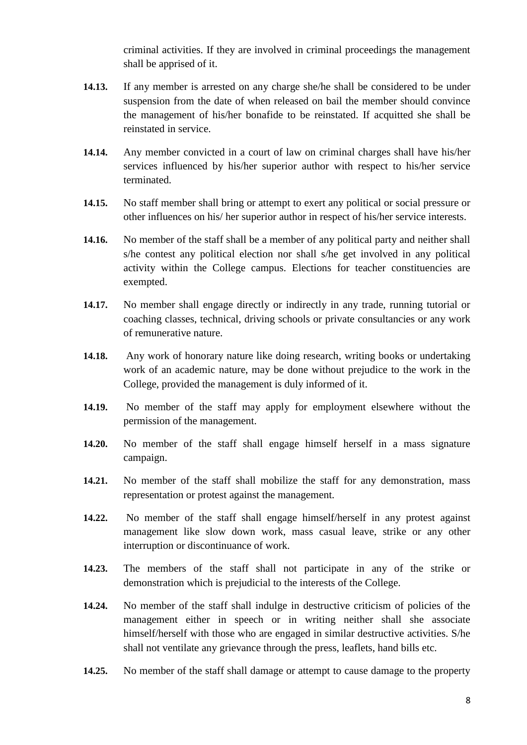criminal activities. If they are involved in criminal proceedings the management shall be apprised of it.

**14.13.** If any member is arrested on any charge she/he shall be considered to be under suspension from the date of when released on bail the member should convince the management of his/her bonafide to be reinstated. If acquitted she shall be reinstated in service.

**14.14.** Any member convicted in a court of law on criminal charges shall have his/her services influenced by his/her superior author with respect to his/her service terminated.

**14.15.** No staff member shall bring or attempt to exert any political or social pressure or other influences on his/ her superior author in respect of his/her service interests.

**14.16.** No member of the staff shall be a member of any political party and neither shall s/he contest any political election nor shall s/he get involved in any political activity within the College campus. Elections for teacher constituencies are exempted.

**14.17.** No member shall engage directly or indirectly in any trade, running tutorial or coaching classes, technical, driving schools or private consultancies or any work of remunerative nature.

**14.18.** Any work of honorary nature like doing research, writing books or undertaking work of an academic nature, may be done without prejudice to the work in the College, provided the management is duly informed of it.

**14.19.** No member of the staff may apply for employment elsewhere without the permission of the management.

**14.20.** No member of the staff shall engage himself herself in a mass signature campaign.

**14.21.** No member of the staff shall mobilize the staff for any demonstration, mass representation or protest against the management.

**14.22.** No member of the staff shall engage himself/herself in any protest against management like slow down work, mass casual leave, strike or any other interruption or discontinuance of work.

**14.23.** The members of the staff shall not participate in any of the strike or demonstration which is prejudicial to the interests of the College.

**14.24.** No member of the staff shall indulge in destructive criticism of policies of the management either in speech or in writing neither shall she associate himself/herself with those who are engaged in similar destructive activities. S/he shall not ventilate any grievance through the press, leaflets, hand bills etc.

**14.25.** No member of the staff shall damage or attempt to cause damage to the property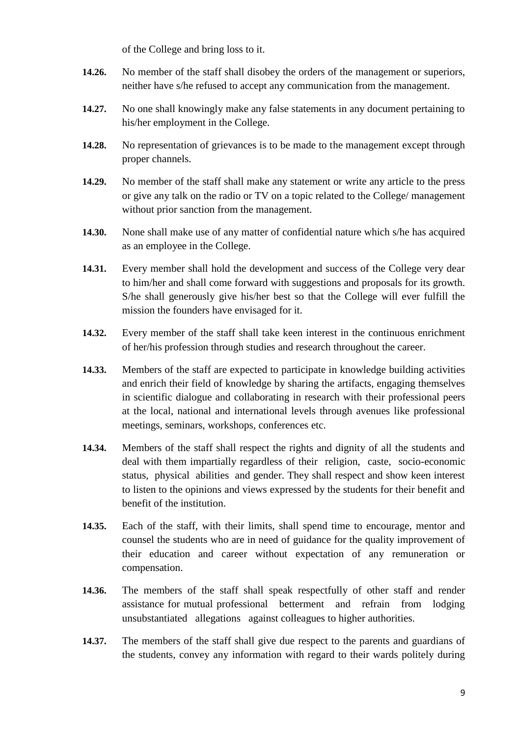of the College and bring loss to it.

**14.26.** No member of the staff shall disobey the orders of the management or superiors, neither have s/he refused to accept any communication from the management.

**14.27.** No one shall knowingly make any false statements in any document pertaining to his/her employment in the College.

**14.28.** No representation of grievances is to be made to the management except through proper channels.

**14.29.** No member of the staff shall make any statement or write any article to the press or give any talk on the radio or TV on a topic related to the College/ management without prior sanction from the management.

**14.30.** None shall make use of any matter of confidential nature which s/he has acquired as an employee in the College.

**14.31.** Every member shall hold the development and success of the College very dear to him/her and shall come forward with suggestions and proposals for its growth. S/he shall generously give his/her best so that the College will ever fulfill the mission the founders have envisaged for it.

**14.32.** Every member of the staff shall take keen interest in the continuous enrichment of her/his profession through studies and research throughout the career.

**14.33.** Members of the staff are expected to participate in knowledge building activities and enrich their field of knowledge by sharing the artifacts, engaging themselves in scientific dialogue and collaborating in research with their professional peers at the local, national and international levels through avenues like professional meetings, seminars, workshops, conferences etc.

**14.34.** Members of the staff shall respect the rights and dignity of all the students and deal with them impartially regardless of their religion, caste, socio-economic status, physical abilities and gender. They shall respect and show keen interest to listen to the opinions and views expressed by the students for their benefit and benefit of the institution.

**14.35.** Each of the staff, with their limits, shall spend time to encourage, mentor and counsel the students who are in need of guidance for the quality improvement of their education and career without expectation of any remuneration or compensation.

**14.36.** The members of the staff shall speak respectfully of other staff and render assistance for mutual professional betterment and refrain from lodging unsubstantiated allegations against colleagues to higher authorities.

**14.37.** The members of the staff shall give due respect to the parents and guardians of the students, convey any information with regard to their wards politely during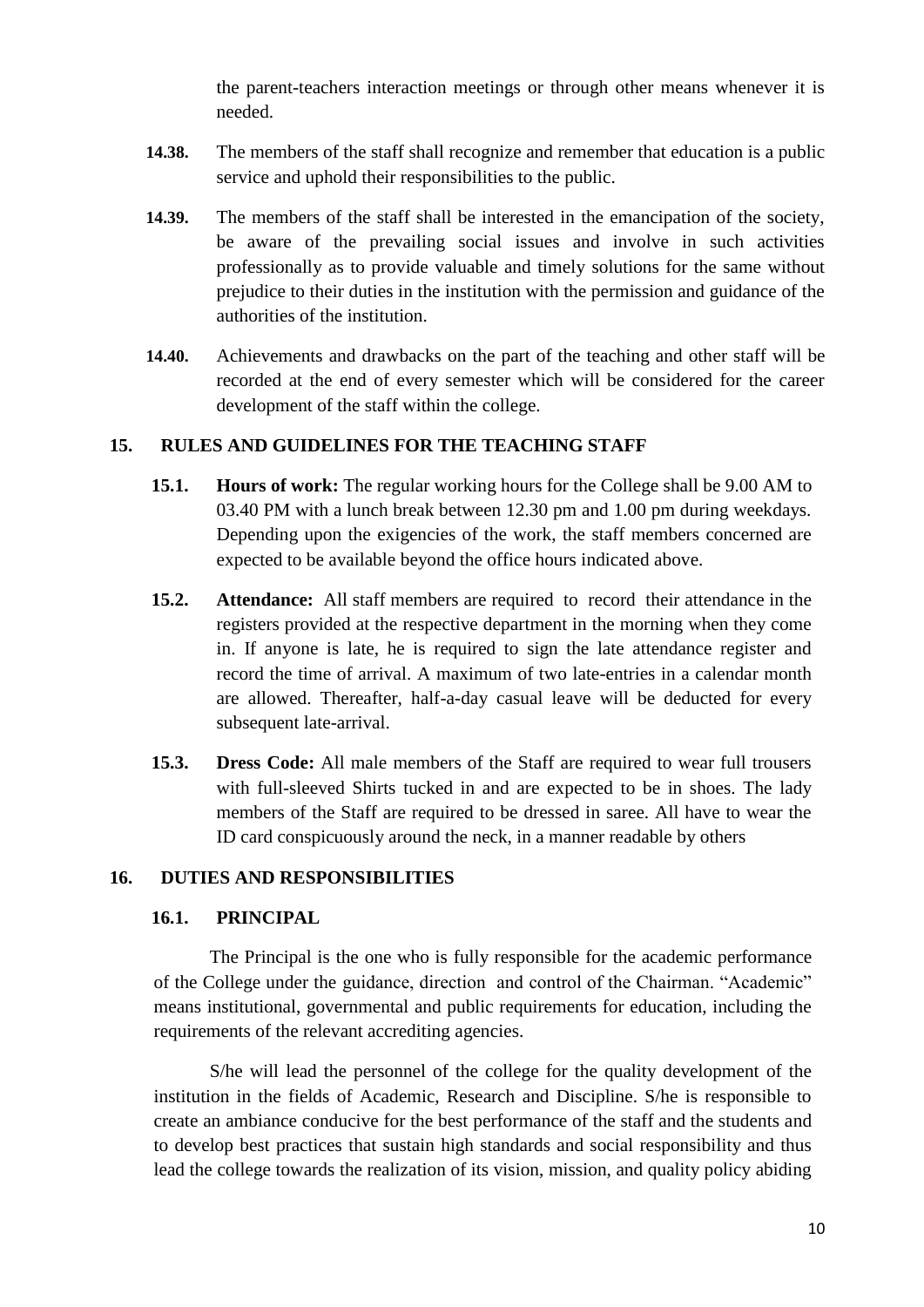the parent-teachers interaction meetings or through other means whenever it is needed.

**14.38.** The members of the staff shall recognize and remember that education is a public service and uphold their responsibilities to the public.

**14.39.** The members of the staff shall be interested in the emancipation of the society, be aware of the prevailing social issues and involve in such activities professionally as to provide valuable and timely solutions for the same without prejudice to their duties in the institution with the permission and guidance of the authorities of the institution.

**14.40.** Achievements and drawbacks on the part of the teaching and other staff will be recorded at the end of every semester which will be considered for the career development of the staff within the college.

## 15. RULES AND GUIDELINES FOR THE TEACHING STAFF

**15.1. Hours of work:** The regular working hours for the College shall be 9.00 AM to 03.40 PM with a lunch break between 12.30 pm and 1.00 pm during weekdays. Depending upon the exigencies of the work, the staff members concerned are expected to be available beyond the office hours indicated above.

**15.2. Attendance:** All staff members are required to record their attendance in the registers provided at the respective department in the morning when they come in. If anyone is late, he is required to sign the late attendance register and record the time of arrival. A maximum of two late-entries in a calendar month are allowed. Thereafter, half-a-day casual leave will be deducted for every subsequent late-arrival.

**15.3. Dress Code:** All male members of the Staff are required to wear full trousers with full-sleeved Shirts tucked in and are expected to be in shoes. The lady members of the Staff are required to be dressed in saree. All have to wear the ID card conspicuously around the neck, in a manner readable by others

## 16. DUTIES AND RESPONSIBILITIES

### 16.1. PRINCIPAL

The Principal is the one who is fully responsible for the academic performance of the College under the guidance, direction and control of the Chairman. "Academic" means institutional, governmental and public requirements for education, including the requirements of the relevant accrediting agencies.

S/he will lead the personnel of the college for the quality development of the institution in the fields of Academic, Research and Discipline. S/he is responsible to create an ambiance conducive for the best performance of the staff and the students and to develop best practices that sustain high standards and social responsibility and thus lead the college towards the realization of its vision, mission, and quality policy abiding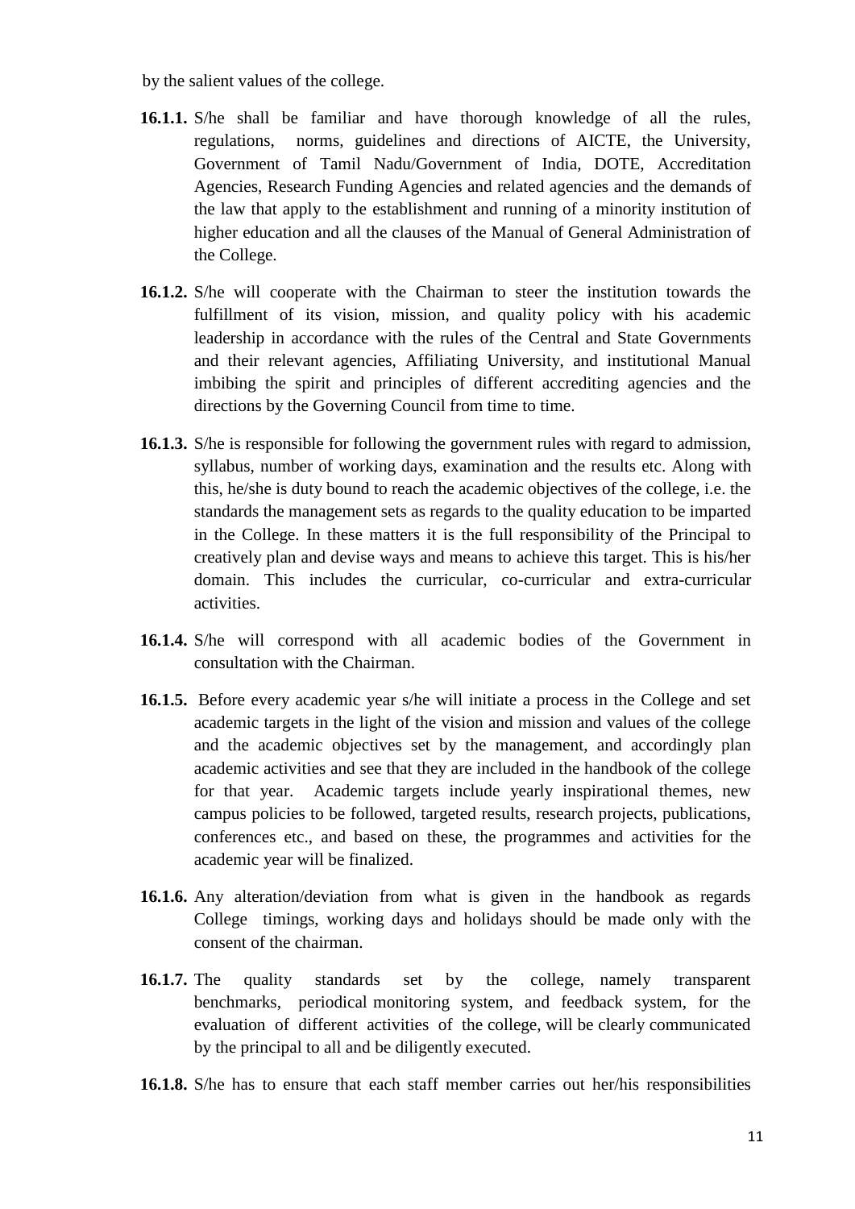by the salient values of the college.

**16.1.1.** S/he shall be familiar and have thorough knowledge of all the rules, regulations, norms, guidelines and directions of AICTE, the University, Government of Tamil Nadu/Government of India, DOTE, Accreditation Agencies, Research Funding Agencies and related agencies and the demands of the law that apply to the establishment and running of a minority institution of higher education and all the clauses of the Manual of General Administration of the College.

**16.1.2.** S/he will cooperate with the Chairman to steer the institution towards the fulfillment of its vision, mission, and quality policy with his academic leadership in accordance with the rules of the Central and State Governments and their relevant agencies, Affiliating University, and institutional Manual imbibing the spirit and principles of different accrediting agencies and the directions by the Governing Council from time to time.

**16.1.3.** S/he is responsible for following the government rules with regard to admission, syllabus, number of working days, examination and the results etc. Along with this, he/she is duty bound to reach the academic objectives of the college, i.e. the standards the management sets as regards to the quality education to be imparted in the College. In these matters it is the full responsibility of the Principal to creatively plan and devise ways and means to achieve this target. This is his/her domain. This includes the curricular, co-curricular and extra-curricular activities.

**16.1.4.** S/he will correspond with all academic bodies of the Government in consultation with the Chairman.

**16.1.5.** Before every academic year s/he will initiate a process in the College and set academic targets in the light of the vision and mission and values of the college and the academic objectives set by the management, and accordingly plan academic activities and see that they are included in the handbook of the college for that year. Academic targets include yearly inspirational themes, new campus policies to be followed, targeted results, research projects, publications, conferences etc., and based on these, the programmes and activities for the academic year will be finalized.

**16.1.6.** Any alteration/deviation from what is given in the handbook as regards College timings, working days and holidays should be made only with the consent of the chairman.

**16.1.7.** The quality standards set by the college, namely transparent benchmarks, periodical monitoring system, and feedback system, for the evaluation of different activities of the college, will be clearly communicated by the principal to all and be diligently executed.

**16.1.8.** S/he has to ensure that each staff member carries out her/his responsibilities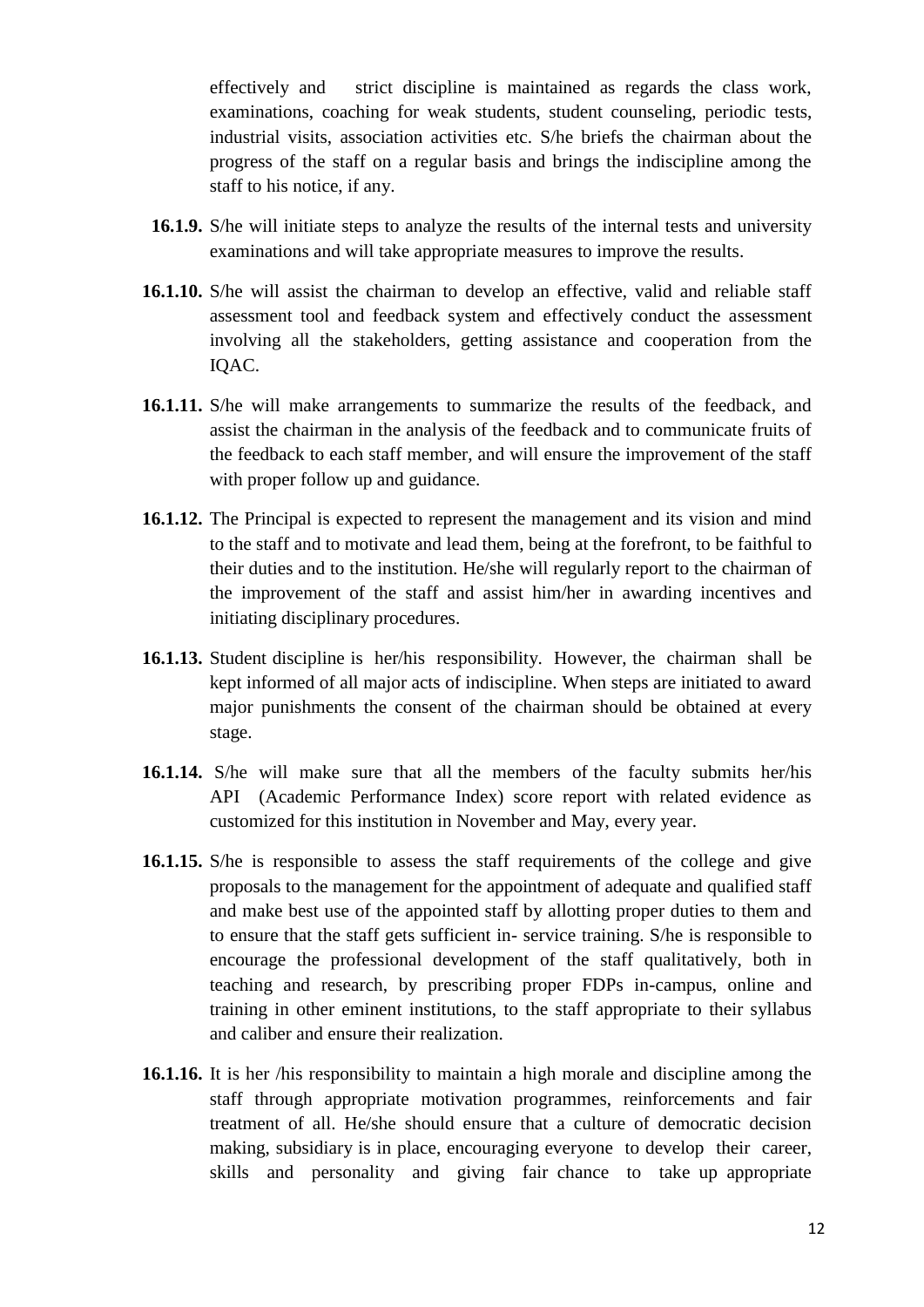effectively and strict discipline is maintained as regards the class work, examinations, coaching for weak students, student counseling, periodic tests, industrial visits, association activities etc. S/he briefs the chairman about the progress of the staff on a regular basis and brings the indiscipline among the staff to his notice, if any.

**16.1.9.** S/he will initiate steps to analyze the results of the internal tests and university examinations and will take appropriate measures to improve the results.

**16.1.10.** S/he will assist the chairman to develop an effective, valid and reliable staff assessment tool and feedback system and effectively conduct the assessment involving all the stakeholders, getting assistance and cooperation from the IQAC.

**16.1.11.** S/he will make arrangements to summarize the results of the feedback, and assist the chairman in the analysis of the feedback and to communicate fruits of the feedback to each staff member, and will ensure the improvement of the staff with proper follow up and guidance.

**16.1.12.** The Principal is expected to represent the management and its vision and mind to the staff and to motivate and lead them, being at the forefront, to be faithful to their duties and to the institution. He/she will regularly report to the chairman of the improvement of the staff and assist him/her in awarding incentives and initiating disciplinary procedures.

**16.1.13.** Student discipline is her/his responsibility. However, the chairman shall be kept informed of all major acts of indiscipline. When steps are initiated to award major punishments the consent of the chairman should be obtained at every stage.

**16.1.14.** S/he will make sure that all the members of the faculty submits her/his API (Academic Performance Index) score report with related evidence as customized for this institution in November and May, every year.

**16.1.15.** S/he is responsible to assess the staff requirements of the college and give proposals to the management for the appointment of adequate and qualified staff and make best use of the appointed staff by allotting proper duties to them and to ensure that the staff gets sufficient in- service training. S/he is responsible to encourage the professional development of the staff qualitatively, both in teaching and research, by prescribing proper FDPs in-campus, online and training in other eminent institutions, to the staff appropriate to their syllabus and caliber and ensure their realization.

**16.1.16.** It is her /his responsibility to maintain a high morale and discipline among the staff through appropriate motivation programmes, reinforcements and fair treatment of all. He/she should ensure that a culture of democratic decision making, subsidiary is in place, encouraging everyone to develop their career, skills and personality and giving fair chance to take up appropriate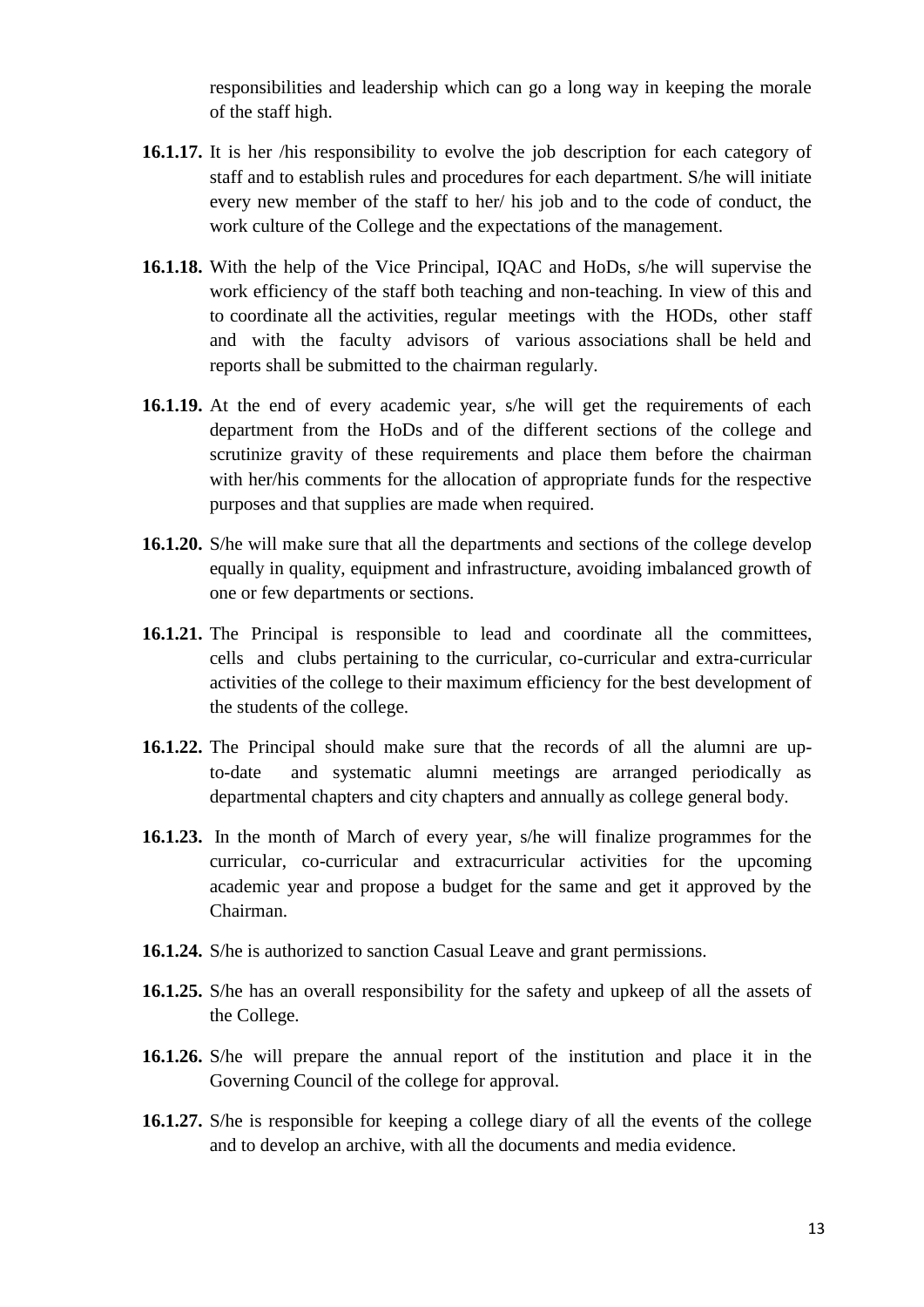responsibilities and leadership which can go a long way in keeping the morale of the staff high.

**16.1.17.** It is her /his responsibility to evolve the job description for each category of staff and to establish rules and procedures for each department. S/he will initiate every new member of the staff to her/ his job and to the code of conduct, the work culture of the College and the expectations of the management.

**16.1.18.** With the help of the Vice Principal, IQAC and HoDs, s/he will supervise the work efficiency of the staff both teaching and non-teaching. In view of this and to coordinate all the activities, regular meetings with the HODs, other staff and with the faculty advisors of various associations shall be held and reports shall be submitted to the chairman regularly.

**16.1.19.** At the end of every academic year, s/he will get the requirements of each department from the HoDs and of the different sections of the college and scrutinize gravity of these requirements and place them before the chairman with her/his comments for the allocation of appropriate funds for the respective purposes and that supplies are made when required.

**16.1.20.** S/he will make sure that all the departments and sections of the college develop equally in quality, equipment and infrastructure, avoiding imbalanced growth of one or few departments or sections.

**16.1.21.** The Principal is responsible to lead and coordinate all the committees, cells and clubs pertaining to the curricular, co-curricular and extra-curricular activities of the college to their maximum efficiency for the best development of the students of the college.

**16.1.22.** The Principal should make sure that the records of all the alumni are up-to-date and systematic alumni meetings are arranged periodically as departmental chapters and city chapters and annually as college general body.

**16.1.23.** In the month of March of every year, s/he will finalize programmes for the curricular, co-curricular and extracurricular activities for the upcoming academic year and propose a budget for the same and get it approved by the Chairman.

**16.1.24.** S/he is authorized to sanction Casual Leave and grant permissions.

**16.1.25.** S/he has an overall responsibility for the safety and upkeep of all the assets of the College.

**16.1.26.** S/he will prepare the annual report of the institution and place it in the Governing Council of the college for approval.

**16.1.27.** S/he is responsible for keeping a college diary of all the events of the college and to develop an archive, with all the documents and media evidence.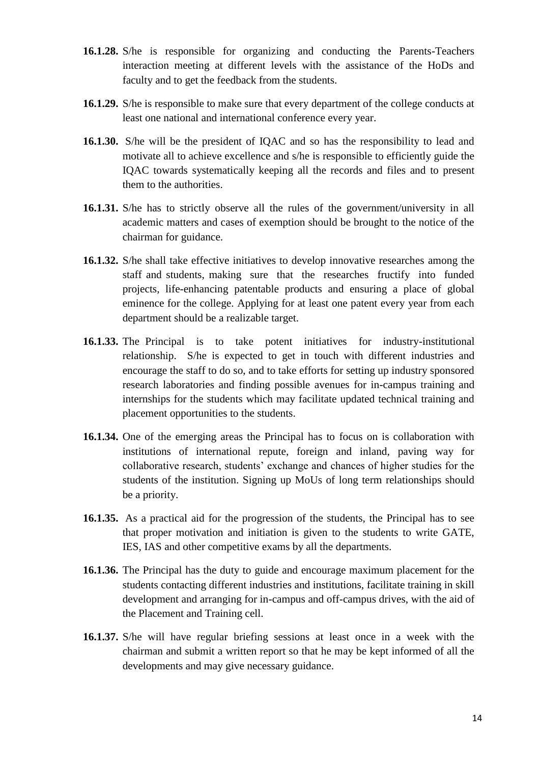**16.1.28.** S/he is responsible for organizing and conducting the Parents-Teachers interaction meeting at different levels with the assistance of the HoDs and faculty and to get the feedback from the students.

**16.1.29.** S/he is responsible to make sure that every department of the college conducts at least one national and international conference every year.

**16.1.30.** S/he will be the president of IQAC and so has the responsibility to lead and motivate all to achieve excellence and s/he is responsible to efficiently guide the IQAC towards systematically keeping all the records and files and to present them to the authorities.

**16.1.31.** S/he has to strictly observe all the rules of the government/university in all academic matters and cases of exemption should be brought to the notice of the chairman for guidance.

**16.1.32.** S/he shall take effective initiatives to develop innovative researches among the staff and students, making sure that the researches fructify into funded projects, life-enhancing patentable products and ensuring a place of global eminence for the college. Applying for at least one patent every year from each department should be a realizable target.

**16.1.33.** The Principal is to take potent initiatives for industry-institutional relationship. S/he is expected to get in touch with different industries and encourage the staff to do so, and to take efforts for setting up industry sponsored research laboratories and finding possible avenues for in-campus training and internships for the students which may facilitate updated technical training and placement opportunities to the students.

**16.1.34.** One of the emerging areas the Principal has to focus on is collaboration with institutions of international repute, foreign and inland, paving way for collaborative research, students' exchange and chances of higher studies for the students of the institution. Signing up MoUs of long term relationships should be a priority.

**16.1.35.** As a practical aid for the progression of the students, the Principal has to see that proper motivation and initiation is given to the students to write GATE, IES, IAS and other competitive exams by all the departments.

**16.1.36.** The Principal has the duty to guide and encourage maximum placement for the students contacting different industries and institutions, facilitate training in skill development and arranging for in-campus and off-campus drives, with the aid of the Placement and Training cell.

**16.1.37.** S/he will have regular briefing sessions at least once in a week with the chairman and submit a written report so that he may be kept informed of all the developments and may give necessary guidance.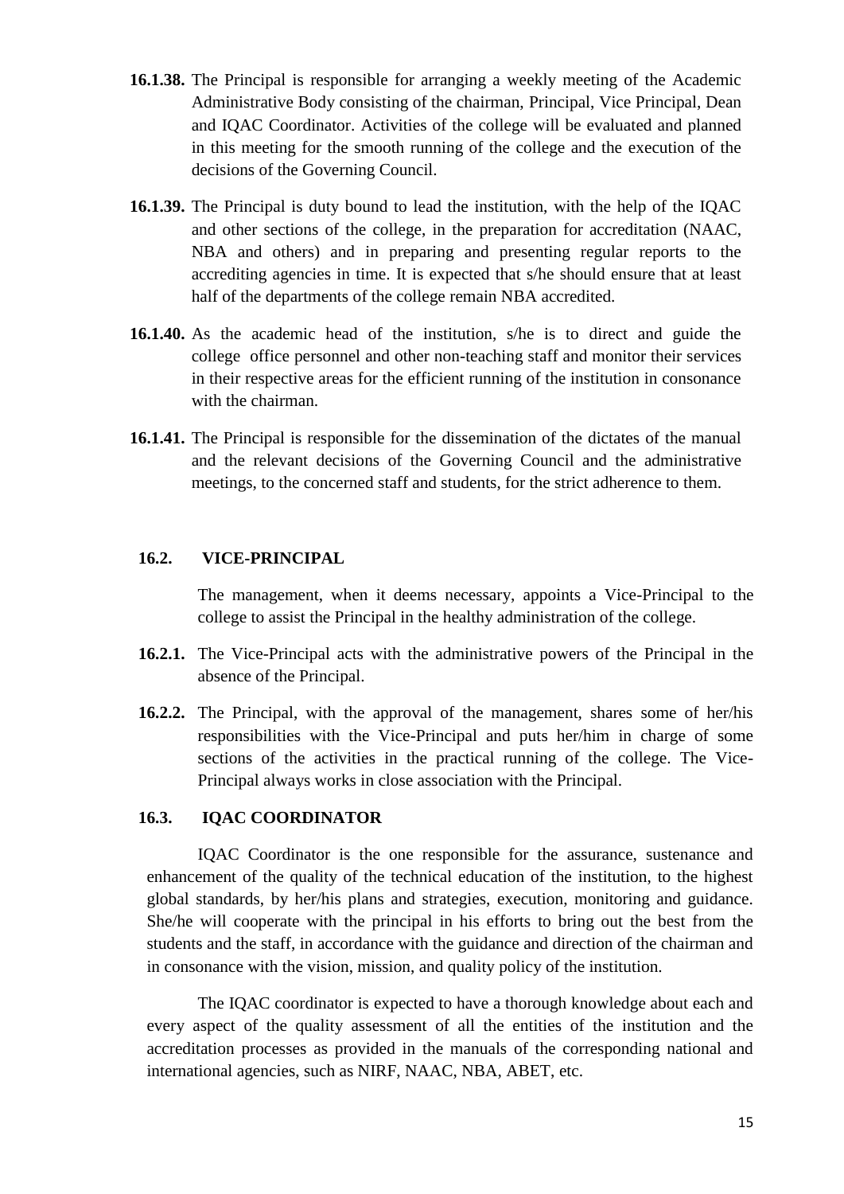**16.1.38.** The Principal is responsible for arranging a weekly meeting of the Academic Administrative Body consisting of the chairman, Principal, Vice Principal, Dean and IQAC Coordinator. Activities of the college will be evaluated and planned in this meeting for the smooth running of the college and the execution of the decisions of the Governing Council.

**16.1.39.** The Principal is duty bound to lead the institution, with the help of the IQAC and other sections of the college, in the preparation for accreditation (NAAC, NBA and others) and in preparing and presenting regular reports to the accrediting agencies in time. It is expected that s/he should ensure that at least half of the departments of the college remain NBA accredited.

**16.1.40.** As the academic head of the institution, s/he is to direct and guide the college office personnel and other non-teaching staff and monitor their services in their respective areas for the efficient running of the institution in consonance with the chairman.

**16.1.41.** The Principal is responsible for the dissemination of the dictates of the manual and the relevant decisions of the Governing Council and the administrative meetings, to the concerned staff and students, for the strict adherence to them.

## 16.2. VICE-PRINCIPAL

The management, when it deems necessary, appoints a Vice-Principal to the college to assist the Principal in the healthy administration of the college.

**16.2.1.** The Vice-Principal acts with the administrative powers of the Principal in the absence of the Principal.

**16.2.2.** The Principal, with the approval of the management, shares some of her/his responsibilities with the Vice-Principal and puts her/him in charge of some sections of the activities in the practical running of the college. The Vice-Principal always works in close association with the Principal.

## 16.3. IQAC COORDINATOR

IQAC Coordinator is the one responsible for the assurance, sustenance and enhancement of the quality of the technical education of the institution, to the highest global standards, by her/his plans and strategies, execution, monitoring and guidance. She/he will cooperate with the principal in his efforts to bring out the best from the students and the staff, in accordance with the guidance and direction of the chairman and in consonance with the vision, mission, and quality policy of the institution.

The IQAC coordinator is expected to have a thorough knowledge about each and every aspect of the quality assessment of all the entities of the institution and the accreditation processes as provided in the manuals of the corresponding national and international agencies, such as NIRF, NAAC, NBA, ABET, etc.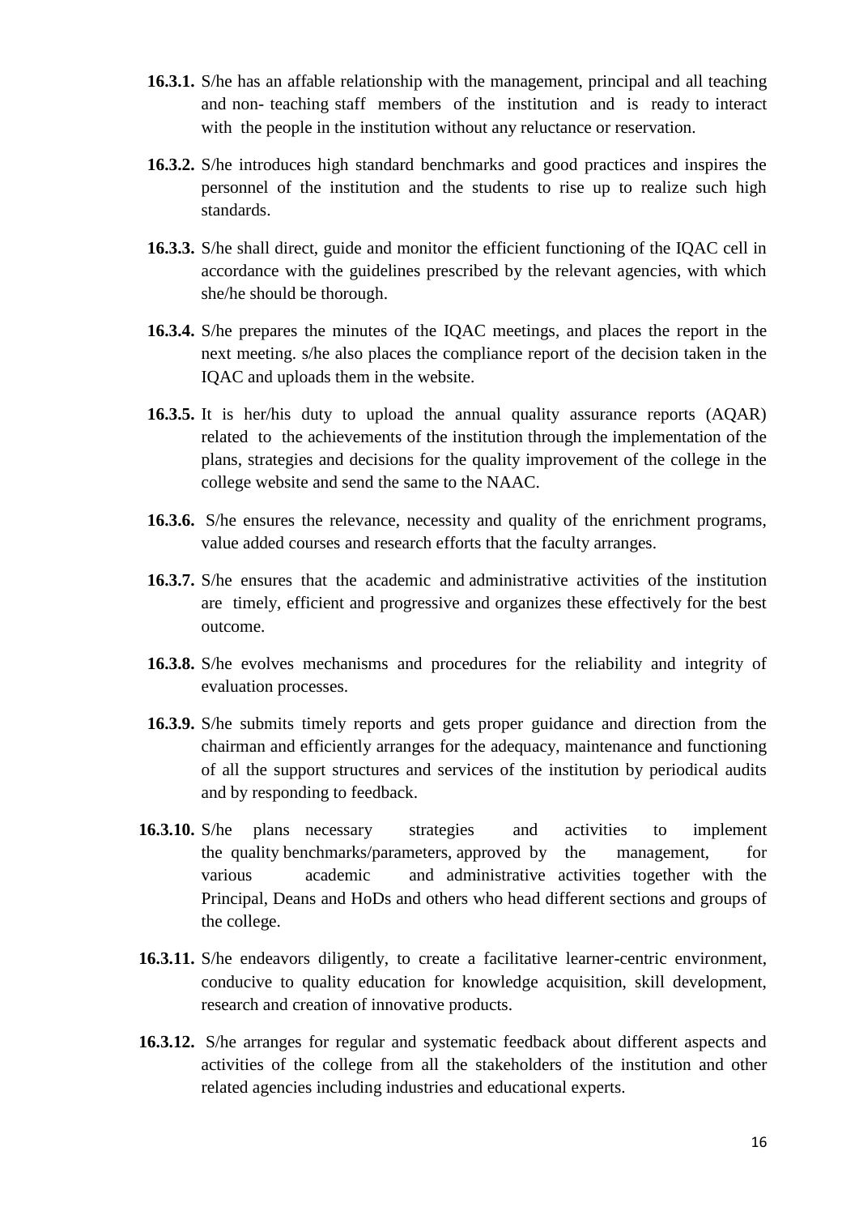**16.3.1.** S/he has an affable relationship with the management, principal and all teaching and non- teaching staff members of the institution and is ready to interact with the people in the institution without any reluctance or reservation.

**16.3.2.** S/he introduces high standard benchmarks and good practices and inspires the personnel of the institution and the students to rise up to realize such high standards.

**16.3.3.** S/he shall direct, guide and monitor the efficient functioning of the IQAC cell in accordance with the guidelines prescribed by the relevant agencies, with which she/he should be thorough.

**16.3.4.** S/he prepares the minutes of the IQAC meetings, and places the report in the next meeting. s/he also places the compliance report of the decision taken in the IQAC and uploads them in the website.

**16.3.5.** It is her/his duty to upload the annual quality assurance reports (AQAR) related to the achievements of the institution through the implementation of the plans, strategies and decisions for the quality improvement of the college in the college website and send the same to the NAAC.

**16.3.6.** S/he ensures the relevance, necessity and quality of the enrichment programs, value added courses and research efforts that the faculty arranges.

**16.3.7.** S/he ensures that the academic and administrative activities of the institution are timely, efficient and progressive and organizes these effectively for the best outcome.

**16.3.8.** S/he evolves mechanisms and procedures for the reliability and integrity of evaluation processes.

**16.3.9.** S/he submits timely reports and gets proper guidance and direction from the chairman and efficiently arranges for the adequacy, maintenance and functioning of all the support structures and services of the institution by periodical audits and by responding to feedback.

**16.3.10.** S/he plans necessary strategies and activities to implement the quality benchmarks/parameters, approved by the management, for various academic and administrative activities together with the Principal, Deans and HoDs and others who head different sections and groups of the college.

**16.3.11.** S/he endeavors diligently, to create a facilitative learner-centric environment, conducive to quality education for knowledge acquisition, skill development, research and creation of innovative products.

**16.3.12.** S/he arranges for regular and systematic feedback about different aspects and activities of the college from all the stakeholders of the institution and other related agencies including industries and educational experts.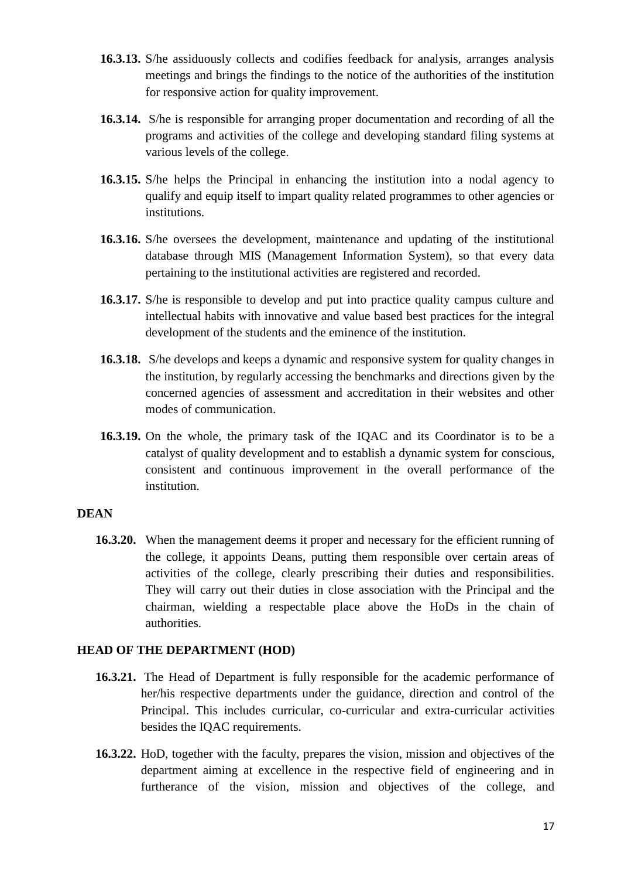**16.3.13.** S/he assiduously collects and codifies feedback for analysis, arranges analysis meetings and brings the findings to the notice of the authorities of the institution for responsive action for quality improvement.

**16.3.14.** S/he is responsible for arranging proper documentation and recording of all the programs and activities of the college and developing standard filing systems at various levels of the college.

**16.3.15.** S/he helps the Principal in enhancing the institution into a nodal agency to qualify and equip itself to impart quality related programmes to other agencies or institutions.

**16.3.16.** S/he oversees the development, maintenance and updating of the institutional database through MIS (Management Information System), so that every data pertaining to the institutional activities are registered and recorded.

**16.3.17.** S/he is responsible to develop and put into practice quality campus culture and intellectual habits with innovative and value based best practices for the integral development of the students and the eminence of the institution.

**16.3.18.** S/he develops and keeps a dynamic and responsive system for quality changes in the institution, by regularly accessing the benchmarks and directions given by the concerned agencies of assessment and accreditation in their websites and other modes of communication.

**16.3.19.** On the whole, the primary task of the IQAC and its Coordinator is to be a catalyst of quality development and to establish a dynamic system for conscious, consistent and continuous improvement in the overall performance of the institution.

**DEAN**

**16.3.20.** When the management deems it proper and necessary for the efficient running of the college, it appoints Deans, putting them responsible over certain areas of activities of the college, clearly prescribing their duties and responsibilities. They will carry out their duties in close association with the Principal and the chairman, wielding a respectable place above the HoDs in the chain of authorities.

**HEAD OF THE DEPARTMENT (HOD)**

**16.3.21.** The Head of Department is fully responsible for the academic performance of her/his respective departments under the guidance, direction and control of the Principal. This includes curricular, co-curricular and extra-curricular activities besides the IQAC requirements.

**16.3.22.** HoD, together with the faculty, prepares the vision, mission and objectives of the department aiming at excellence in the respective field of engineering and in furtherance of the vision, mission and objectives of the college, and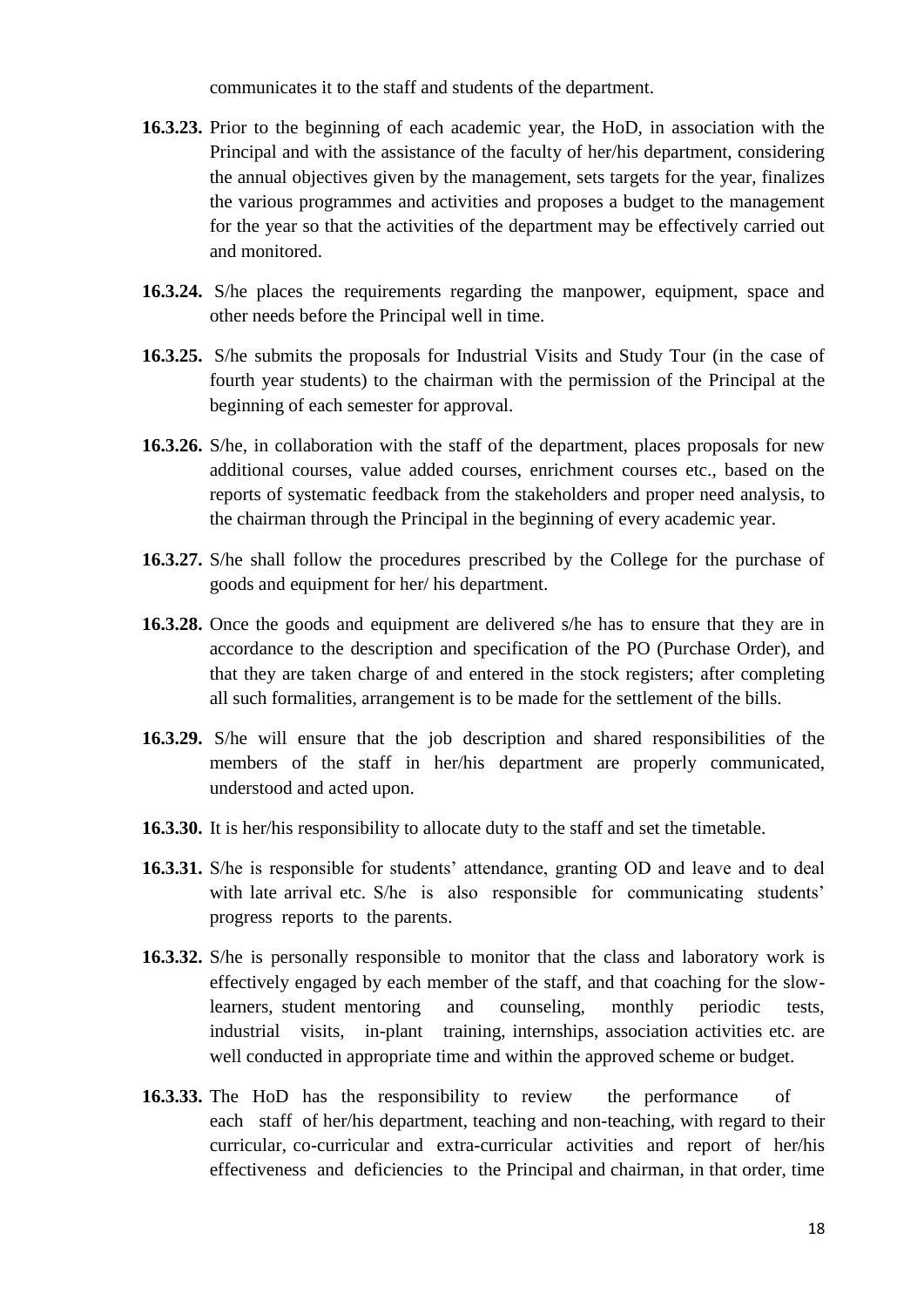communicates it to the staff and students of the department.

**16.3.23.** Prior to the beginning of each academic year, the HoD, in association with the Principal and with the assistance of the faculty of her/his department, considering the annual objectives given by the management, sets targets for the year, finalizes the various programmes and activities and proposes a budget to the management for the year so that the activities of the department may be effectively carried out and monitored.

**16.3.24.** S/he places the requirements regarding the manpower, equipment, space and other needs before the Principal well in time.

**16.3.25.** S/he submits the proposals for Industrial Visits and Study Tour (in the case of fourth year students) to the chairman with the permission of the Principal at the beginning of each semester for approval.

**16.3.26.** S/he, in collaboration with the staff of the department, places proposals for new additional courses, value added courses, enrichment courses etc., based on the reports of systematic feedback from the stakeholders and proper need analysis, to the chairman through the Principal in the beginning of every academic year.

**16.3.27.** S/he shall follow the procedures prescribed by the College for the purchase of goods and equipment for her/ his department.

**16.3.28.** Once the goods and equipment are delivered s/he has to ensure that they are in accordance to the description and specification of the PO (Purchase Order), and that they are taken charge of and entered in the stock registers; after completing all such formalities, arrangement is to be made for the settlement of the bills.

**16.3.29.** S/he will ensure that the job description and shared responsibilities of the members of the staff in her/his department are properly communicated, understood and acted upon.

**16.3.30.** It is her/his responsibility to allocate duty to the staff and set the timetable.

**16.3.31.** S/he is responsible for students' attendance, granting OD and leave and to deal with late arrival etc. S/he is also responsible for communicating students' progress reports to the parents.

**16.3.32.** S/he is personally responsible to monitor that the class and laboratory work is effectively engaged by each member of the staff, and that coaching for the slow-learners, student mentoring and counseling, monthly periodic tests, industrial visits, in-plant training, internships, association activities etc. are well conducted in appropriate time and within the approved scheme or budget.

**16.3.33.** The HoD has the responsibility to review the performance of each staff of her/his department, teaching and non-teaching, with regard to their curricular, co-curricular and extra-curricular activities and report of her/his effectiveness and deficiencies to the Principal and chairman, in that order, time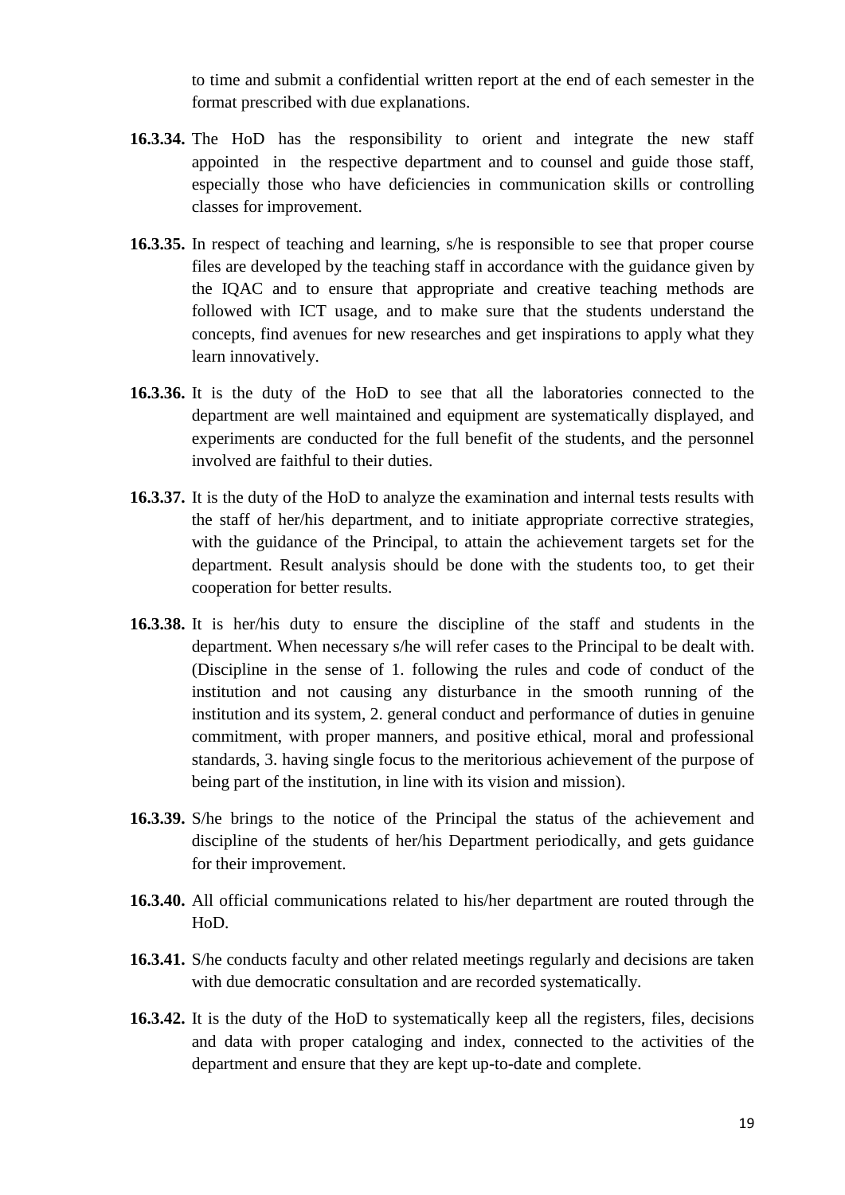to time and submit a confidential written report at the end of each semester in the format prescribed with due explanations.

**16.3.34.** The HoD has the responsibility to orient and integrate the new staff appointed in the respective department and to counsel and guide those staff, especially those who have deficiencies in communication skills or controlling classes for improvement.

**16.3.35.** In respect of teaching and learning, s/he is responsible to see that proper course files are developed by the teaching staff in accordance with the guidance given by the IQAC and to ensure that appropriate and creative teaching methods are followed with ICT usage, and to make sure that the students understand the concepts, find avenues for new researches and get inspirations to apply what they learn innovatively.

**16.3.36.** It is the duty of the HoD to see that all the laboratories connected to the department are well maintained and equipment are systematically displayed, and experiments are conducted for the full benefit of the students, and the personnel involved are faithful to their duties.

**16.3.37.** It is the duty of the HoD to analyze the examination and internal tests results with the staff of her/his department, and to initiate appropriate corrective strategies, with the guidance of the Principal, to attain the achievement targets set for the department. Result analysis should be done with the students too, to get their cooperation for better results.

**16.3.38.** It is her/his duty to ensure the discipline of the staff and students in the department. When necessary s/he will refer cases to the Principal to be dealt with. (Discipline in the sense of 1. following the rules and code of conduct of the institution and not causing any disturbance in the smooth running of the institution and its system, 2. general conduct and performance of duties in genuine commitment, with proper manners, and positive ethical, moral and professional standards, 3. having single focus to the meritorious achievement of the purpose of being part of the institution, in line with its vision and mission).

**16.3.39.** S/he brings to the notice of the Principal the status of the achievement and discipline of the students of her/his Department periodically, and gets guidance for their improvement.

**16.3.40.** All official communications related to his/her department are routed through the HoD.

**16.3.41.** S/he conducts faculty and other related meetings regularly and decisions are taken with due democratic consultation and are recorded systematically.

**16.3.42.** It is the duty of the HoD to systematically keep all the registers, files, decisions and data with proper cataloging and index, connected to the activities of the department and ensure that they are kept up-to-date and complete.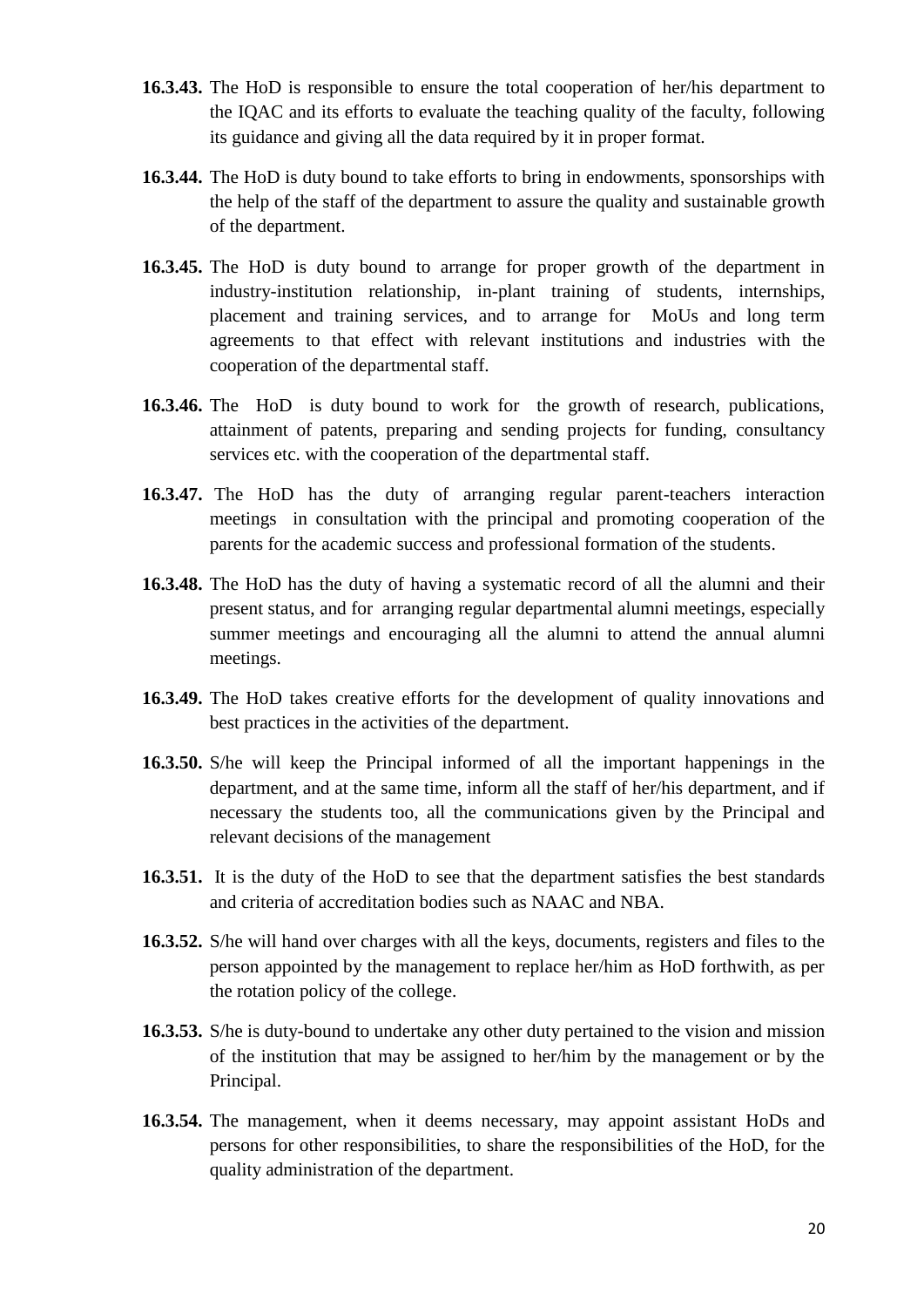**16.3.43.** The HoD is responsible to ensure the total cooperation of her/his department to the IQAC and its efforts to evaluate the teaching quality of the faculty, following its guidance and giving all the data required by it in proper format.

**16.3.44.** The HoD is duty bound to take efforts to bring in endowments, sponsorships with the help of the staff of the department to assure the quality and sustainable growth of the department.

**16.3.45.** The HoD is duty bound to arrange for proper growth of the department in industry-institution relationship, in-plant training of students, internships, placement and training services, and to arrange for MoUs and long term agreements to that effect with relevant institutions and industries with the cooperation of the departmental staff.

**16.3.46.** The HoD is duty bound to work for the growth of research, publications, attainment of patents, preparing and sending projects for funding, consultancy services etc. with the cooperation of the departmental staff.

**16.3.47.** The HoD has the duty of arranging regular parent-teachers interaction meetings in consultation with the principal and promoting cooperation of the parents for the academic success and professional formation of the students.

**16.3.48.** The HoD has the duty of having a systematic record of all the alumni and their present status, and for arranging regular departmental alumni meetings, especially summer meetings and encouraging all the alumni to attend the annual alumni meetings.

**16.3.49.** The HoD takes creative efforts for the development of quality innovations and best practices in the activities of the department.

**16.3.50.** S/he will keep the Principal informed of all the important happenings in the department, and at the same time, inform all the staff of her/his department, and if necessary the students too, all the communications given by the Principal and relevant decisions of the management

**16.3.51.** It is the duty of the HoD to see that the department satisfies the best standards and criteria of accreditation bodies such as NAAC and NBA.

**16.3.52.** S/he will hand over charges with all the keys, documents, registers and files to the person appointed by the management to replace her/him as HoD forthwith, as per the rotation policy of the college.

**16.3.53.** S/he is duty-bound to undertake any other duty pertained to the vision and mission of the institution that may be assigned to her/him by the management or by the Principal.

**16.3.54.** The management, when it deems necessary, may appoint assistant HoDs and persons for other responsibilities, to share the responsibilities of the HoD, for the quality administration of the department.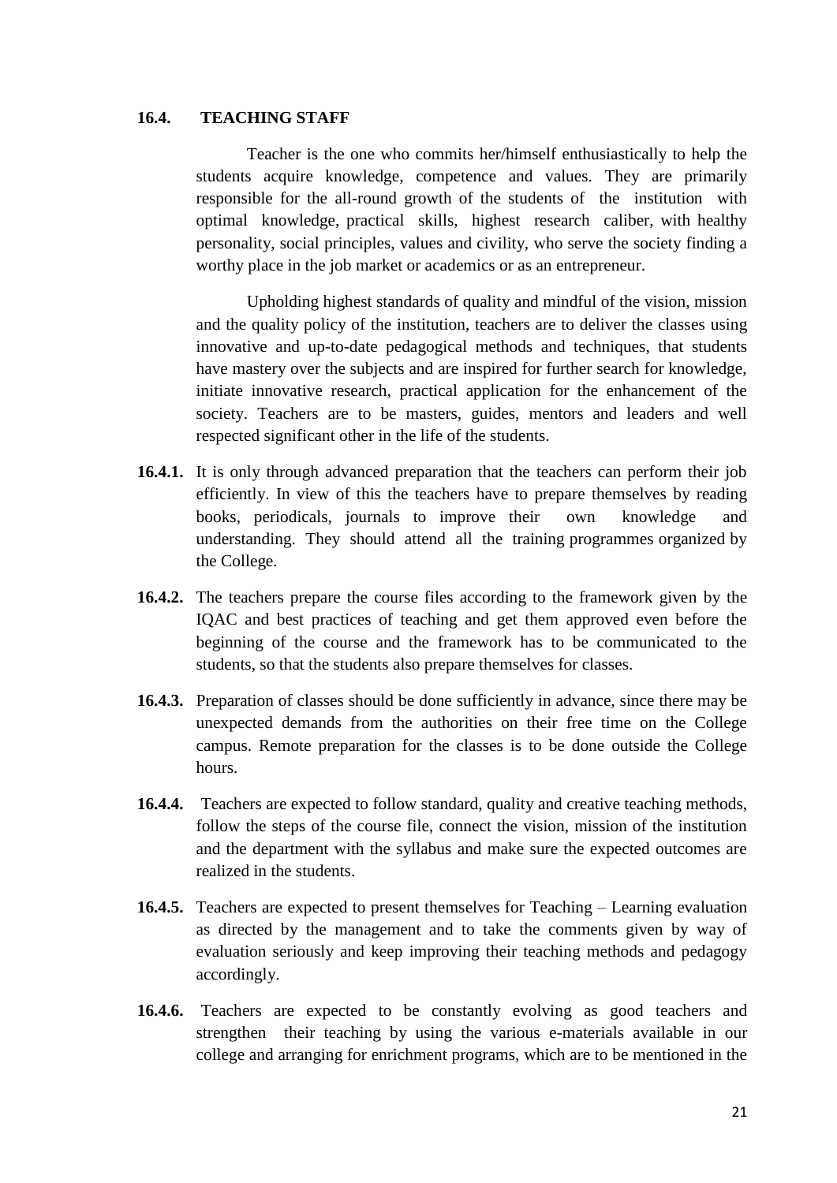## 16.4. TEACHING STAFF

Teacher is the one who commits her/himself enthusiastically to help the students acquire knowledge, competence and values. They are primarily responsible for the all-round growth of the students of the institution with optimal knowledge, practical skills, highest research caliber, with healthy personality, social principles, values and civility, who serve the society finding a worthy place in the job market or academics or as an entrepreneur.

Upholding highest standards of quality and mindful of the vision, mission and the quality policy of the institution, teachers are to deliver the classes using innovative and up-to-date pedagogical methods and techniques, that students have mastery over the subjects and are inspired for further search for knowledge, initiate innovative research, practical application for the enhancement of the society. Teachers are to be masters, guides, mentors and leaders and well respected significant other in the life of the students.

**16.4.1.** It is only through advanced preparation that the teachers can perform their job efficiently. In view of this the teachers have to prepare themselves by reading books, periodicals, journals to improve their own knowledge and understanding. They should attend all the training programmes organized by the College.

**16.4.2.** The teachers prepare the course files according to the framework given by the IQAC and best practices of teaching and get them approved even before the beginning of the course and the framework has to be communicated to the students, so that the students also prepare themselves for classes.

**16.4.3.** Preparation of classes should be done sufficiently in advance, since there may be unexpected demands from the authorities on their free time on the College campus. Remote preparation for the classes is to be done outside the College hours.

**16.4.4.** Teachers are expected to follow standard, quality and creative teaching methods, follow the steps of the course file, connect the vision, mission of the institution and the department with the syllabus and make sure the expected outcomes are realized in the students.

**16.4.5.** Teachers are expected to present themselves for Teaching – Learning evaluation as directed by the management and to take the comments given by way of evaluation seriously and keep improving their teaching methods and pedagogy accordingly.

**16.4.6.** Teachers are expected to be constantly evolving as good teachers and strengthen their teaching by using the various e-materials available in our college and arranging for enrichment programs, which are to be mentioned in the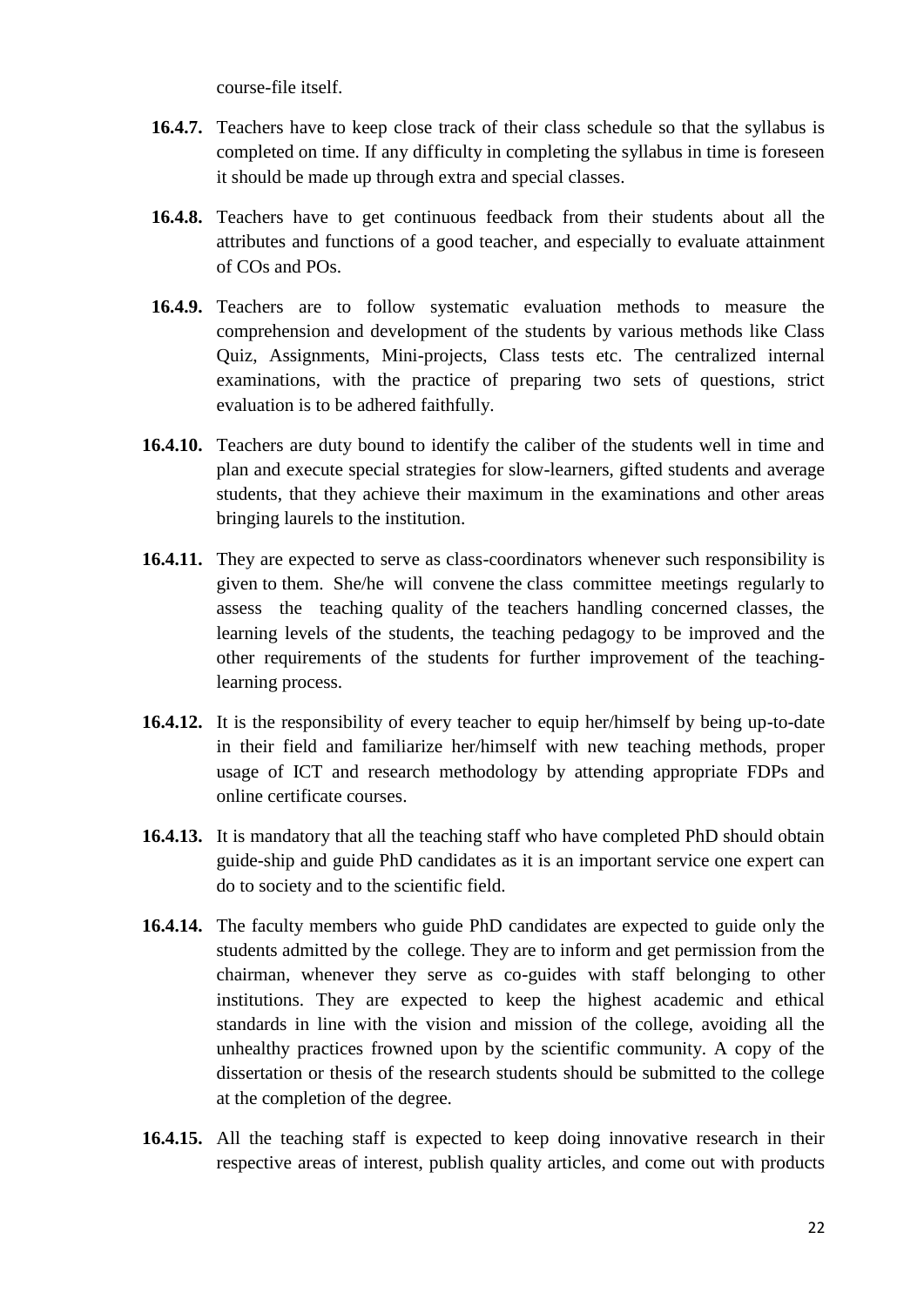course-file itself.

**16.4.7.** Teachers have to keep close track of their class schedule so that the syllabus is completed on time. If any difficulty in completing the syllabus in time is foreseen it should be made up through extra and special classes.

**16.4.8.** Teachers have to get continuous feedback from their students about all the attributes and functions of a good teacher, and especially to evaluate attainment of COs and POs.

**16.4.9.** Teachers are to follow systematic evaluation methods to measure the comprehension and development of the students by various methods like Class Quiz, Assignments, Mini-projects, Class tests etc. The centralized internal examinations, with the practice of preparing two sets of questions, strict evaluation is to be adhered faithfully.

**16.4.10.** Teachers are duty bound to identify the caliber of the students well in time and plan and execute special strategies for slow-learners, gifted students and average students, that they achieve their maximum in the examinations and other areas bringing laurels to the institution.

**16.4.11.** They are expected to serve as class-coordinators whenever such responsibility is given to them. She/he will convene the class committee meetings regularly to assess the teaching quality of the teachers handling concerned classes, the learning levels of the students, the teaching pedagogy to be improved and the other requirements of the students for further improvement of the teaching-learning process.

**16.4.12.** It is the responsibility of every teacher to equip her/himself by being up-to-date in their field and familiarize her/himself with new teaching methods, proper usage of ICT and research methodology by attending appropriate FDPs and online certificate courses.

**16.4.13.** It is mandatory that all the teaching staff who have completed PhD should obtain guide-ship and guide PhD candidates as it is an important service one expert can do to society and to the scientific field.

**16.4.14.** The faculty members who guide PhD candidates are expected to guide only the students admitted by the college. They are to inform and get permission from the chairman, whenever they serve as co-guides with staff belonging to other institutions. They are expected to keep the highest academic and ethical standards in line with the vision and mission of the college, avoiding all the unhealthy practices frowned upon by the scientific community. A copy of the dissertation or thesis of the research students should be submitted to the college at the completion of the degree.

**16.4.15.** All the teaching staff is expected to keep doing innovative research in their respective areas of interest, publish quality articles, and come out with products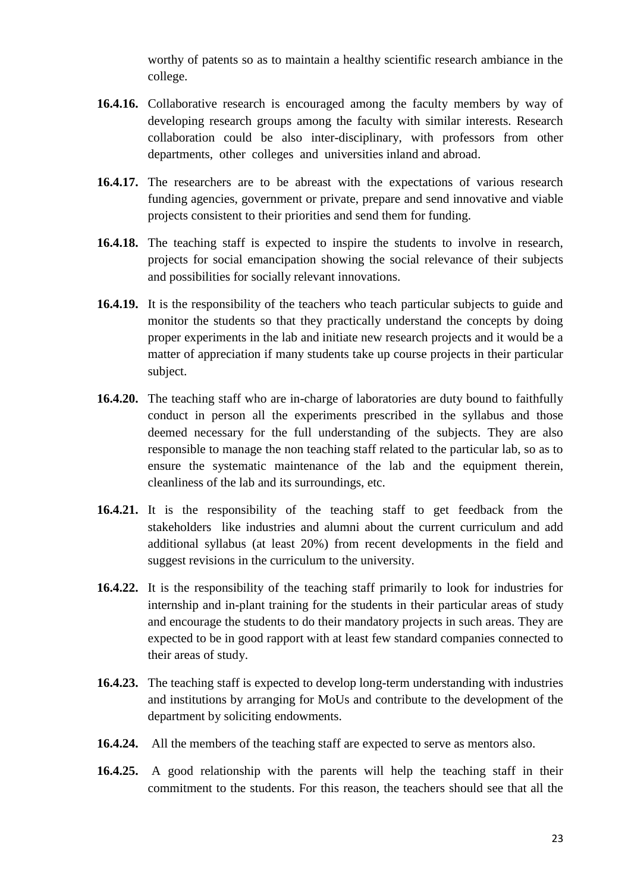worthy of patents so as to maintain a healthy scientific research ambiance in the college.

**16.4.16.** Collaborative research is encouraged among the faculty members by way of developing research groups among the faculty with similar interests. Research collaboration could be also inter-disciplinary, with professors from other departments, other colleges and universities inland and abroad.

**16.4.17.** The researchers are to be abreast with the expectations of various research funding agencies, government or private, prepare and send innovative and viable projects consistent to their priorities and send them for funding.

**16.4.18.** The teaching staff is expected to inspire the students to involve in research, projects for social emancipation showing the social relevance of their subjects and possibilities for socially relevant innovations.

**16.4.19.** It is the responsibility of the teachers who teach particular subjects to guide and monitor the students so that they practically understand the concepts by doing proper experiments in the lab and initiate new research projects and it would be a matter of appreciation if many students take up course projects in their particular subject.

**16.4.20.** The teaching staff who are in-charge of laboratories are duty bound to faithfully conduct in person all the experiments prescribed in the syllabus and those deemed necessary for the full understanding of the subjects. They are also responsible to manage the non teaching staff related to the particular lab, so as to ensure the systematic maintenance of the lab and the equipment therein, cleanliness of the lab and its surroundings, etc.

**16.4.21.** It is the responsibility of the teaching staff to get feedback from the stakeholders like industries and alumni about the current curriculum and add additional syllabus (at least 20%) from recent developments in the field and suggest revisions in the curriculum to the university.

**16.4.22.** It is the responsibility of the teaching staff primarily to look for industries for internship and in-plant training for the students in their particular areas of study and encourage the students to do their mandatory projects in such areas. They are expected to be in good rapport with at least few standard companies connected to their areas of study.

**16.4.23.** The teaching staff is expected to develop long-term understanding with industries and institutions by arranging for MoUs and contribute to the development of the department by soliciting endowments.

**16.4.24.** All the members of the teaching staff are expected to serve as mentors also.

**16.4.25.** A good relationship with the parents will help the teaching staff in their commitment to the students. For this reason, the teachers should see that all the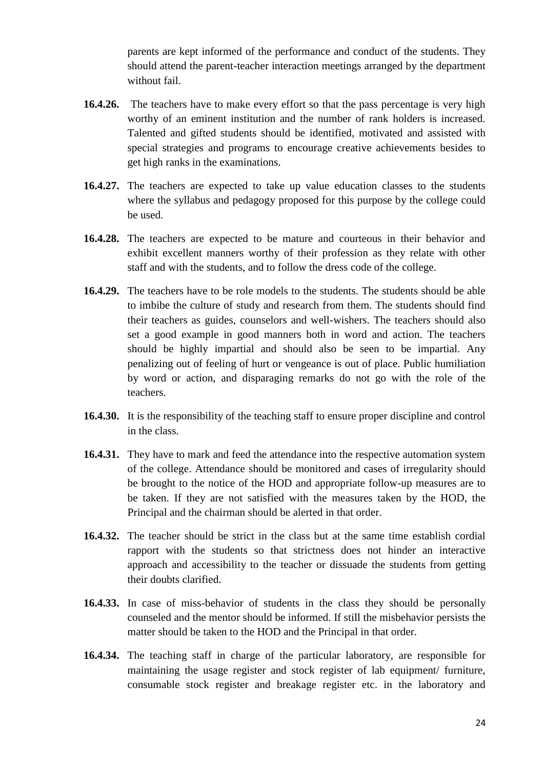parents are kept informed of the performance and conduct of the students. They should attend the parent-teacher interaction meetings arranged by the department without fail.

**16.4.26.** The teachers have to make every effort so that the pass percentage is very high worthy of an eminent institution and the number of rank holders is increased. Talented and gifted students should be identified, motivated and assisted with special strategies and programs to encourage creative achievements besides to get high ranks in the examinations.

**16.4.27.** The teachers are expected to take up value education classes to the students where the syllabus and pedagogy proposed for this purpose by the college could be used.

**16.4.28.** The teachers are expected to be mature and courteous in their behavior and exhibit excellent manners worthy of their profession as they relate with other staff and with the students, and to follow the dress code of the college.

**16.4.29.** The teachers have to be role models to the students. The students should be able to imbibe the culture of study and research from them. The students should find their teachers as guides, counselors and well-wishers. The teachers should also set a good example in good manners both in word and action. The teachers should be highly impartial and should also be seen to be impartial. Any penalizing out of feeling of hurt or vengeance is out of place. Public humiliation by word or action, and disparaging remarks do not go with the role of the teachers.

**16.4.30.** It is the responsibility of the teaching staff to ensure proper discipline and control in the class.

**16.4.31.** They have to mark and feed the attendance into the respective automation system of the college. Attendance should be monitored and cases of irregularity should be brought to the notice of the HOD and appropriate follow-up measures are to be taken. If they are not satisfied with the measures taken by the HOD, the Principal and the chairman should be alerted in that order.

**16.4.32.** The teacher should be strict in the class but at the same time establish cordial rapport with the students so that strictness does not hinder an interactive approach and accessibility to the teacher or dissuade the students from getting their doubts clarified.

**16.4.33.** In case of miss-behavior of students in the class they should be personally counseled and the mentor should be informed. If still the misbehavior persists the matter should be taken to the HOD and the Principal in that order.

**16.4.34.** The teaching staff in charge of the particular laboratory, are responsible for maintaining the usage register and stock register of lab equipment/ furniture, consumable stock register and breakage register etc. in the laboratory and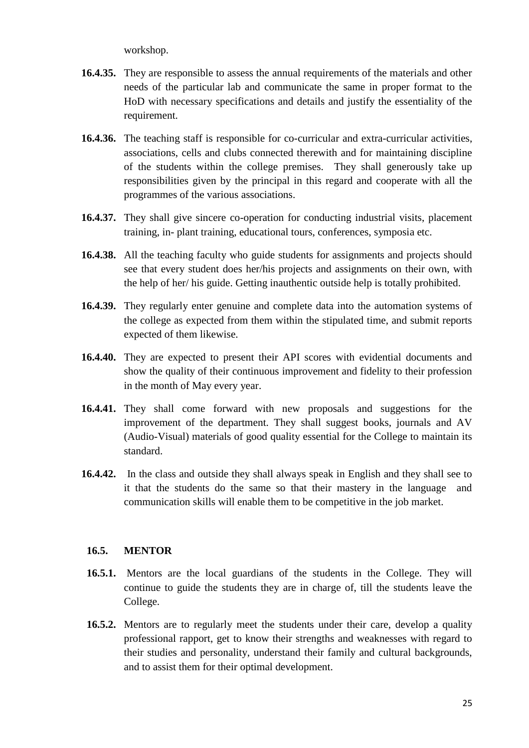workshop.

**16.4.35.** They are responsible to assess the annual requirements of the materials and other needs of the particular lab and communicate the same in proper format to the HoD with necessary specifications and details and justify the essentiality of the requirement.

**16.4.36.** The teaching staff is responsible for co-curricular and extra-curricular activities, associations, cells and clubs connected therewith and for maintaining discipline of the students within the college premises. They shall generously take up responsibilities given by the principal in this regard and cooperate with all the programmes of the various associations.

**16.4.37.** They shall give sincere co-operation for conducting industrial visits, placement training, in- plant training, educational tours, conferences, symposia etc.

**16.4.38.** All the teaching faculty who guide students for assignments and projects should see that every student does her/his projects and assignments on their own, with the help of her/ his guide. Getting inauthentic outside help is totally prohibited.

**16.4.39.** They regularly enter genuine and complete data into the automation systems of the college as expected from them within the stipulated time, and submit reports expected of them likewise.

**16.4.40.** They are expected to present their API scores with evidential documents and show the quality of their continuous improvement and fidelity to their profession in the month of May every year.

**16.4.41.** They shall come forward with new proposals and suggestions for the improvement of the department. They shall suggest books, journals and AV (Audio-Visual) materials of good quality essential for the College to maintain its standard.

**16.4.42.** In the class and outside they shall always speak in English and they shall see to it that the students do the same so that their mastery in the language and communication skills will enable them to be competitive in the job market.

## 16.5. MENTOR

**16.5.1.** Mentors are the local guardians of the students in the College. They will continue to guide the students they are in charge of, till the students leave the College.

**16.5.2.** Mentors are to regularly meet the students under their care, develop a quality professional rapport, get to know their strengths and weaknesses with regard to their studies and personality, understand their family and cultural backgrounds, and to assist them for their optimal development.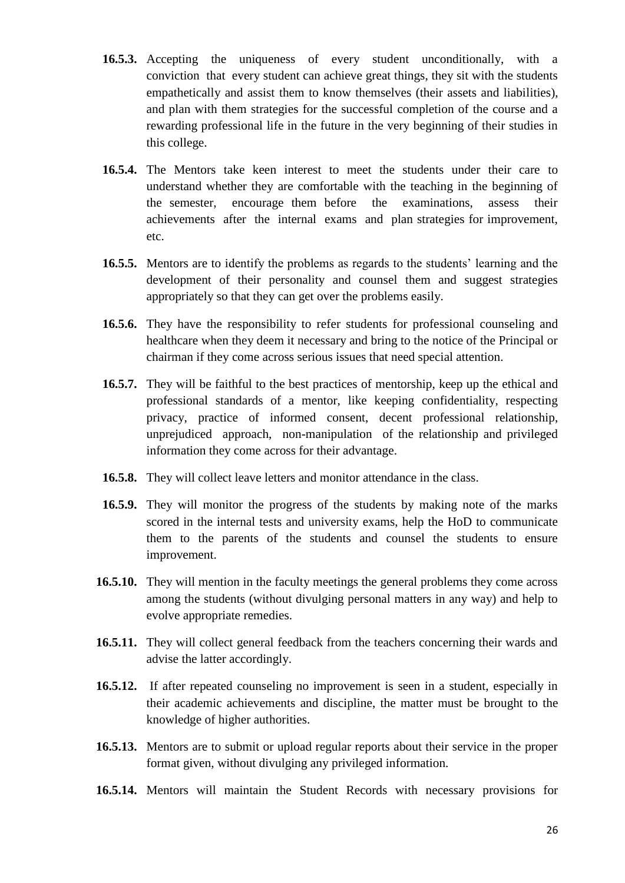**16.5.3.** Accepting the uniqueness of every student unconditionally, with a conviction that every student can achieve great things, they sit with the students empathetically and assist them to know themselves (their assets and liabilities), and plan with them strategies for the successful completion of the course and a rewarding professional life in the future in the very beginning of their studies in this college.

**16.5.4.** The Mentors take keen interest to meet the students under their care to understand whether they are comfortable with the teaching in the beginning of the semester, encourage them before the examinations, assess their achievements after the internal exams and plan strategies for improvement, etc.

**16.5.5.** Mentors are to identify the problems as regards to the students' learning and the development of their personality and counsel them and suggest strategies appropriately so that they can get over the problems easily.

**16.5.6.** They have the responsibility to refer students for professional counseling and healthcare when they deem it necessary and bring to the notice of the Principal or chairman if they come across serious issues that need special attention.

**16.5.7.** They will be faithful to the best practices of mentorship, keep up the ethical and professional standards of a mentor, like keeping confidentiality, respecting privacy, practice of informed consent, decent professional relationship, unprejudiced approach, non-manipulation of the relationship and privileged information they come across for their advantage.

**16.5.8.** They will collect leave letters and monitor attendance in the class.

**16.5.9.** They will monitor the progress of the students by making note of the marks scored in the internal tests and university exams, help the HoD to communicate them to the parents of the students and counsel the students to ensure improvement.

**16.5.10.** They will mention in the faculty meetings the general problems they come across among the students (without divulging personal matters in any way) and help to evolve appropriate remedies.

**16.5.11.** They will collect general feedback from the teachers concerning their wards and advise the latter accordingly.

**16.5.12.** If after repeated counseling no improvement is seen in a student, especially in their academic achievements and discipline, the matter must be brought to the knowledge of higher authorities.

**16.5.13.** Mentors are to submit or upload regular reports about their service in the proper format given, without divulging any privileged information.

**16.5.14.** Mentors will maintain the Student Records with necessary provisions for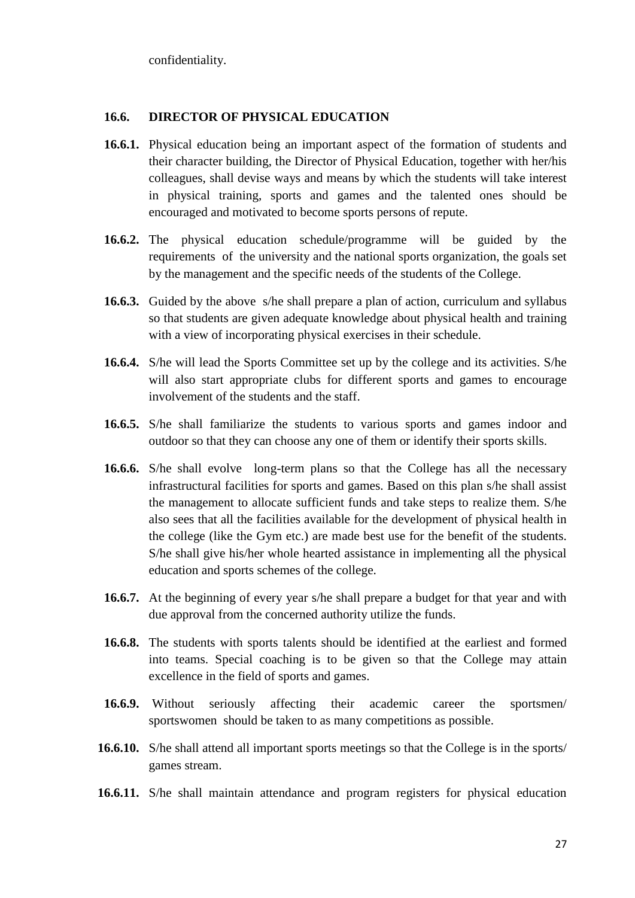confidentiality.

### 16.6. DIRECTOR OF PHYSICAL EDUCATION

**16.6.1.** Physical education being an important aspect of the formation of students and their character building, the Director of Physical Education, together with her/his colleagues, shall devise ways and means by which the students will take interest in physical training, sports and games and the talented ones should be encouraged and motivated to become sports persons of repute.

**16.6.2.** The physical education schedule/programme will be guided by the requirements of the university and the national sports organization, the goals set by the management and the specific needs of the students of the College.

**16.6.3.** Guided by the above s/he shall prepare a plan of action, curriculum and syllabus so that students are given adequate knowledge about physical health and training with a view of incorporating physical exercises in their schedule.

**16.6.4.** S/he will lead the Sports Committee set up by the college and its activities. S/he will also start appropriate clubs for different sports and games to encourage involvement of the students and the staff.

**16.6.5.** S/he shall familiarize the students to various sports and games indoor and outdoor so that they can choose any one of them or identify their sports skills.

**16.6.6.** S/he shall evolve long-term plans so that the College has all the necessary infrastructural facilities for sports and games. Based on this plan s/he shall assist the management to allocate sufficient funds and take steps to realize them. S/he also sees that all the facilities available for the development of physical health in the college (like the Gym etc.) are made best use for the benefit of the students. S/he shall give his/her whole hearted assistance in implementing all the physical education and sports schemes of the college.

**16.6.7.** At the beginning of every year s/he shall prepare a budget for that year and with due approval from the concerned authority utilize the funds.

**16.6.8.** The students with sports talents should be identified at the earliest and formed into teams. Special coaching is to be given so that the College may attain excellence in the field of sports and games.

**16.6.9.** Without seriously affecting their academic career the sportsmen/ sportswomen should be taken to as many competitions as possible.

**16.6.10.** S/he shall attend all important sports meetings so that the College is in the sports/ games stream.

**16.6.11.** S/he shall maintain attendance and program registers for physical education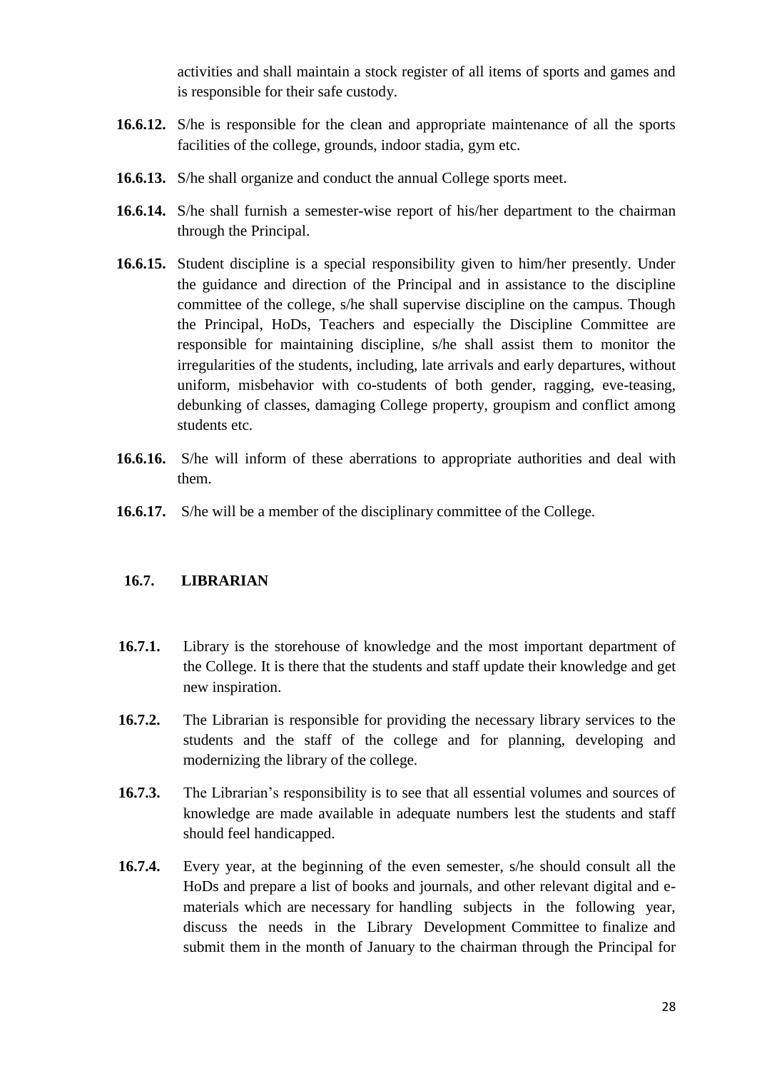activities and shall maintain a stock register of all items of sports and games and is responsible for their safe custody.

**16.6.12.** S/he is responsible for the clean and appropriate maintenance of all the sports facilities of the college, grounds, indoor stadia, gym etc.

**16.6.13.** S/he shall organize and conduct the annual College sports meet.

**16.6.14.** S/he shall furnish a semester-wise report of his/her department to the chairman through the Principal.

**16.6.15.** Student discipline is a special responsibility given to him/her presently. Under the guidance and direction of the Principal and in assistance to the discipline committee of the college, s/he shall supervise discipline on the campus. Though the Principal, HoDs, Teachers and especially the Discipline Committee are responsible for maintaining discipline, s/he shall assist them to monitor the irregularities of the students, including, late arrivals and early departures, without uniform, misbehavior with co-students of both gender, ragging, eve-teasing, debunking of classes, damaging College property, groupism and conflict among students etc.

**16.6.16.** S/he will inform of these aberrations to appropriate authorities and deal with them.

**16.6.17.** S/he will be a member of the disciplinary committee of the College.

### 16.7. LIBRARIAN

**16.7.1.** Library is the storehouse of knowledge and the most important department of the College. It is there that the students and staff update their knowledge and get new inspiration.

**16.7.2.** The Librarian is responsible for providing the necessary library services to the students and the staff of the college and for planning, developing and modernizing the library of the college.

**16.7.3.** The Librarian's responsibility is to see that all essential volumes and sources of knowledge are made available in adequate numbers lest the students and staff should feel handicapped.

**16.7.4.** Every year, at the beginning of the even semester, s/he should consult all the HoDs and prepare a list of books and journals, and other relevant digital and e-materials which are necessary for handling subjects in the following year, discuss the needs in the Library Development Committee to finalize and submit them in the month of January to the chairman through the Principal for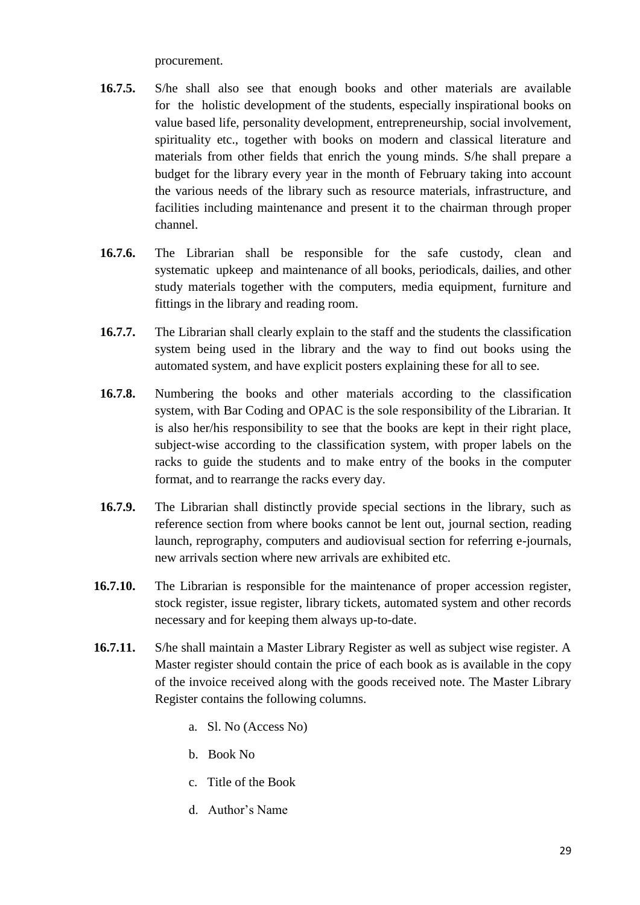procurement.

**16.7.5.** S/he shall also see that enough books and other materials are available for the holistic development of the students, especially inspirational books on value based life, personality development, entrepreneurship, social involvement, spirituality etc., together with books on modern and classical literature and materials from other fields that enrich the young minds. S/he shall prepare a budget for the library every year in the month of February taking into account the various needs of the library such as resource materials, infrastructure, and facilities including maintenance and present it to the chairman through proper channel.

**16.7.6.** The Librarian shall be responsible for the safe custody, clean and systematic upkeep and maintenance of all books, periodicals, dailies, and other study materials together with the computers, media equipment, furniture and fittings in the library and reading room.

**16.7.7.** The Librarian shall clearly explain to the staff and the students the classification system being used in the library and the way to find out books using the automated system, and have explicit posters explaining these for all to see.

**16.7.8.** Numbering the books and other materials according to the classification system, with Bar Coding and OPAC is the sole responsibility of the Librarian. It is also her/his responsibility to see that the books are kept in their right place, subject-wise according to the classification system, with proper labels on the racks to guide the students and to make entry of the books in the computer format, and to rearrange the racks every day.

**16.7.9.** The Librarian shall distinctly provide special sections in the library, such as reference section from where books cannot be lent out, journal section, reading launch, reprography, computers and audiovisual section for referring e-journals, new arrivals section where new arrivals are exhibited etc.

**16.7.10.** The Librarian is responsible for the maintenance of proper accession register, stock register, issue register, library tickets, automated system and other records necessary and for keeping them always up-to-date.

**16.7.11.** S/he shall maintain a Master Library Register as well as subject wise register. A Master register should contain the price of each book as is available in the copy of the invoice received along with the goods received note. The Master Library Register contains the following columns.

a. Sl. No (Access No)

b. Book No

c. Title of the Book

d. Author's Name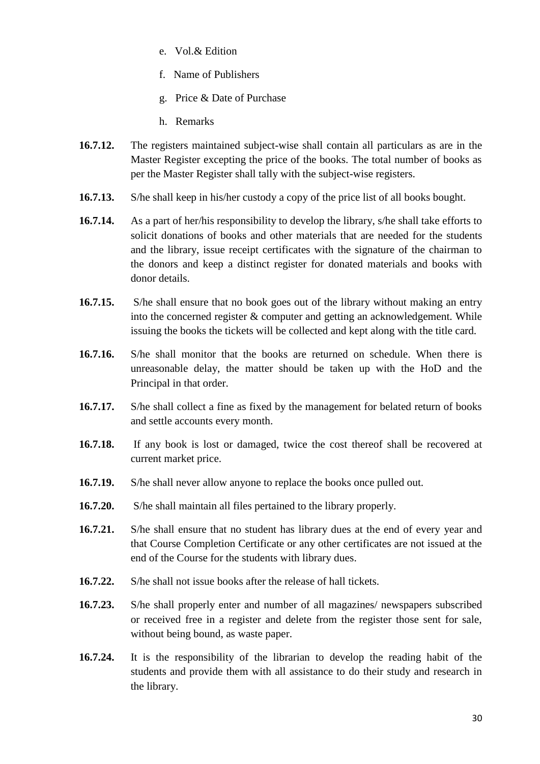e. Vol.& Edition

f. Name of Publishers

g. Price & Date of Purchase

h. Remarks

**16.7.12.** The registers maintained subject-wise shall contain all particulars as are in the Master Register excepting the price of the books. The total number of books as per the Master Register shall tally with the subject-wise registers.

**16.7.13.** S/he shall keep in his/her custody a copy of the price list of all books bought.

**16.7.14.** As a part of her/his responsibility to develop the library, s/he shall take efforts to solicit donations of books and other materials that are needed for the students and the library, issue receipt certificates with the signature of the chairman to the donors and keep a distinct register for donated materials and books with donor details.

**16.7.15.** S/he shall ensure that no book goes out of the library without making an entry into the concerned register & computer and getting an acknowledgement. While issuing the books the tickets will be collected and kept along with the title card.

**16.7.16.** S/he shall monitor that the books are returned on schedule. When there is unreasonable delay, the matter should be taken up with the HoD and the Principal in that order.

**16.7.17.** S/he shall collect a fine as fixed by the management for belated return of books and settle accounts every month.

**16.7.18.** If any book is lost or damaged, twice the cost thereof shall be recovered at current market price.

**16.7.19.** S/he shall never allow anyone to replace the books once pulled out.

**16.7.20.** S/he shall maintain all files pertained to the library properly.

**16.7.21.** S/he shall ensure that no student has library dues at the end of every year and that Course Completion Certificate or any other certificates are not issued at the end of the Course for the students with library dues.

**16.7.22.** S/he shall not issue books after the release of hall tickets.

**16.7.23.** S/he shall properly enter and number of all magazines/ newspapers subscribed or received free in a register and delete from the register those sent for sale, without being bound, as waste paper.

**16.7.24.** It is the responsibility of the librarian to develop the reading habit of the students and provide them with all assistance to do their study and research in the library.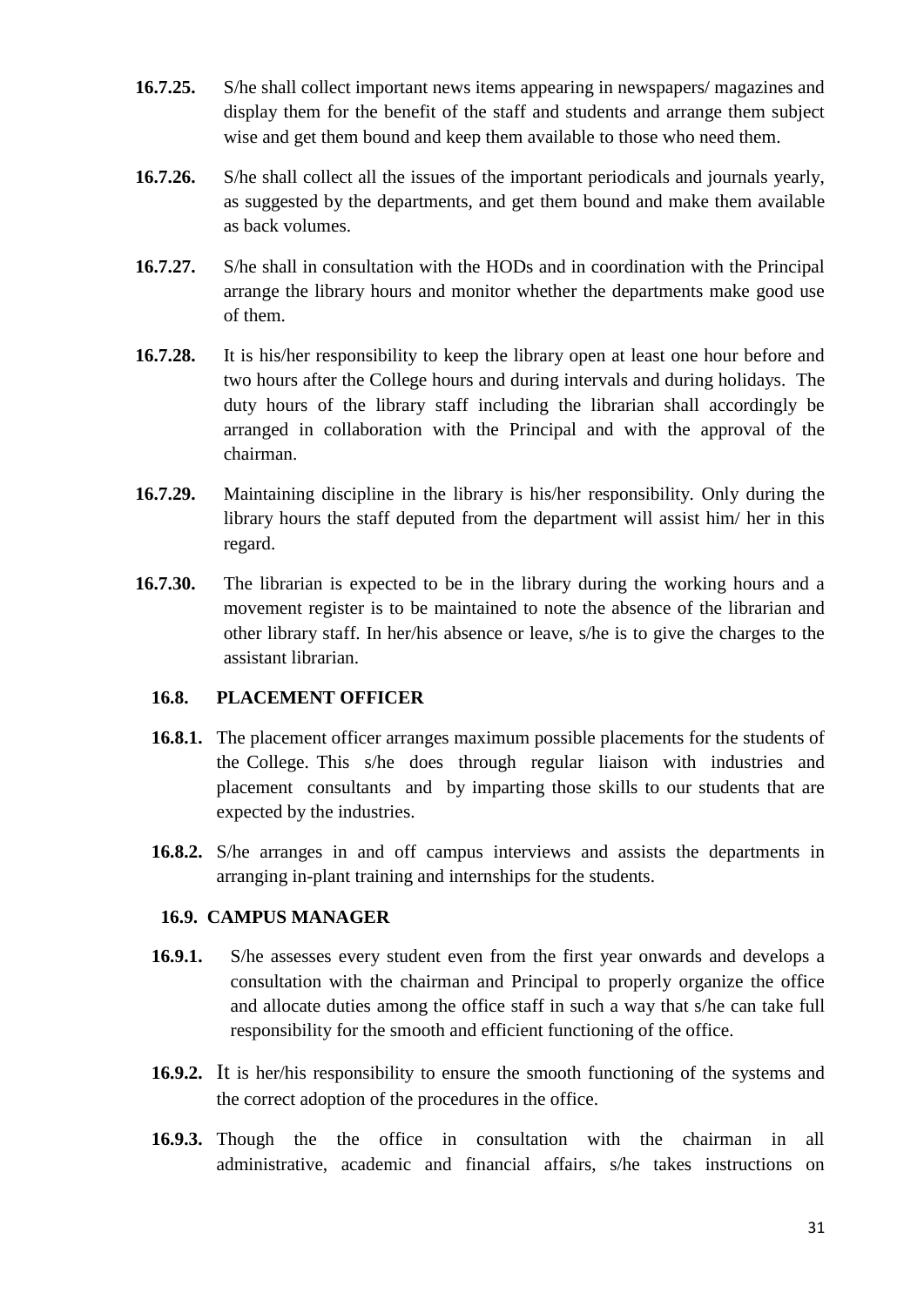**16.7.25.** S/he shall collect important news items appearing in newspapers/ magazines and display them for the benefit of the staff and students and arrange them subject wise and get them bound and keep them available to those who need them.

**16.7.26.** S/he shall collect all the issues of the important periodicals and journals yearly, as suggested by the departments, and get them bound and make them available as back volumes.

**16.7.27.** S/he shall in consultation with the HODs and in coordination with the Principal arrange the library hours and monitor whether the departments make good use of them.

**16.7.28.** It is his/her responsibility to keep the library open at least one hour before and two hours after the College hours and during intervals and during holidays. The duty hours of the library staff including the librarian shall accordingly be arranged in collaboration with the Principal and with the approval of the chairman.

**16.7.29.** Maintaining discipline in the library is his/her responsibility. Only during the library hours the staff deputed from the department will assist him/ her in this regard.

**16.7.30.** The librarian is expected to be in the library during the working hours and a movement register is to be maintained to note the absence of the librarian and other library staff. In her/his absence or leave, s/he is to give the charges to the assistant librarian.

### 16.8. PLACEMENT OFFICER

**16.8.1.** The placement officer arranges maximum possible placements for the students of the College. This s/he does through regular liaison with industries and placement consultants and by imparting those skills to our students that are expected by the industries.

**16.8.2.** S/he arranges in and off campus interviews and assists the departments in arranging in-plant training and internships for the students.

### 16.9. CAMPUS MANAGER

**16.9.1.** S/he assesses every student even from the first year onwards and develops a consultation with the chairman and Principal to properly organize the office and allocate duties among the office staff in such a way that s/he can take full responsibility for the smooth and efficient functioning of the office.

**16.9.2.** It is her/his responsibility to ensure the smooth functioning of the systems and the correct adoption of the procedures in the office.

**16.9.3.** Though the the office in consultation with the chairman in all administrative, academic and financial affairs, s/he takes instructions on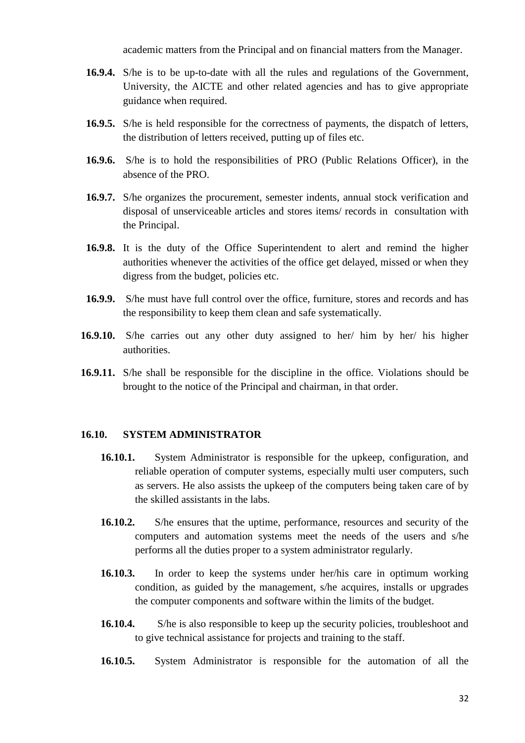academic matters from the Principal and on financial matters from the Manager.

**16.9.4.** S/he is to be up-to-date with all the rules and regulations of the Government, University, the AICTE and other related agencies and has to give appropriate guidance when required.

**16.9.5.** S/he is held responsible for the correctness of payments, the dispatch of letters, the distribution of letters received, putting up of files etc.

**16.9.6.** S/he is to hold the responsibilities of PRO (Public Relations Officer), in the absence of the PRO.

**16.9.7.** S/he organizes the procurement, semester indents, annual stock verification and disposal of unserviceable articles and stores items/ records in consultation with the Principal.

**16.9.8.** It is the duty of the Office Superintendent to alert and remind the higher authorities whenever the activities of the office get delayed, missed or when they digress from the budget, policies etc.

**16.9.9.** S/he must have full control over the office, furniture, stores and records and has the responsibility to keep them clean and safe systematically.

**16.9.10.** S/he carries out any other duty assigned to her/ him by her/ his higher authorities.

**16.9.11.** S/he shall be responsible for the discipline in the office. Violations should be brought to the notice of the Principal and chairman, in that order.

## 16.10. SYSTEM ADMINISTRATOR

**16.10.1.** System Administrator is responsible for the upkeep, configuration, and reliable operation of computer systems, especially multi user computers, such as servers. He also assists the upkeep of the computers being taken care of by the skilled assistants in the labs.

**16.10.2.** S/he ensures that the uptime, performance, resources and security of the computers and automation systems meet the needs of the users and s/he performs all the duties proper to a system administrator regularly.

**16.10.3.** In order to keep the systems under her/his care in optimum working condition, as guided by the management, s/he acquires, installs or upgrades the computer components and software within the limits of the budget.

**16.10.4.** S/he is also responsible to keep up the security policies, troubleshoot and to give technical assistance for projects and training to the staff.

**16.10.5.** System Administrator is responsible for the automation of all the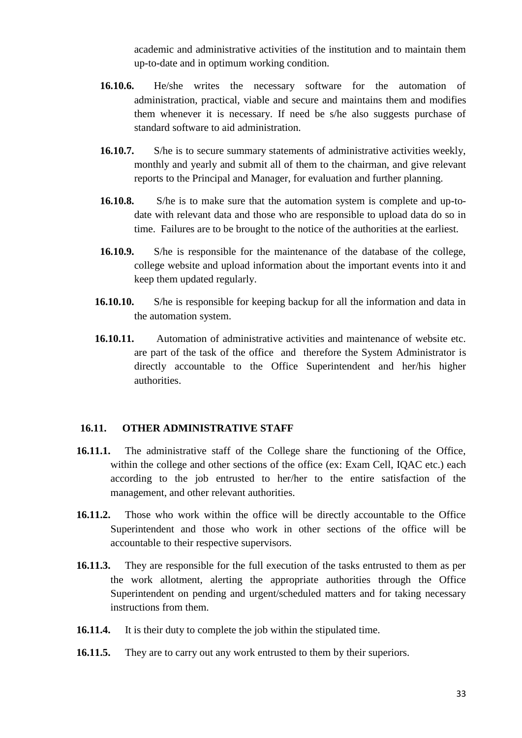academic and administrative activities of the institution and to maintain them up-to-date and in optimum working condition.

**16.10.6.** He/she writes the necessary software for the automation of administration, practical, viable and secure and maintains them and modifies them whenever it is necessary. If need be s/he also suggests purchase of standard software to aid administration.

**16.10.7.** S/he is to secure summary statements of administrative activities weekly, monthly and yearly and submit all of them to the chairman, and give relevant reports to the Principal and Manager, for evaluation and further planning.

**16.10.8.** S/he is to make sure that the automation system is complete and up-to-date with relevant data and those who are responsible to upload data do so in time. Failures are to be brought to the notice of the authorities at the earliest.

**16.10.9.** S/he is responsible for the maintenance of the database of the college, college website and upload information about the important events into it and keep them updated regularly.

**16.10.10.** S/he is responsible for keeping backup for all the information and data in the automation system.

**16.10.11.** Automation of administrative activities and maintenance of website etc. are part of the task of the office and therefore the System Administrator is directly accountable to the Office Superintendent and her/his higher authorities.

## 16.11. OTHER ADMINISTRATIVE STAFF

**16.11.1.** The administrative staff of the College share the functioning of the Office, within the college and other sections of the office (ex: Exam Cell, IQAC etc.) each according to the job entrusted to her/her to the entire satisfaction of the management, and other relevant authorities.

**16.11.2.** Those who work within the office will be directly accountable to the Office Superintendent and those who work in other sections of the office will be accountable to their respective supervisors.

**16.11.3.** They are responsible for the full execution of the tasks entrusted to them as per the work allotment, alerting the appropriate authorities through the Office Superintendent on pending and urgent/scheduled matters and for taking necessary instructions from them.

**16.11.4.** It is their duty to complete the job within the stipulated time.

**16.11.5.** They are to carry out any work entrusted to them by their superiors.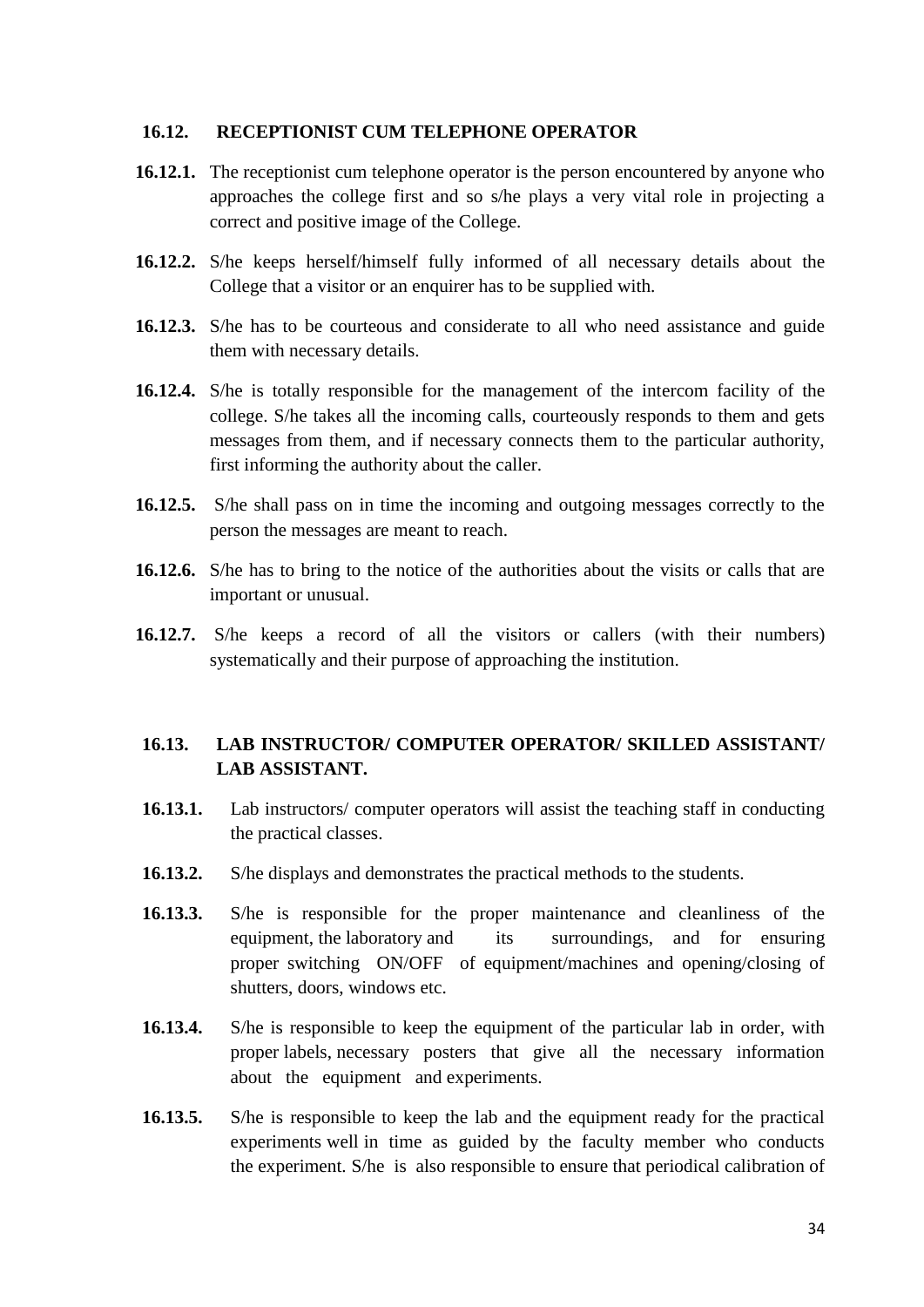### 16.12. RECEPTIONIST CUM TELEPHONE OPERATOR

**16.12.1.** The receptionist cum telephone operator is the person encountered by anyone who approaches the college first and so s/he plays a very vital role in projecting a correct and positive image of the College.

**16.12.2.** S/he keeps herself/himself fully informed of all necessary details about the College that a visitor or an enquirer has to be supplied with.

**16.12.3.** S/he has to be courteous and considerate to all who need assistance and guide them with necessary details.

**16.12.4.** S/he is totally responsible for the management of the intercom facility of the college. S/he takes all the incoming calls, courteously responds to them and gets messages from them, and if necessary connects them to the particular authority, first informing the authority about the caller.

**16.12.5.** S/he shall pass on in time the incoming and outgoing messages correctly to the person the messages are meant to reach.

**16.12.6.** S/he has to bring to the notice of the authorities about the visits or calls that are important or unusual.

**16.12.7.** S/he keeps a record of all the visitors or callers (with their numbers) systematically and their purpose of approaching the institution.

### 16.13. LAB INSTRUCTOR/ COMPUTER OPERATOR/ SKILLED ASSISTANT/ LAB ASSISTANT.

**16.13.1.** Lab instructors/ computer operators will assist the teaching staff in conducting the practical classes.

**16.13.2.** S/he displays and demonstrates the practical methods to the students.

**16.13.3.** S/he is responsible for the proper maintenance and cleanliness of the equipment, the laboratory and its surroundings, and for ensuring proper switching ON/OFF of equipment/machines and opening/closing of shutters, doors, windows etc.

**16.13.4.** S/he is responsible to keep the equipment of the particular lab in order, with proper labels, necessary posters that give all the necessary information about the equipment and experiments.

**16.13.5.** S/he is responsible to keep the lab and the equipment ready for the practical experiments well in time as guided by the faculty member who conducts the experiment. S/he is also responsible to ensure that periodical calibration of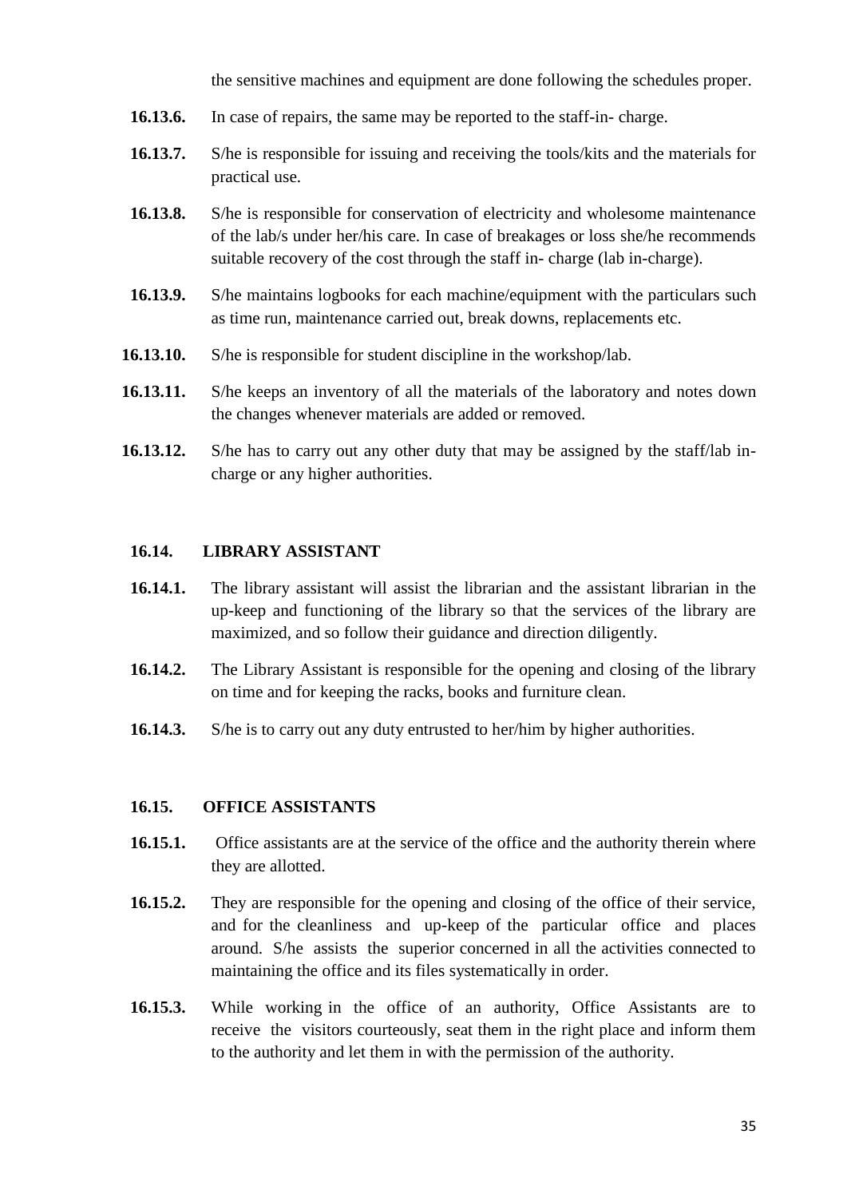the sensitive machines and equipment are done following the schedules proper.

**16.13.6.** In case of repairs, the same may be reported to the staff-in- charge.

**16.13.7.** S/he is responsible for issuing and receiving the tools/kits and the materials for practical use.

**16.13.8.** S/he is responsible for conservation of electricity and wholesome maintenance of the lab/s under her/his care. In case of breakages or loss she/he recommends suitable recovery of the cost through the staff in- charge (lab in-charge).

**16.13.9.** S/he maintains logbooks for each machine/equipment with the particulars such as time run, maintenance carried out, break downs, replacements etc.

**16.13.10.** S/he is responsible for student discipline in the workshop/lab.

**16.13.11.** S/he keeps an inventory of all the materials of the laboratory and notes down the changes whenever materials are added or removed.

**16.13.12.** S/he has to carry out any other duty that may be assigned by the staff/lab in-charge or any higher authorities.

### 16.14. LIBRARY ASSISTANT

**16.14.1.** The library assistant will assist the librarian and the assistant librarian in the up-keep and functioning of the library so that the services of the library are maximized, and so follow their guidance and direction diligently.

**16.14.2.** The Library Assistant is responsible for the opening and closing of the library on time and for keeping the racks, books and furniture clean.

**16.14.3.** S/he is to carry out any duty entrusted to her/him by higher authorities.

### 16.15. OFFICE ASSISTANTS

**16.15.1.** Office assistants are at the service of the office and the authority therein where they are allotted.

**16.15.2.** They are responsible for the opening and closing of the office of their service, and for the cleanliness and up-keep of the particular office and places around. S/he assists the superior concerned in all the activities connected to maintaining the office and its files systematically in order.

**16.15.3.** While working in the office of an authority, Office Assistants are to receive the visitors courteously, seat them in the right place and inform them to the authority and let them in with the permission of the authority.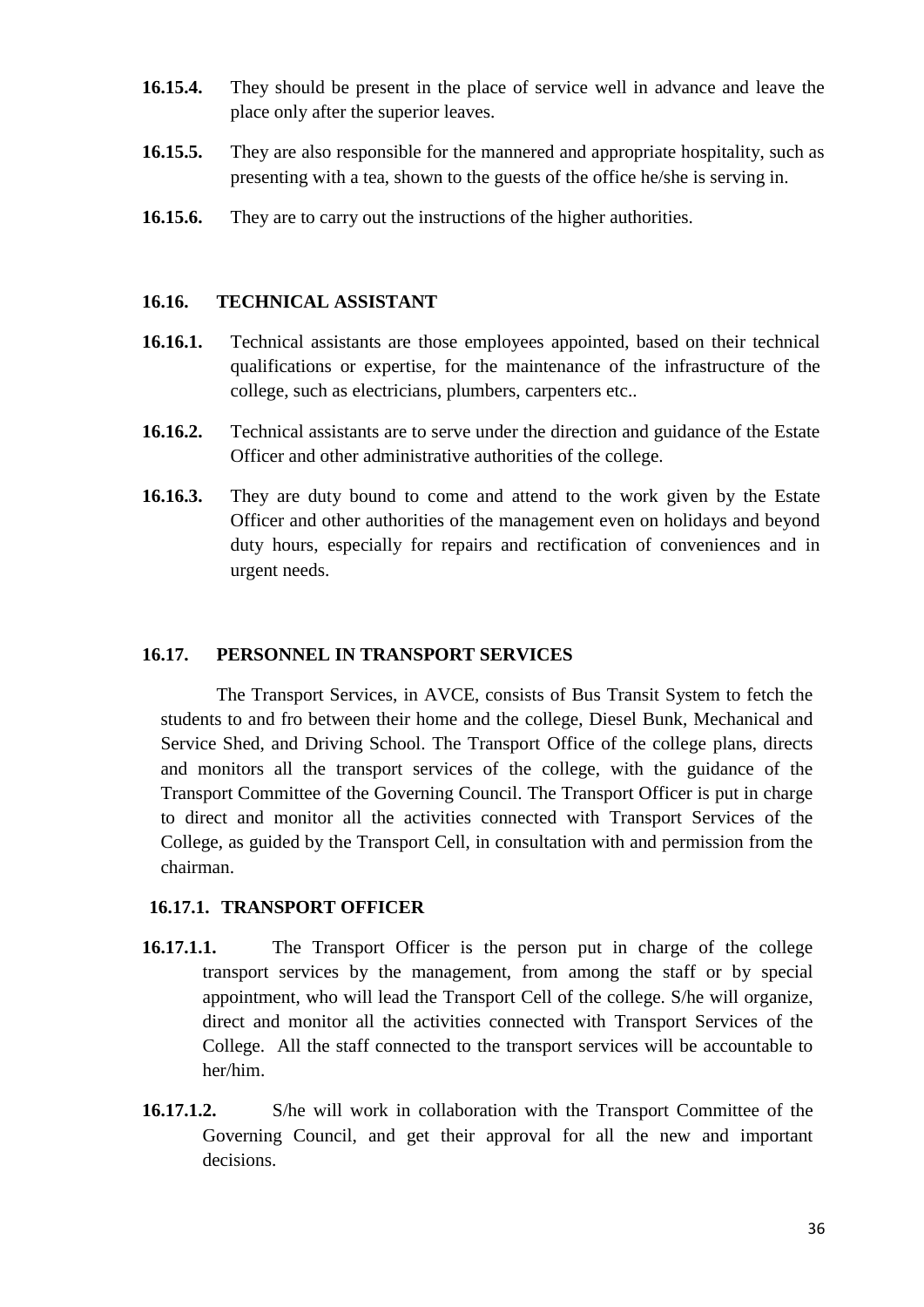**16.15.4.** They should be present in the place of service well in advance and leave the place only after the superior leaves.

**16.15.5.** They are also responsible for the mannered and appropriate hospitality, such as presenting with a tea, shown to the guests of the office he/she is serving in.

**16.15.6.** They are to carry out the instructions of the higher authorities.

## 16.16. TECHNICAL ASSISTANT

**16.16.1.** Technical assistants are those employees appointed, based on their technical qualifications or expertise, for the maintenance of the infrastructure of the college, such as electricians, plumbers, carpenters etc..

**16.16.2.** Technical assistants are to serve under the direction and guidance of the Estate Officer and other administrative authorities of the college.

**16.16.3.** They are duty bound to come and attend to the work given by the Estate Officer and other authorities of the management even on holidays and beyond duty hours, especially for repairs and rectification of conveniences and in urgent needs.

## 16.17. PERSONNEL IN TRANSPORT SERVICES

The Transport Services, in AVCE, consists of Bus Transit System to fetch the students to and fro between their home and the college, Diesel Bunk, Mechanical and Service Shed, and Driving School. The Transport Office of the college plans, directs and monitors all the transport services of the college, with the guidance of the Transport Committee of the Governing Council. The Transport Officer is put in charge to direct and monitor all the activities connected with Transport Services of the College, as guided by the Transport Cell, in consultation with and permission from the chairman.

### 16.17.1. TRANSPORT OFFICER

**16.17.1.1.** The Transport Officer is the person put in charge of the college transport services by the management, from among the staff or by special appointment, who will lead the Transport Cell of the college. S/he will organize, direct and monitor all the activities connected with Transport Services of the College. All the staff connected to the transport services will be accountable to her/him.

**16.17.1.2.** S/he will work in collaboration with the Transport Committee of the Governing Council, and get their approval for all the new and important decisions.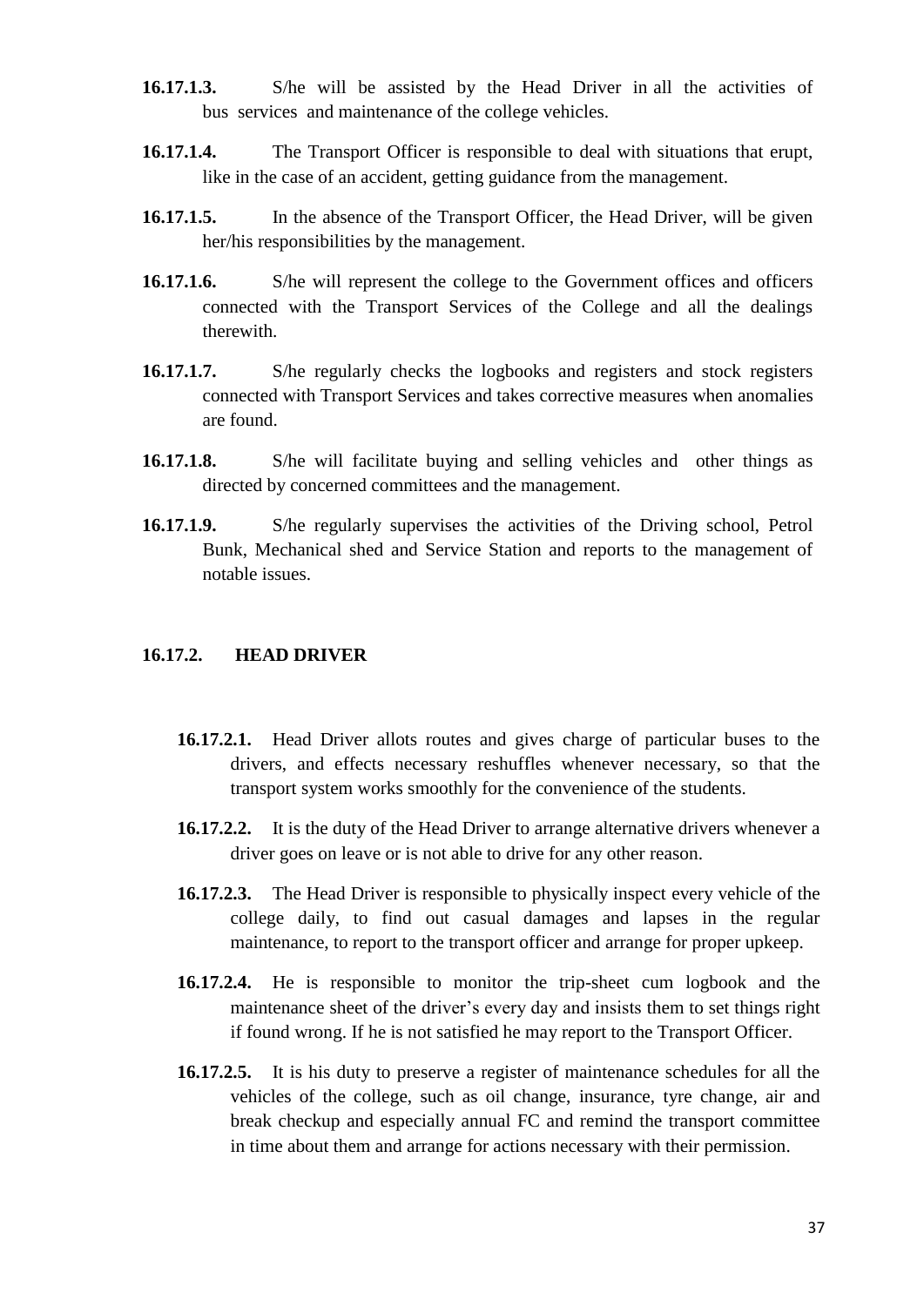**16.17.1.3.** S/he will be assisted by the Head Driver in all the activities of bus services and maintenance of the college vehicles.

**16.17.1.4.** The Transport Officer is responsible to deal with situations that erupt, like in the case of an accident, getting guidance from the management.

**16.17.1.5.** In the absence of the Transport Officer, the Head Driver, will be given her/his responsibilities by the management.

**16.17.1.6.** S/he will represent the college to the Government offices and officers connected with the Transport Services of the College and all the dealings therewith.

**16.17.1.7.** S/he regularly checks the logbooks and registers and stock registers connected with Transport Services and takes corrective measures when anomalies are found.

**16.17.1.8.** S/he will facilitate buying and selling vehicles and other things as directed by concerned committees and the management.

**16.17.1.9.** S/he regularly supervises the activities of the Driving school, Petrol Bunk, Mechanical shed and Service Station and reports to the management of notable issues.

### 16.17.2. HEAD DRIVER

**16.17.2.1.** Head Driver allots routes and gives charge of particular buses to the drivers, and effects necessary reshuffles whenever necessary, so that the transport system works smoothly for the convenience of the students.

**16.17.2.2.** It is the duty of the Head Driver to arrange alternative drivers whenever a driver goes on leave or is not able to drive for any other reason.

**16.17.2.3.** The Head Driver is responsible to physically inspect every vehicle of the college daily, to find out casual damages and lapses in the regular maintenance, to report to the transport officer and arrange for proper upkeep.

**16.17.2.4.** He is responsible to monitor the trip-sheet cum logbook and the maintenance sheet of the driver's every day and insists them to set things right if found wrong. If he is not satisfied he may report to the Transport Officer.

**16.17.2.5.** It is his duty to preserve a register of maintenance schedules for all the vehicles of the college, such as oil change, insurance, tyre change, air and break checkup and especially annual FC and remind the transport committee in time about them and arrange for actions necessary with their permission.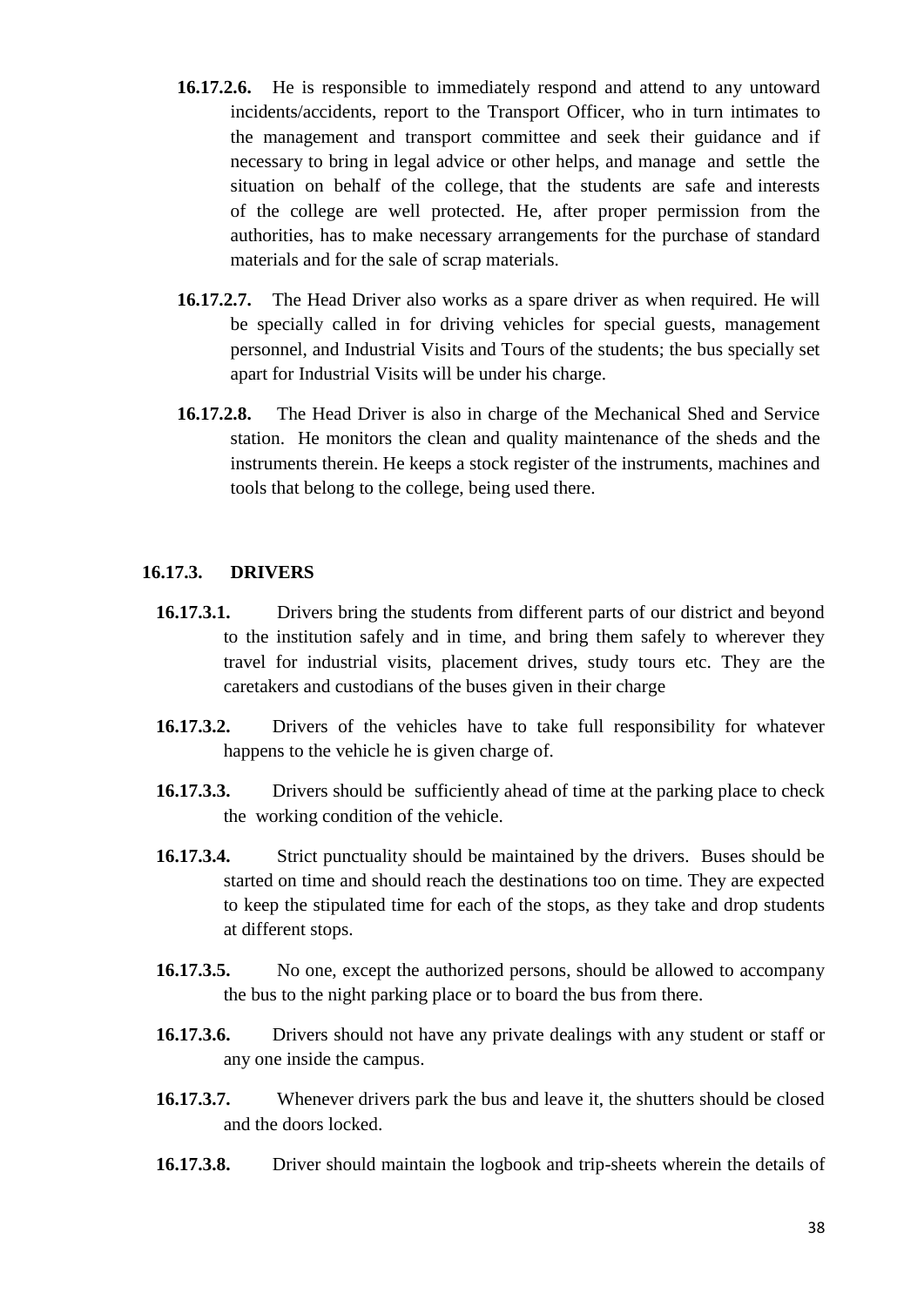**16.17.2.6.** He is responsible to immediately respond and attend to any untoward incidents/accidents, report to the Transport Officer, who in turn intimates to the management and transport committee and seek their guidance and if necessary to bring in legal advice or other helps, and manage and settle the situation on behalf of the college, that the students are safe and interests of the college are well protected. He, after proper permission from the authorities, has to make necessary arrangements for the purchase of standard materials and for the sale of scrap materials.

**16.17.2.7.** The Head Driver also works as a spare driver as when required. He will be specially called in for driving vehicles for special guests, management personnel, and Industrial Visits and Tours of the students; the bus specially set apart for Industrial Visits will be under his charge.

**16.17.2.8.** The Head Driver is also in charge of the Mechanical Shed and Service station. He monitors the clean and quality maintenance of the sheds and the instruments therein. He keeps a stock register of the instruments, machines and tools that belong to the college, being used there.

### 16.17.3. DRIVERS

**16.17.3.1.** Drivers bring the students from different parts of our district and beyond to the institution safely and in time, and bring them safely to wherever they travel for industrial visits, placement drives, study tours etc. They are the caretakers and custodians of the buses given in their charge

**16.17.3.2.** Drivers of the vehicles have to take full responsibility for whatever happens to the vehicle he is given charge of.

**16.17.3.3.** Drivers should be sufficiently ahead of time at the parking place to check the working condition of the vehicle.

**16.17.3.4.** Strict punctuality should be maintained by the drivers. Buses should be started on time and should reach the destinations too on time. They are expected to keep the stipulated time for each of the stops, as they take and drop students at different stops.

**16.17.3.5.** No one, except the authorized persons, should be allowed to accompany the bus to the night parking place or to board the bus from there.

**16.17.3.6.** Drivers should not have any private dealings with any student or staff or any one inside the campus.

**16.17.3.7.** Whenever drivers park the bus and leave it, the shutters should be closed and the doors locked.

**16.17.3.8.** Driver should maintain the logbook and trip-sheets wherein the details of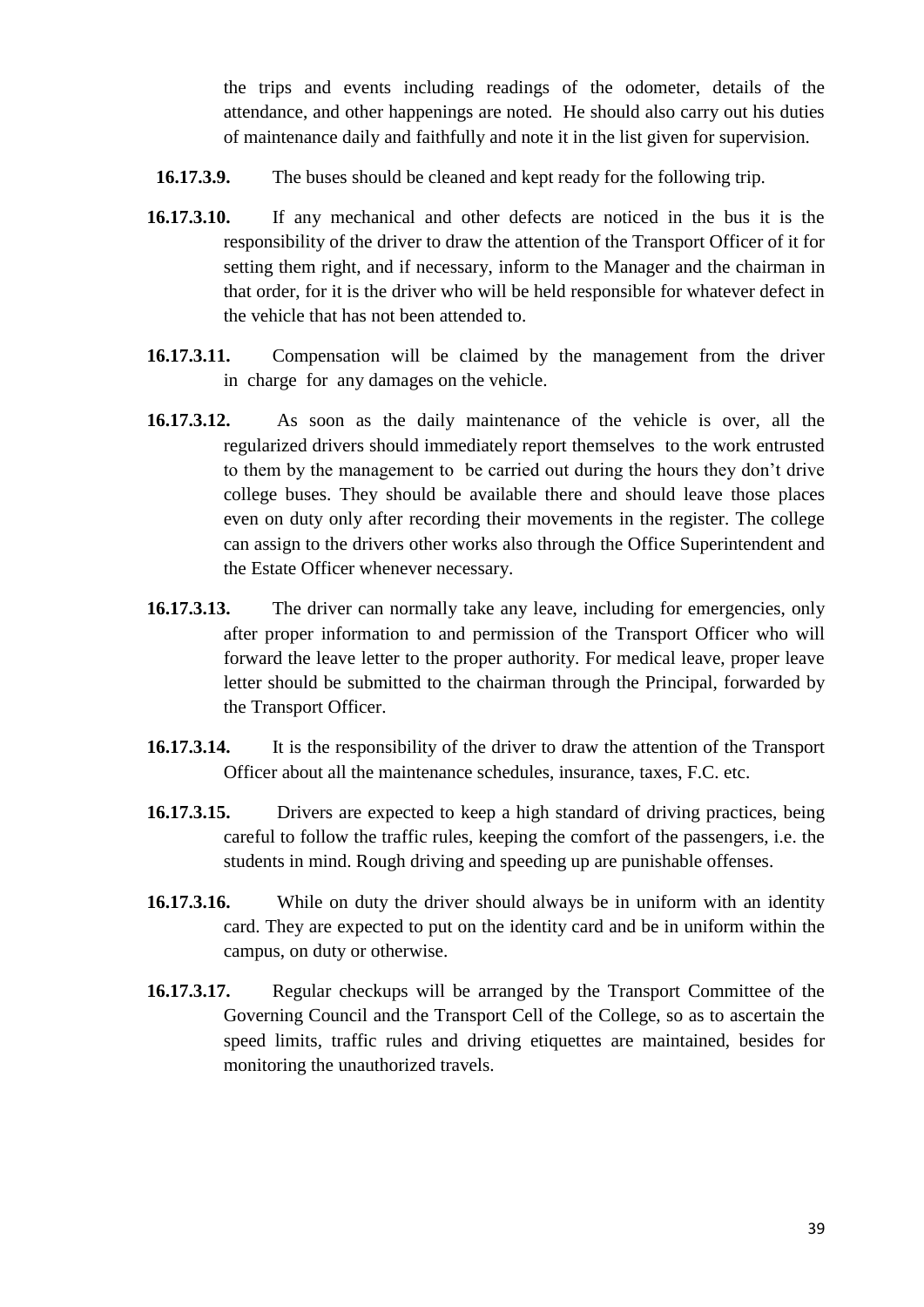the trips and events including readings of the odometer, details of the attendance, and other happenings are noted. He should also carry out his duties of maintenance daily and faithfully and note it in the list given for supervision.

**16.17.3.9.** The buses should be cleaned and kept ready for the following trip.

**16.17.3.10.** If any mechanical and other defects are noticed in the bus it is the responsibility of the driver to draw the attention of the Transport Officer of it for setting them right, and if necessary, inform to the Manager and the chairman in that order, for it is the driver who will be held responsible for whatever defect in the vehicle that has not been attended to.

**16.17.3.11.** Compensation will be claimed by the management from the driver in charge for any damages on the vehicle.

**16.17.3.12.** As soon as the daily maintenance of the vehicle is over, all the regularized drivers should immediately report themselves to the work entrusted to them by the management to be carried out during the hours they don't drive college buses. They should be available there and should leave those places even on duty only after recording their movements in the register. The college can assign to the drivers other works also through the Office Superintendent and the Estate Officer whenever necessary.

**16.17.3.13.** The driver can normally take any leave, including for emergencies, only after proper information to and permission of the Transport Officer who will forward the leave letter to the proper authority. For medical leave, proper leave letter should be submitted to the chairman through the Principal, forwarded by the Transport Officer.

**16.17.3.14.** It is the responsibility of the driver to draw the attention of the Transport Officer about all the maintenance schedules, insurance, taxes, F.C. etc.

**16.17.3.15.** Drivers are expected to keep a high standard of driving practices, being careful to follow the traffic rules, keeping the comfort of the passengers, i.e. the students in mind. Rough driving and speeding up are punishable offenses.

**16.17.3.16.** While on duty the driver should always be in uniform with an identity card. They are expected to put on the identity card and be in uniform within the campus, on duty or otherwise.

**16.17.3.17.** Regular checkups will be arranged by the Transport Committee of the Governing Council and the Transport Cell of the College, so as to ascertain the speed limits, traffic rules and driving etiquettes are maintained, besides for monitoring the unauthorized travels.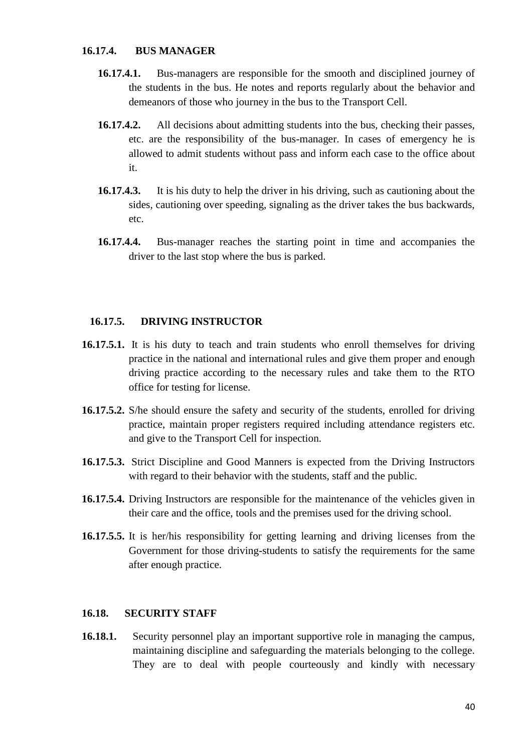### 16.17.4. BUS MANAGER

**16.17.4.1.** Bus-managers are responsible for the smooth and disciplined journey of the students in the bus. He notes and reports regularly about the behavior and demeanors of those who journey in the bus to the Transport Cell.

**16.17.4.2.** All decisions about admitting students into the bus, checking their passes, etc. are the responsibility of the bus-manager. In cases of emergency he is allowed to admit students without pass and inform each case to the office about it.

**16.17.4.3.** It is his duty to help the driver in his driving, such as cautioning about the sides, cautioning over speeding, signaling as the driver takes the bus backwards, etc.

**16.17.4.4.** Bus-manager reaches the starting point in time and accompanies the driver to the last stop where the bus is parked.

### 16.17.5. DRIVING INSTRUCTOR

**16.17.5.1.** It is his duty to teach and train students who enroll themselves for driving practice in the national and international rules and give them proper and enough driving practice according to the necessary rules and take them to the RTO office for testing for license.

**16.17.5.2.** S/he should ensure the safety and security of the students, enrolled for driving practice, maintain proper registers required including attendance registers etc. and give to the Transport Cell for inspection.

**16.17.5.3.** Strict Discipline and Good Manners is expected from the Driving Instructors with regard to their behavior with the students, staff and the public.

**16.17.5.4.** Driving Instructors are responsible for the maintenance of the vehicles given in their care and the office, tools and the premises used for the driving school.

**16.17.5.5.** It is her/his responsibility for getting learning and driving licenses from the Government for those driving-students to satisfy the requirements for the same after enough practice.

## 16.18. SECURITY STAFF

**16.18.1.** Security personnel play an important supportive role in managing the campus, maintaining discipline and safeguarding the materials belonging to the college. They are to deal with people courteously and kindly with necessary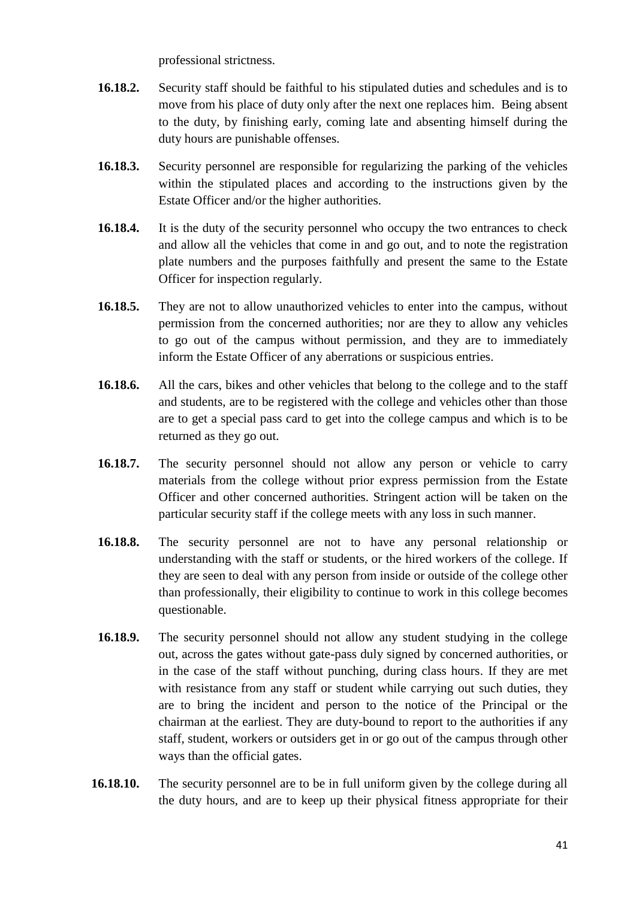professional strictness.

**16.18.2.** Security staff should be faithful to his stipulated duties and schedules and is to move from his place of duty only after the next one replaces him. Being absent to the duty, by finishing early, coming late and absenting himself during the duty hours are punishable offenses.

**16.18.3.** Security personnel are responsible for regularizing the parking of the vehicles within the stipulated places and according to the instructions given by the Estate Officer and/or the higher authorities.

**16.18.4.** It is the duty of the security personnel who occupy the two entrances to check and allow all the vehicles that come in and go out, and to note the registration plate numbers and the purposes faithfully and present the same to the Estate Officer for inspection regularly.

**16.18.5.** They are not to allow unauthorized vehicles to enter into the campus, without permission from the concerned authorities; nor are they to allow any vehicles to go out of the campus without permission, and they are to immediately inform the Estate Officer of any aberrations or suspicious entries.

**16.18.6.** All the cars, bikes and other vehicles that belong to the college and to the staff and students, are to be registered with the college and vehicles other than those are to get a special pass card to get into the college campus and which is to be returned as they go out.

**16.18.7.** The security personnel should not allow any person or vehicle to carry materials from the college without prior express permission from the Estate Officer and other concerned authorities. Stringent action will be taken on the particular security staff if the college meets with any loss in such manner.

**16.18.8.** The security personnel are not to have any personal relationship or understanding with the staff or students, or the hired workers of the college. If they are seen to deal with any person from inside or outside of the college other than professionally, their eligibility to continue to work in this college becomes questionable.

**16.18.9.** The security personnel should not allow any student studying in the college out, across the gates without gate-pass duly signed by concerned authorities, or in the case of the staff without punching, during class hours. If they are met with resistance from any staff or student while carrying out such duties, they are to bring the incident and person to the notice of the Principal or the chairman at the earliest. They are duty-bound to report to the authorities if any staff, student, workers or outsiders get in or go out of the campus through other ways than the official gates.

**16.18.10.** The security personnel are to be in full uniform given by the college during all the duty hours, and are to keep up their physical fitness appropriate for their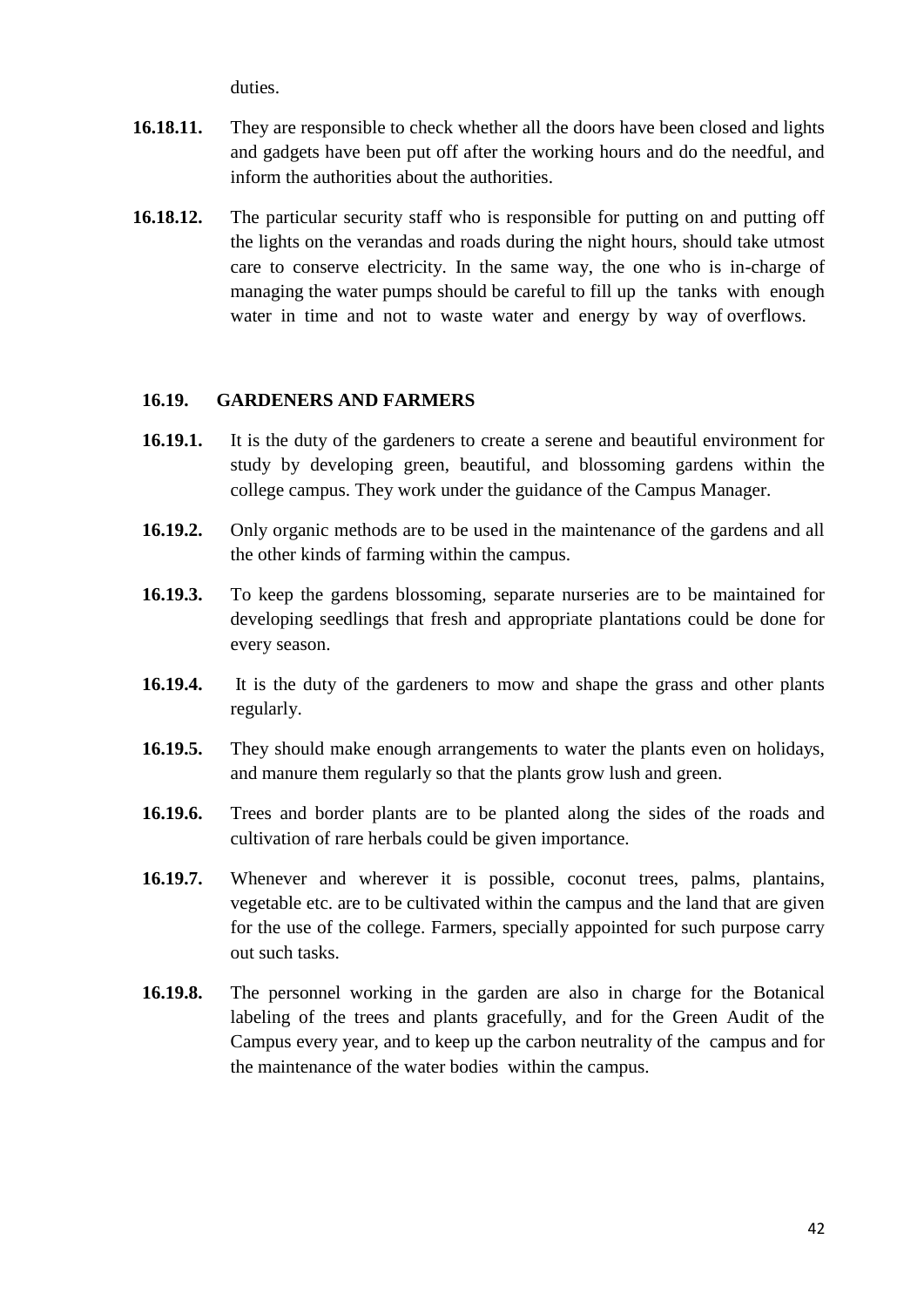duties.

**16.18.11.** They are responsible to check whether all the doors have been closed and lights and gadgets have been put off after the working hours and do the needful, and inform the authorities about the authorities.

**16.18.12.** The particular security staff who is responsible for putting on and putting off the lights on the verandas and roads during the night hours, should take utmost care to conserve electricity. In the same way, the one who is in-charge of managing the water pumps should be careful to fill up the tanks with enough water in time and not to waste water and energy by way of overflows.

## 16.19. GARDENERS AND FARMERS

**16.19.1.** It is the duty of the gardeners to create a serene and beautiful environment for study by developing green, beautiful, and blossoming gardens within the college campus. They work under the guidance of the Campus Manager.

**16.19.2.** Only organic methods are to be used in the maintenance of the gardens and all the other kinds of farming within the campus.

**16.19.3.** To keep the gardens blossoming, separate nurseries are to be maintained for developing seedlings that fresh and appropriate plantations could be done for every season.

**16.19.4.** It is the duty of the gardeners to mow and shape the grass and other plants regularly.

**16.19.5.** They should make enough arrangements to water the plants even on holidays, and manure them regularly so that the plants grow lush and green.

**16.19.6.** Trees and border plants are to be planted along the sides of the roads and cultivation of rare herbals could be given importance.

**16.19.7.** Whenever and wherever it is possible, coconut trees, palms, plantains, vegetable etc. are to be cultivated within the campus and the land that are given for the use of the college. Farmers, specially appointed for such purpose carry out such tasks.

**16.19.8.** The personnel working in the garden are also in charge for the Botanical labeling of the trees and plants gracefully, and for the Green Audit of the Campus every year, and to keep up the carbon neutrality of the campus and for the maintenance of the water bodies within the campus.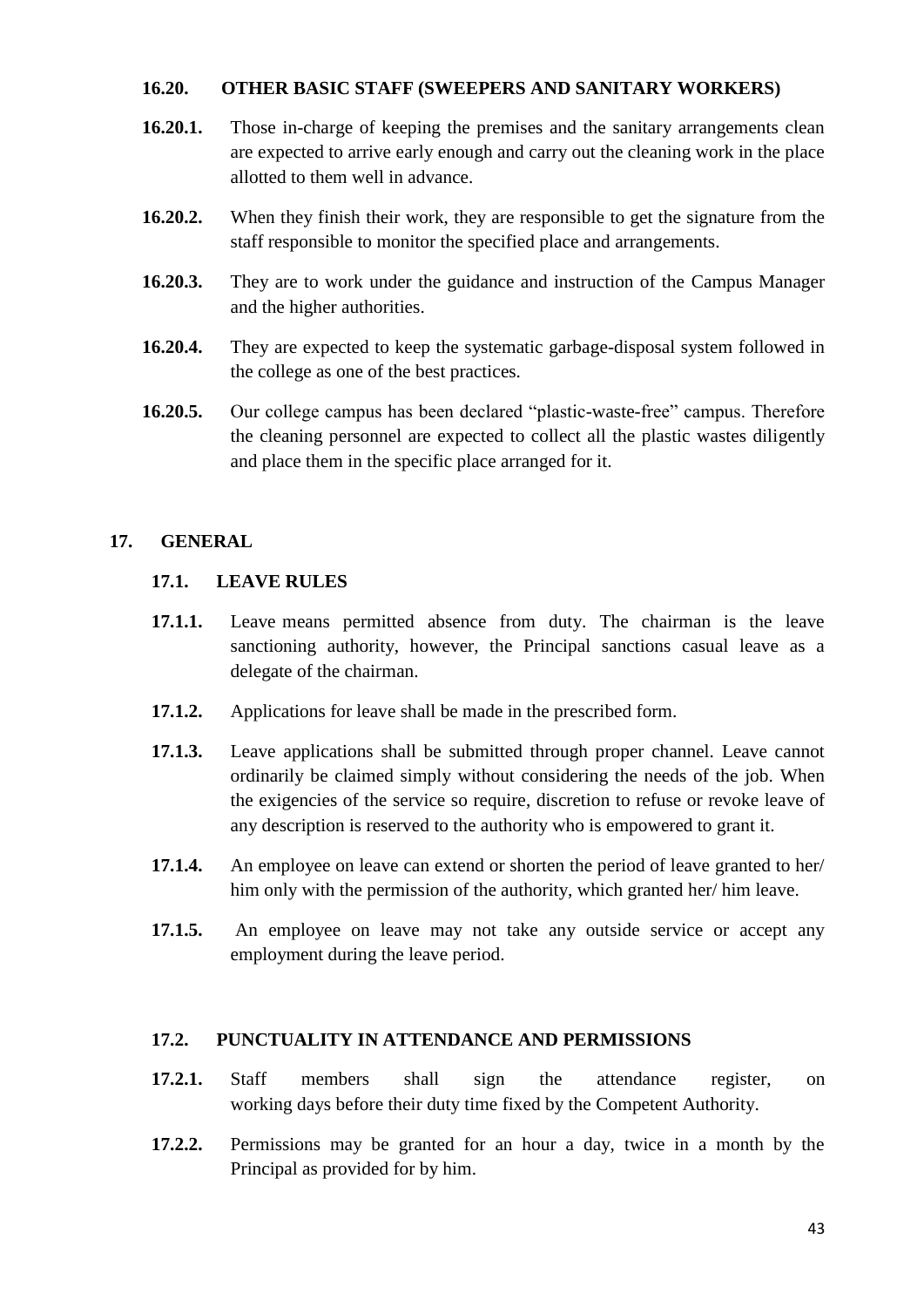### 16.20. OTHER BASIC STAFF (SWEEPERS AND SANITARY WORKERS)

**16.20.1.** Those in-charge of keeping the premises and the sanitary arrangements clean are expected to arrive early enough and carry out the cleaning work in the place allotted to them well in advance.

**16.20.2.** When they finish their work, they are responsible to get the signature from the staff responsible to monitor the specified place and arrangements.

**16.20.3.** They are to work under the guidance and instruction of the Campus Manager and the higher authorities.

**16.20.4.** They are expected to keep the systematic garbage-disposal system followed in the college as one of the best practices.

**16.20.5.** Our college campus has been declared "plastic-waste-free" campus. Therefore the cleaning personnel are expected to collect all the plastic wastes diligently and place them in the specific place arranged for it.

## 17. GENERAL

### 17.1. LEAVE RULES

**17.1.1.** Leave means permitted absence from duty. The chairman is the leave sanctioning authority, however, the Principal sanctions casual leave as a delegate of the chairman.

**17.1.2.** Applications for leave shall be made in the prescribed form.

**17.1.3.** Leave applications shall be submitted through proper channel. Leave cannot ordinarily be claimed simply without considering the needs of the job. When the exigencies of the service so require, discretion to refuse or revoke leave of any description is reserved to the authority who is empowered to grant it.

**17.1.4.** An employee on leave can extend or shorten the period of leave granted to her/ him only with the permission of the authority, which granted her/ him leave.

**17.1.5.** An employee on leave may not take any outside service or accept any employment during the leave period.

### 17.2. PUNCTUALITY IN ATTENDANCE AND PERMISSIONS

**17.2.1.** Staff members shall sign the attendance register, on working days before their duty time fixed by the Competent Authority.

**17.2.2.** Permissions may be granted for an hour a day, twice in a month by the Principal as provided for by him.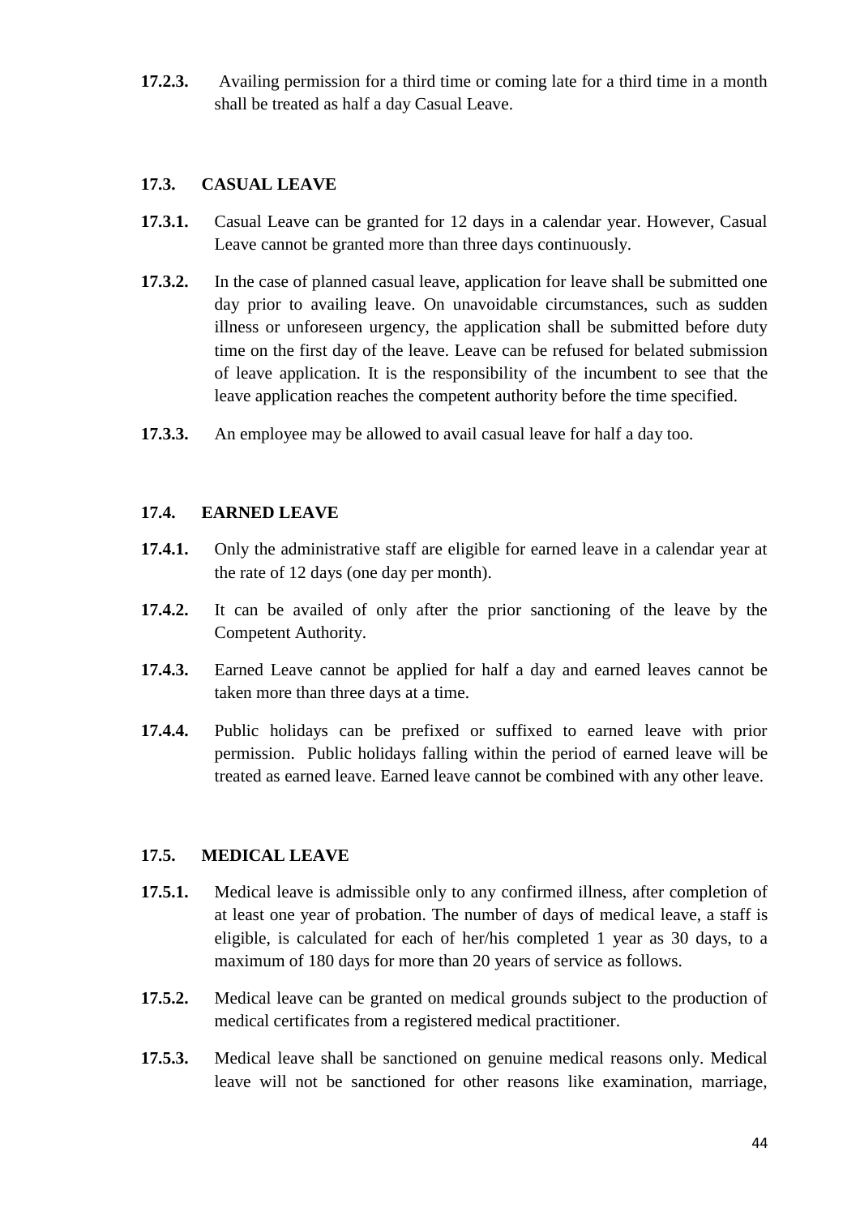**17.2.3.** Availing permission for a third time or coming late for a third time in a month shall be treated as half a day Casual Leave.

### 17.3. CASUAL LEAVE

**17.3.1.** Casual Leave can be granted for 12 days in a calendar year. However, Casual Leave cannot be granted more than three days continuously.

**17.3.2.** In the case of planned casual leave, application for leave shall be submitted one day prior to availing leave. On unavoidable circumstances, such as sudden illness or unforeseen urgency, the application shall be submitted before duty time on the first day of the leave. Leave can be refused for belated submission of leave application. It is the responsibility of the incumbent to see that the leave application reaches the competent authority before the time specified.

**17.3.3.** An employee may be allowed to avail casual leave for half a day too.

### 17.4. EARNED LEAVE

**17.4.1.** Only the administrative staff are eligible for earned leave in a calendar year at the rate of 12 days (one day per month).

**17.4.2.** It can be availed of only after the prior sanctioning of the leave by the Competent Authority.

**17.4.3.** Earned Leave cannot be applied for half a day and earned leaves cannot be taken more than three days at a time.

**17.4.4.** Public holidays can be prefixed or suffixed to earned leave with prior permission. Public holidays falling within the period of earned leave will be treated as earned leave. Earned leave cannot be combined with any other leave.

### 17.5. MEDICAL LEAVE

**17.5.1.** Medical leave is admissible only to any confirmed illness, after completion of at least one year of probation. The number of days of medical leave, a staff is eligible, is calculated for each of her/his completed 1 year as 30 days, to a maximum of 180 days for more than 20 years of service as follows.

**17.5.2.** Medical leave can be granted on medical grounds subject to the production of medical certificates from a registered medical practitioner.

**17.5.3.** Medical leave shall be sanctioned on genuine medical reasons only. Medical leave will not be sanctioned for other reasons like examination, marriage,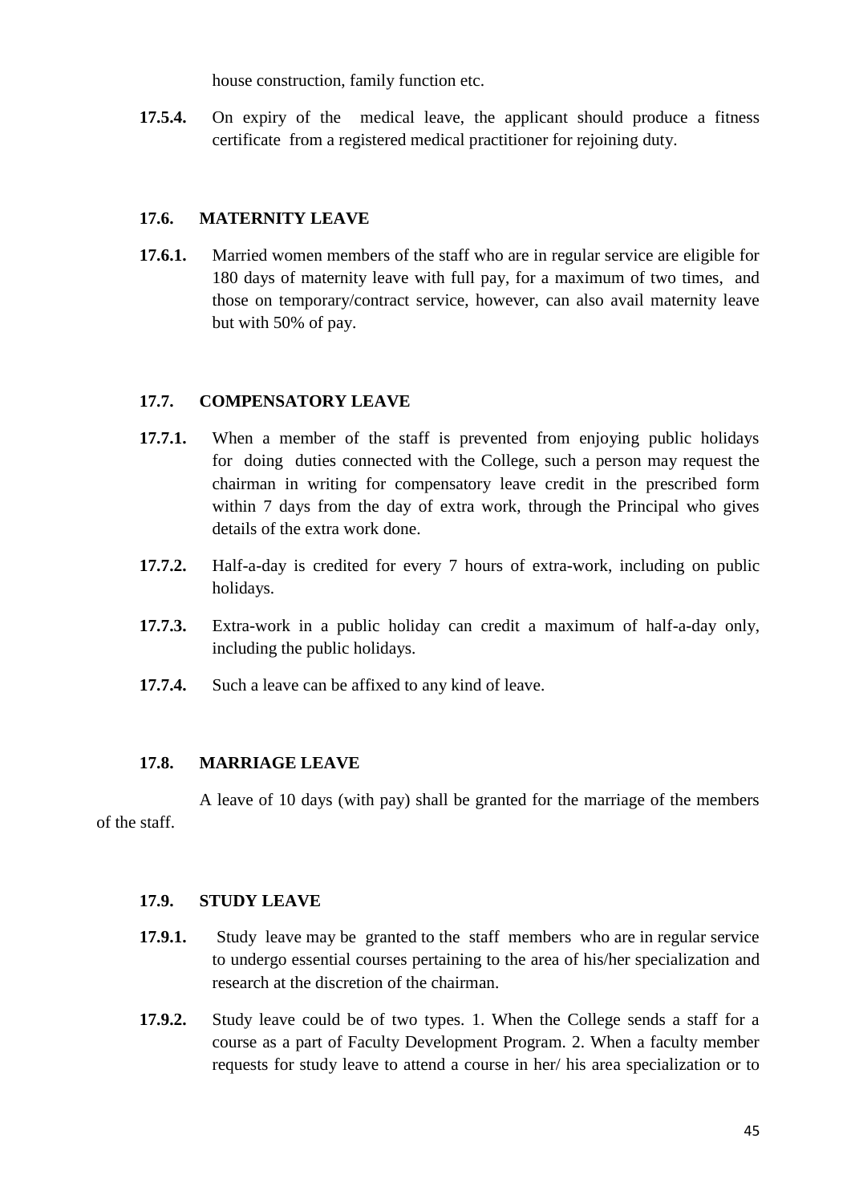house construction, family function etc.

**17.5.4.** On expiry of the medical leave, the applicant should produce a fitness certificate from a registered medical practitioner for rejoining duty.

## 17.6. MATERNITY LEAVE

**17.6.1.** Married women members of the staff who are in regular service are eligible for 180 days of maternity leave with full pay, for a maximum of two times, and those on temporary/contract service, however, can also avail maternity leave but with 50% of pay.

## 17.7. COMPENSATORY LEAVE

**17.7.1.** When a member of the staff is prevented from enjoying public holidays for doing duties connected with the College, such a person may request the chairman in writing for compensatory leave credit in the prescribed form within 7 days from the day of extra work, through the Principal who gives details of the extra work done.

**17.7.2.** Half-a-day is credited for every 7 hours of extra-work, including on public holidays.

**17.7.3.** Extra-work in a public holiday can credit a maximum of half-a-day only, including the public holidays.

**17.7.4.** Such a leave can be affixed to any kind of leave.

## 17.8. MARRIAGE LEAVE

A leave of 10 days (with pay) shall be granted for the marriage of the members of the staff.

## 17.9. STUDY LEAVE

**17.9.1.** Study leave may be granted to the staff members who are in regular service to undergo essential courses pertaining to the area of his/her specialization and research at the discretion of the chairman.

**17.9.2.** Study leave could be of two types. 1. When the College sends a staff for a course as a part of Faculty Development Program. 2. When a faculty member requests for study leave to attend a course in her/ his area specialization or to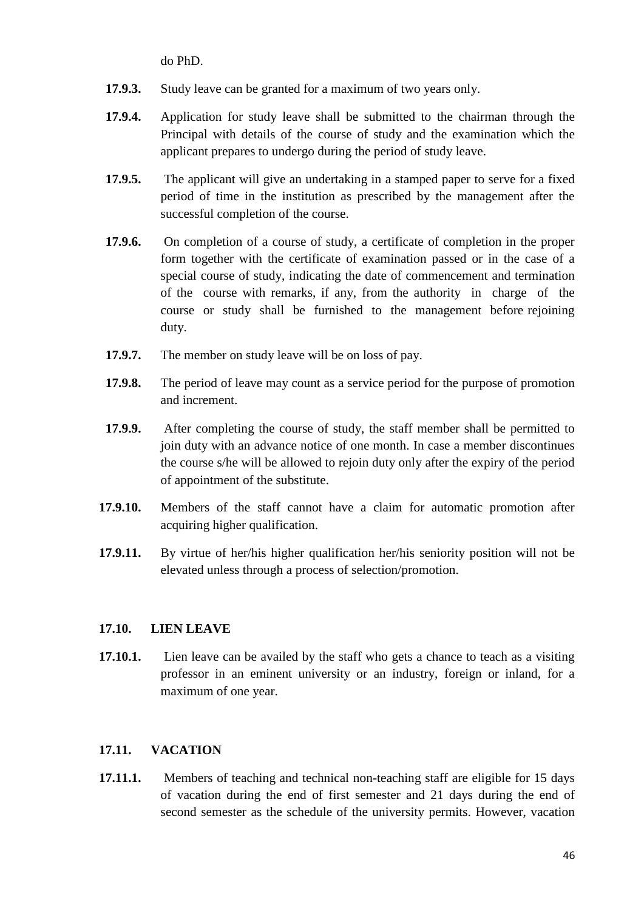do PhD.

**17.9.3.** Study leave can be granted for a maximum of two years only.

**17.9.4.** Application for study leave shall be submitted to the chairman through the Principal with details of the course of study and the examination which the applicant prepares to undergo during the period of study leave.

**17.9.5.** The applicant will give an undertaking in a stamped paper to serve for a fixed period of time in the institution as prescribed by the management after the successful completion of the course.

**17.9.6.** On completion of a course of study, a certificate of completion in the proper form together with the certificate of examination passed or in the case of a special course of study, indicating the date of commencement and termination of the course with remarks, if any, from the authority in charge of the course or study shall be furnished to the management before rejoining duty.

**17.9.7.** The member on study leave will be on loss of pay.

**17.9.8.** The period of leave may count as a service period for the purpose of promotion and increment.

**17.9.9.** After completing the course of study, the staff member shall be permitted to join duty with an advance notice of one month. In case a member discontinues the course s/he will be allowed to rejoin duty only after the expiry of the period of appointment of the substitute.

**17.9.10.** Members of the staff cannot have a claim for automatic promotion after acquiring higher qualification.

**17.9.11.** By virtue of her/his higher qualification her/his seniority position will not be elevated unless through a process of selection/promotion.

### 17.10. LIEN LEAVE

**17.10.1.** Lien leave can be availed by the staff who gets a chance to teach as a visiting professor in an eminent university or an industry, foreign or inland, for a maximum of one year.

### 17.11. VACATION

**17.11.1.** Members of teaching and technical non-teaching staff are eligible for 15 days of vacation during the end of first semester and 21 days during the end of second semester as the schedule of the university permits. However, vacation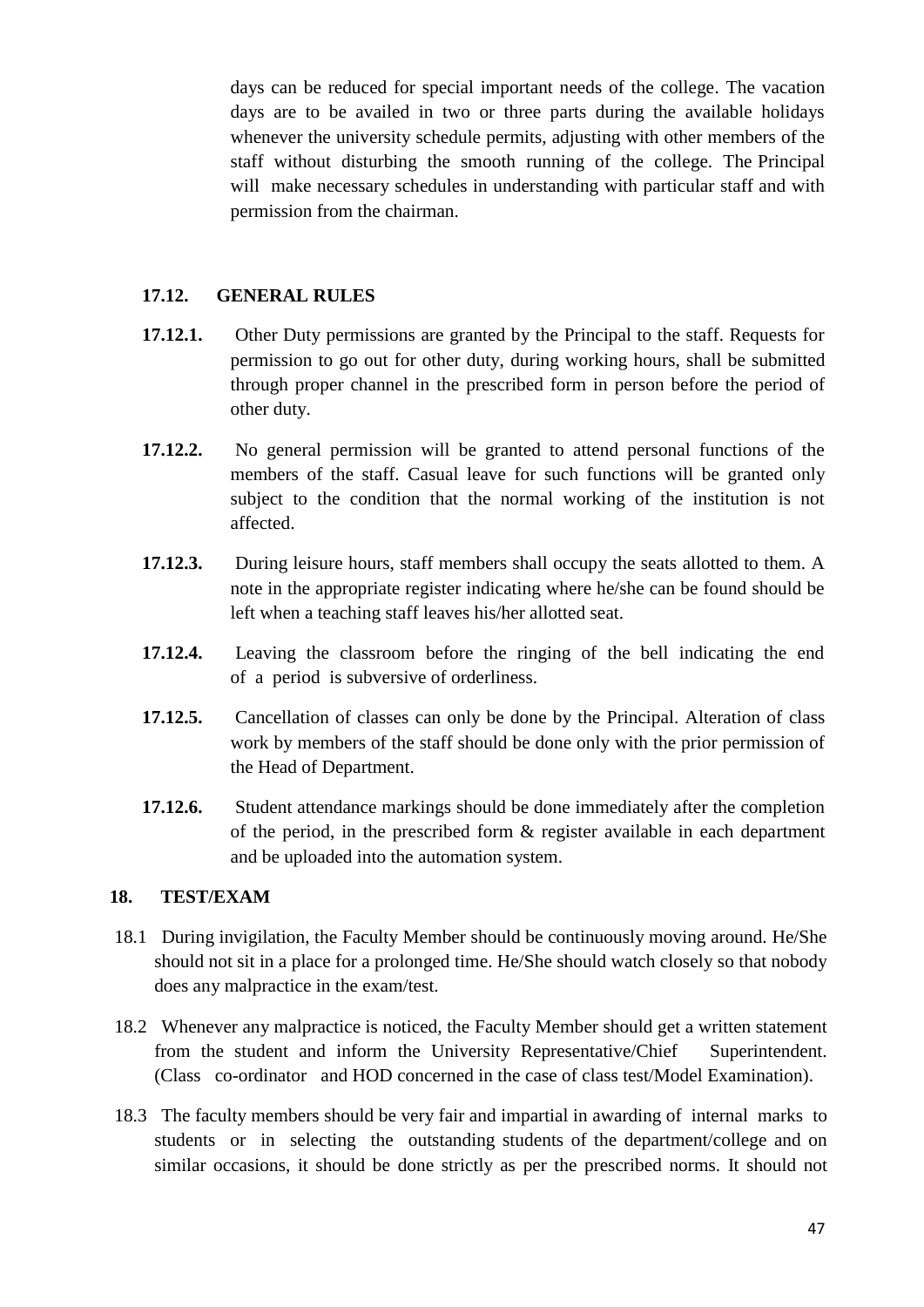days can be reduced for special important needs of the college. The vacation days are to be availed in two or three parts during the available holidays whenever the university schedule permits, adjusting with other members of the staff without disturbing the smooth running of the college. The Principal will make necessary schedules in understanding with particular staff and with permission from the chairman.

### 17.12. GENERAL RULES

**17.12.1.** Other Duty permissions are granted by the Principal to the staff. Requests for permission to go out for other duty, during working hours, shall be submitted through proper channel in the prescribed form in person before the period of other duty.

**17.12.2.** No general permission will be granted to attend personal functions of the members of the staff. Casual leave for such functions will be granted only subject to the condition that the normal working of the institution is not affected.

**17.12.3.** During leisure hours, staff members shall occupy the seats allotted to them. A note in the appropriate register indicating where he/she can be found should be left when a teaching staff leaves his/her allotted seat.

**17.12.4.** Leaving the classroom before the ringing of the bell indicating the end of a period is subversive of orderliness.

**17.12.5.** Cancellation of classes can only be done by the Principal. Alteration of class work by members of the staff should be done only with the prior permission of the Head of Department.

**17.12.6.** Student attendance markings should be done immediately after the completion of the period, in the prescribed form & register available in each department and be uploaded into the automation system.

## 18. TEST/EXAM

18.1 During invigilation, the Faculty Member should be continuously moving around. He/She should not sit in a place for a prolonged time. He/She should watch closely so that nobody does any malpractice in the exam/test.

18.2 Whenever any malpractice is noticed, the Faculty Member should get a written statement from the student and inform the University Representative/Chief Superintendent. (Class co-ordinator and HOD concerned in the case of class test/Model Examination).

18.3 The faculty members should be very fair and impartial in awarding of internal marks to students or in selecting the outstanding students of the department/college and on similar occasions, it should be done strictly as per the prescribed norms. It should not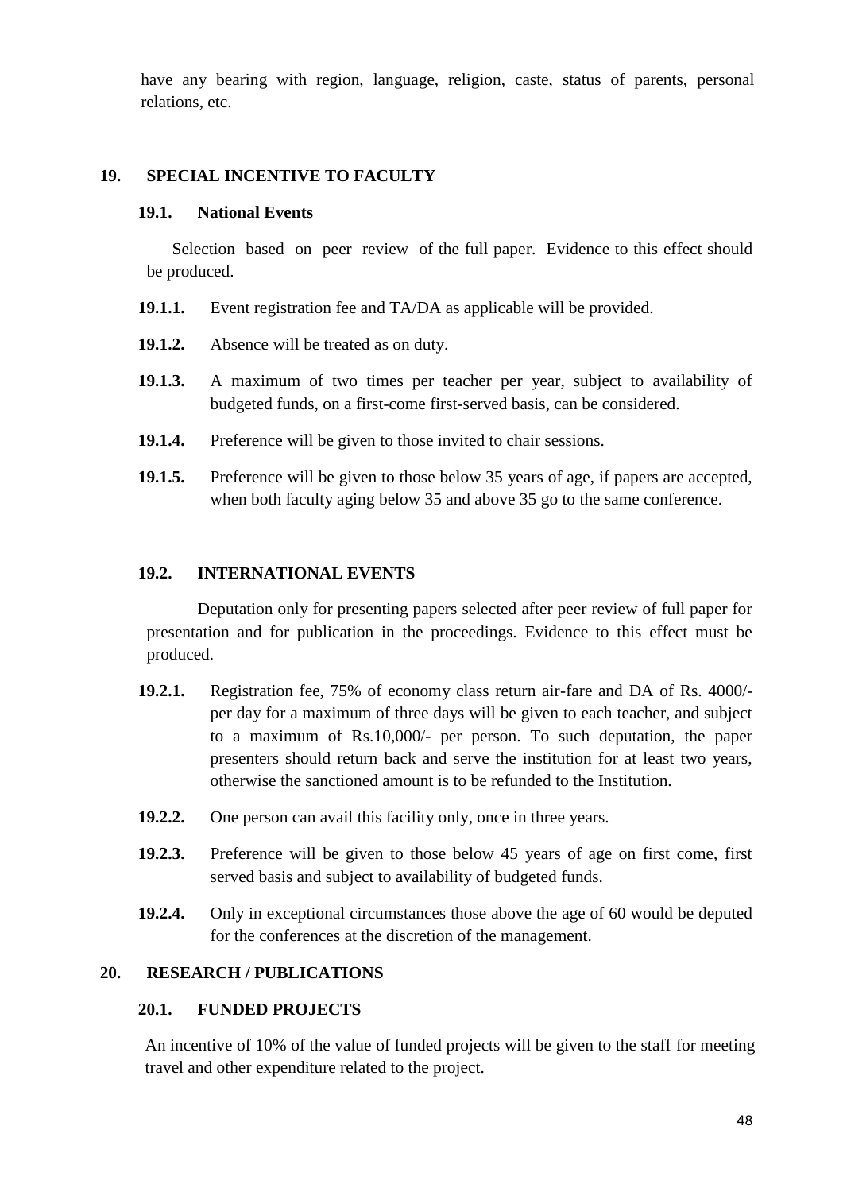have any bearing with region, language, religion, caste, status of parents, personal relations, etc.

## 19. SPECIAL INCENTIVE TO FACULTY

### 19.1. National Events

Selection based on peer review of the full paper. Evidence to this effect should be produced.

**19.1.1.** Event registration fee and TA/DA as applicable will be provided.

**19.1.2.** Absence will be treated as on duty.

**19.1.3.** A maximum of two times per teacher per year, subject to availability of budgeted funds, on a first-come first-served basis, can be considered.

**19.1.4.** Preference will be given to those invited to chair sessions.

**19.1.5.** Preference will be given to those below 35 years of age, if papers are accepted, when both faculty aging below 35 and above 35 go to the same conference.

### 19.2. INTERNATIONAL EVENTS

Deputation only for presenting papers selected after peer review of full paper for presentation and for publication in the proceedings. Evidence to this effect must be produced.

**19.2.1.** Registration fee, 75% of economy class return air-fare and DA of Rs. 4000/- per day for a maximum of three days will be given to each teacher, and subject to a maximum of Rs.10,000/- per person. To such deputation, the paper presenters should return back and serve the institution for at least two years, otherwise the sanctioned amount is to be refunded to the Institution.

**19.2.2.** One person can avail this facility only, once in three years.

**19.2.3.** Preference will be given to those below 45 years of age on first come, first served basis and subject to availability of budgeted funds.

**19.2.4.** Only in exceptional circumstances those above the age of 60 would be deputed for the conferences at the discretion of the management.

## 20. RESEARCH / PUBLICATIONS

### 20.1. FUNDED PROJECTS

An incentive of 10% of the value of funded projects will be given to the staff for meeting travel and other expenditure related to the project.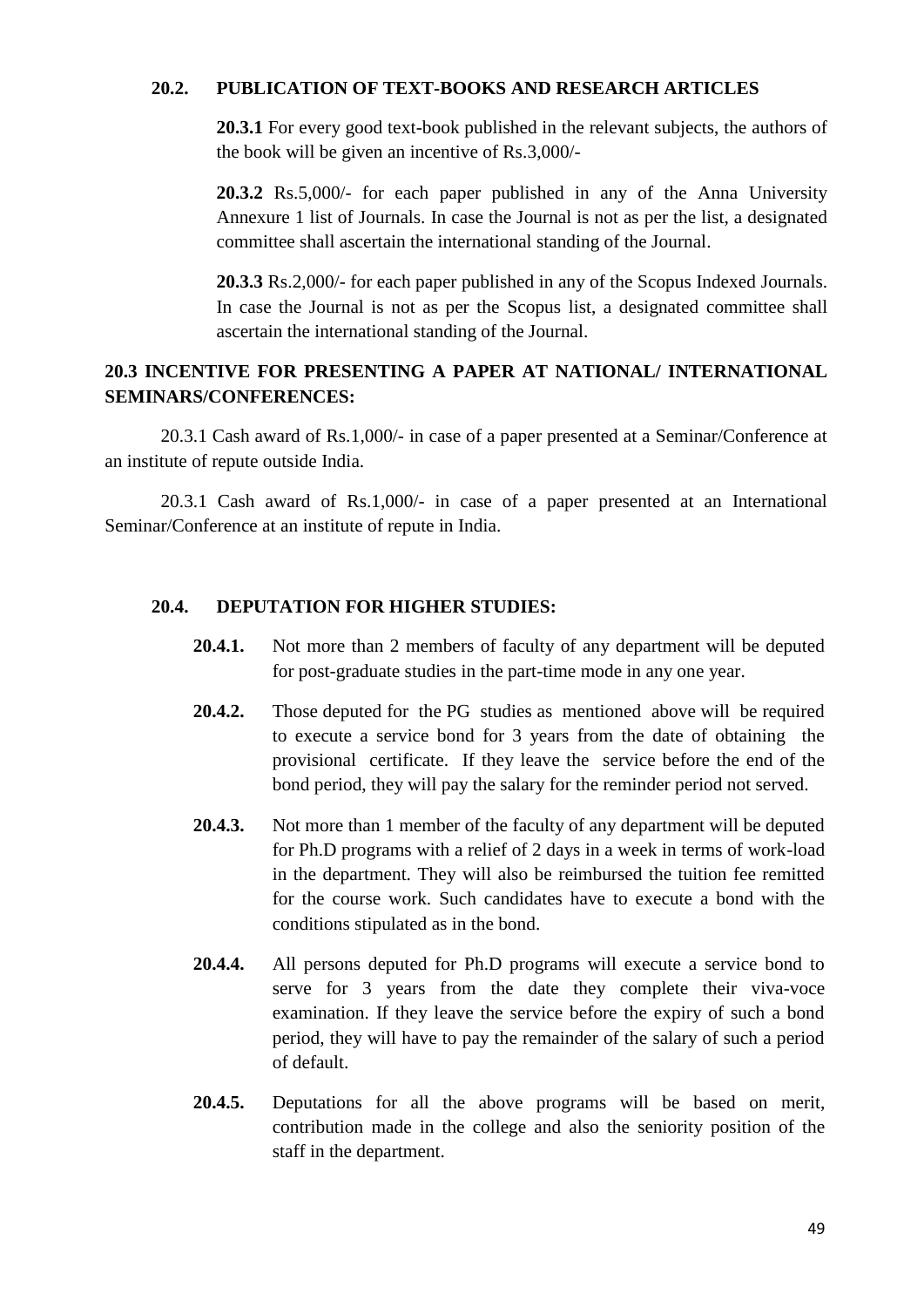### 20.2. PUBLICATION OF TEXT-BOOKS AND RESEARCH ARTICLES

**20.3.1** For every good text-book published in the relevant subjects, the authors of the book will be given an incentive of Rs.3,000/-

**20.3.2** Rs.5,000/- for each paper published in any of the Anna University Annexure 1 list of Journals. In case the Journal is not as per the list, a designated committee shall ascertain the international standing of the Journal.

**20.3.3** Rs.2,000/- for each paper published in any of the Scopus Indexed Journals. In case the Journal is not as per the Scopus list, a designated committee shall ascertain the international standing of the Journal.

### 20.3 INCENTIVE FOR PRESENTING A PAPER AT NATIONAL/ INTERNATIONAL SEMINARS/CONFERENCES:

20.3.1 Cash award of Rs.1,000/- in case of a paper presented at a Seminar/Conference at an institute of repute outside India.

20.3.1 Cash award of Rs.1,000/- in case of a paper presented at an International Seminar/Conference at an institute of repute in India.

### 20.4. DEPUTATION FOR HIGHER STUDIES:

**20.4.1.** Not more than 2 members of faculty of any department will be deputed for post-graduate studies in the part-time mode in any one year.

**20.4.2.** Those deputed for the PG studies as mentioned above will be required to execute a service bond for 3 years from the date of obtaining the provisional certificate. If they leave the service before the end of the bond period, they will pay the salary for the reminder period not served.

**20.4.3.** Not more than 1 member of the faculty of any department will be deputed for Ph.D programs with a relief of 2 days in a week in terms of work-load in the department. They will also be reimbursed the tuition fee remitted for the course work. Such candidates have to execute a bond with the conditions stipulated as in the bond.

**20.4.4.** All persons deputed for Ph.D programs will execute a service bond to serve for 3 years from the date they complete their viva-voce examination. If they leave the service before the expiry of such a bond period, they will have to pay the remainder of the salary of such a period of default.

**20.4.5.** Deputations for all the above programs will be based on merit, contribution made in the college and also the seniority position of the staff in the department.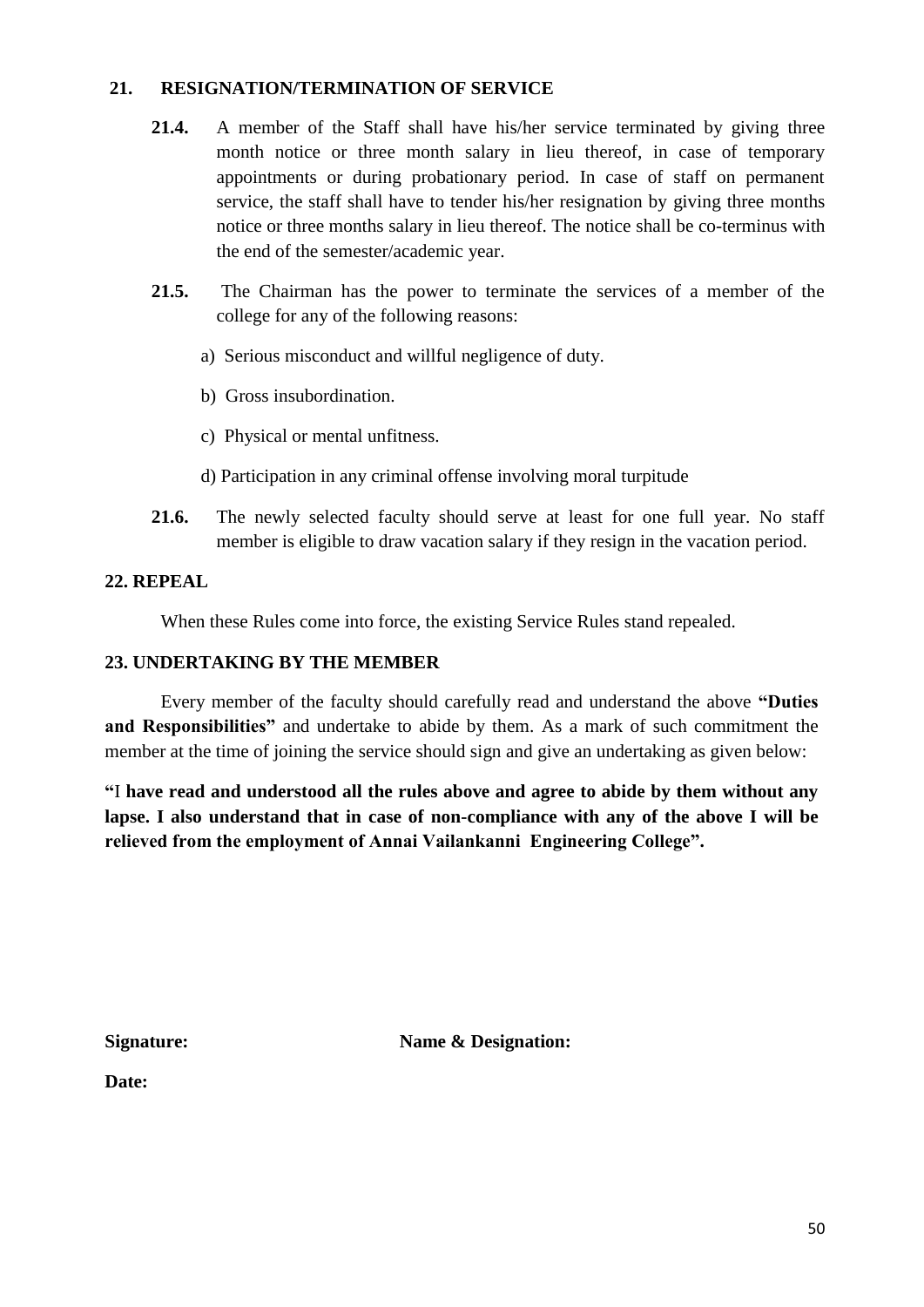## 21. RESIGNATION/TERMINATION OF SERVICE

**21.4.** A member of the Staff shall have his/her service terminated by giving three month notice or three month salary in lieu thereof, in case of temporary appointments or during probationary period. In case of staff on permanent service, the staff shall have to tender his/her resignation by giving three months notice or three months salary in lieu thereof. The notice shall be co-terminus with the end of the semester/academic year.

**21.5.** The Chairman has the power to terminate the services of a member of the college for any of the following reasons:

a) Serious misconduct and willful negligence of duty.

b) Gross insubordination.

c) Physical or mental unfitness.

d) Participation in any criminal offense involving moral turpitude

**21.6.** The newly selected faculty should serve at least for one full year. No staff member is eligible to draw vacation salary if they resign in the vacation period.

## 22. REPEAL

When these Rules come into force, the existing Service Rules stand repealed.

## 23. UNDERTAKING BY THE MEMBER

Every member of the faculty should carefully read and understand the above **"Duties and Responsibilities"** and undertake to abide by them. As a mark of such commitment the member at the time of joining the service should sign and give an undertaking as given below:

**"I have read and understood all the rules above and agree to abide by them without any lapse. I also understand that in case of non-compliance with any of the above I will be relieved from the employment of Annai Vailankanni Engineering College".**

**Signature:** **Name & Designation:**

**Date:**